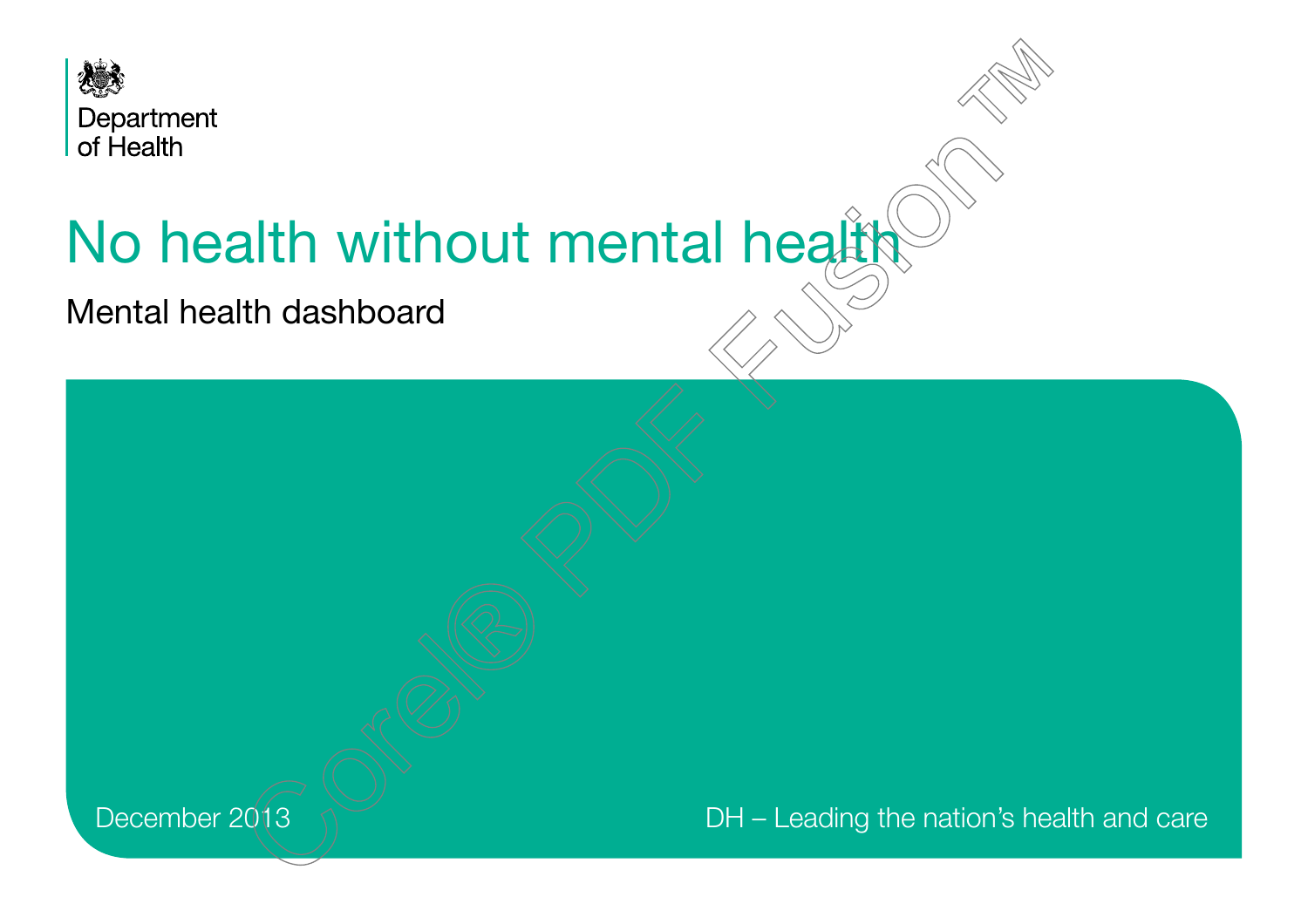Department of Health

# No health without mental health

## Mental health dashboard

December 2013

DH – Leading the nation's health and care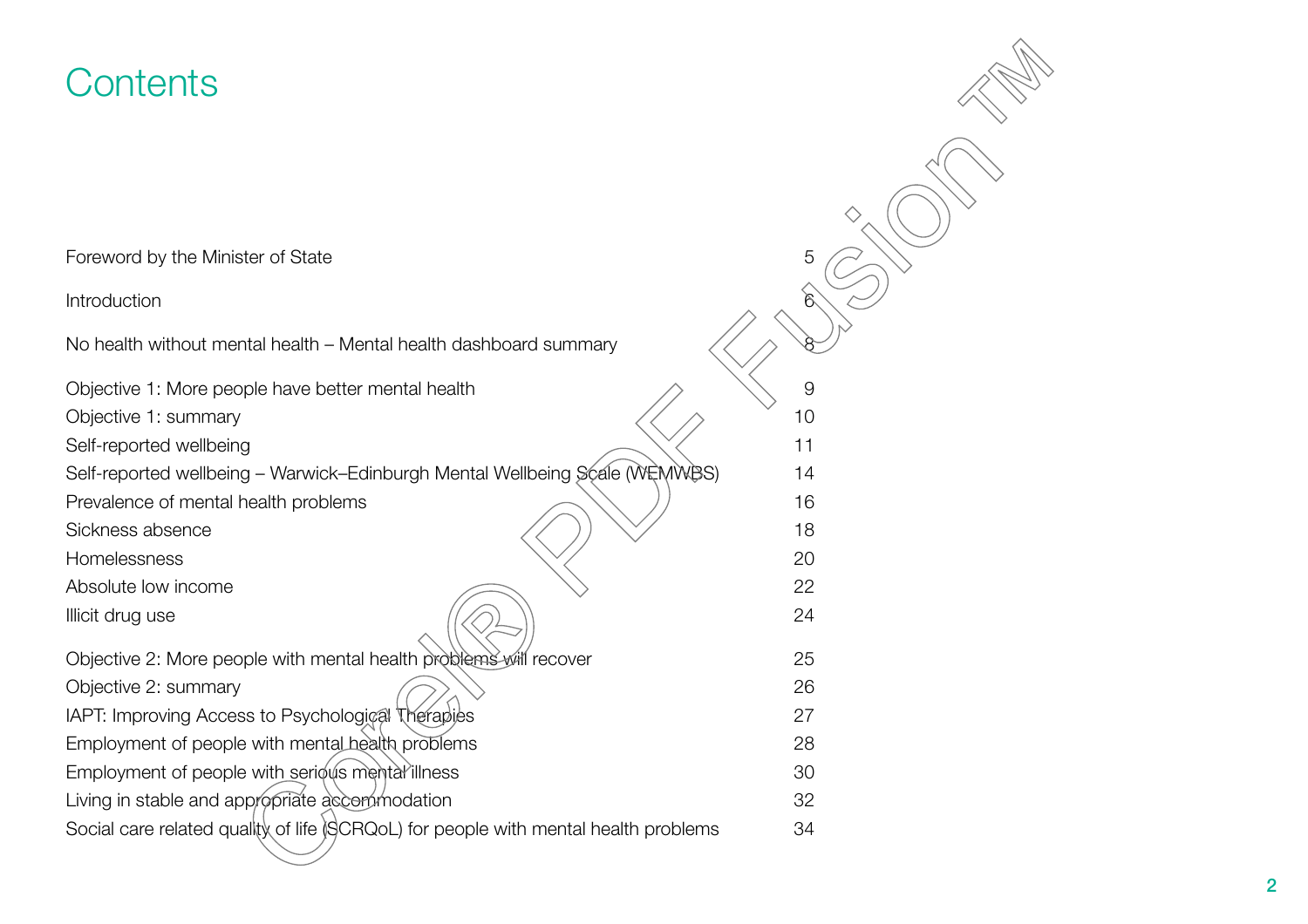# Contents

| | |
|---|---|
| Foreword by the Minister of State | 5 |
| Introduction | 6 |
| No health without mental health – Mental health dashboard summary | 8 |
| Objective 1: More people have better mental health | 9 |
| Objective 1: summary | 10 |
| Self-reported wellbeing | 11 |
| Self-reported wellbeing – Warwick–Edinburgh Mental Wellbeing Scale (WEMWBS) | 14 |
| Prevalence of mental health problems | 16 |
| Sickness absence | 18 |
| Homelessness | 20 |
| Absolute low income | 22 |
| Illicit drug use | 24 |
| Objective 2: More people with mental health problems will recover | 25 |
| Objective 2: summary | 26 |
| IAPT: Improving Access to Psychological Therapies | 27 |
| Employment of people with mental health problems | 28 |
| Employment of people with serious mental illness | 30 |
| Living in stable and appropriate accommodation | 32 |
| Social care related quality of life (SCRQoL) for people with mental health problems | 34 |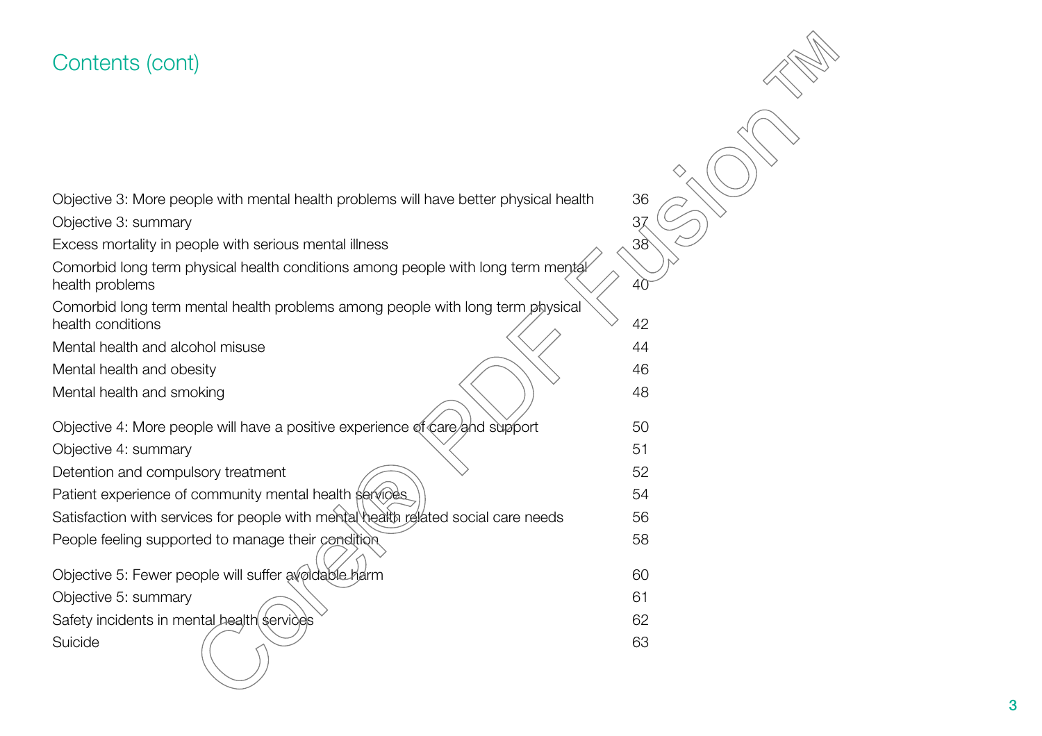# Contents (cont)

| | |
|---|---|
| Objective 3: More people with mental health problems will have better physical health | 36 |
| Objective 3: summary | 37 |
| Excess mortality in people with serious mental illness | 38 |
| Comorbid long term physical health conditions among people with long term mental health problems | 40 |
| Comorbid long term mental health problems among people with long term physical health conditions | 42 |
| Mental health and alcohol misuse | 44 |
| Mental health and obesity | 46 |
| Mental health and smoking | 48 |
| Objective 4: More people will have a positive experience of care and support | 50 |
| Objective 4: summary | 51 |
| Detention and compulsory treatment | 52 |
| Patient experience of community mental health services | 54 |
| Satisfaction with services for people with mental health related social care needs | 56 |
| People feeling supported to manage their condition | 58 |
| Objective 5: Fewer people will suffer avoidable harm | 60 |
| Objective 5: summary | 61 |
| Safety incidents in mental health services | 62 |
| Suicide | 63 |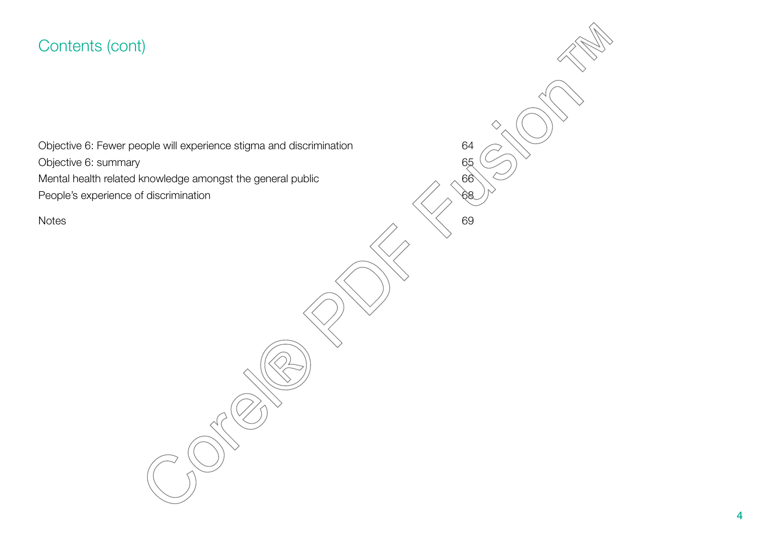# Contents (cont)

| | |
|---|---|
| Objective 6: Fewer people will experience stigma and discrimination | 64 |
| Objective 6: summary | 65 |
| Mental health related knowledge amongst the general public | 66 |
| People's experience of discrimination | 68 |
| Notes | 69 |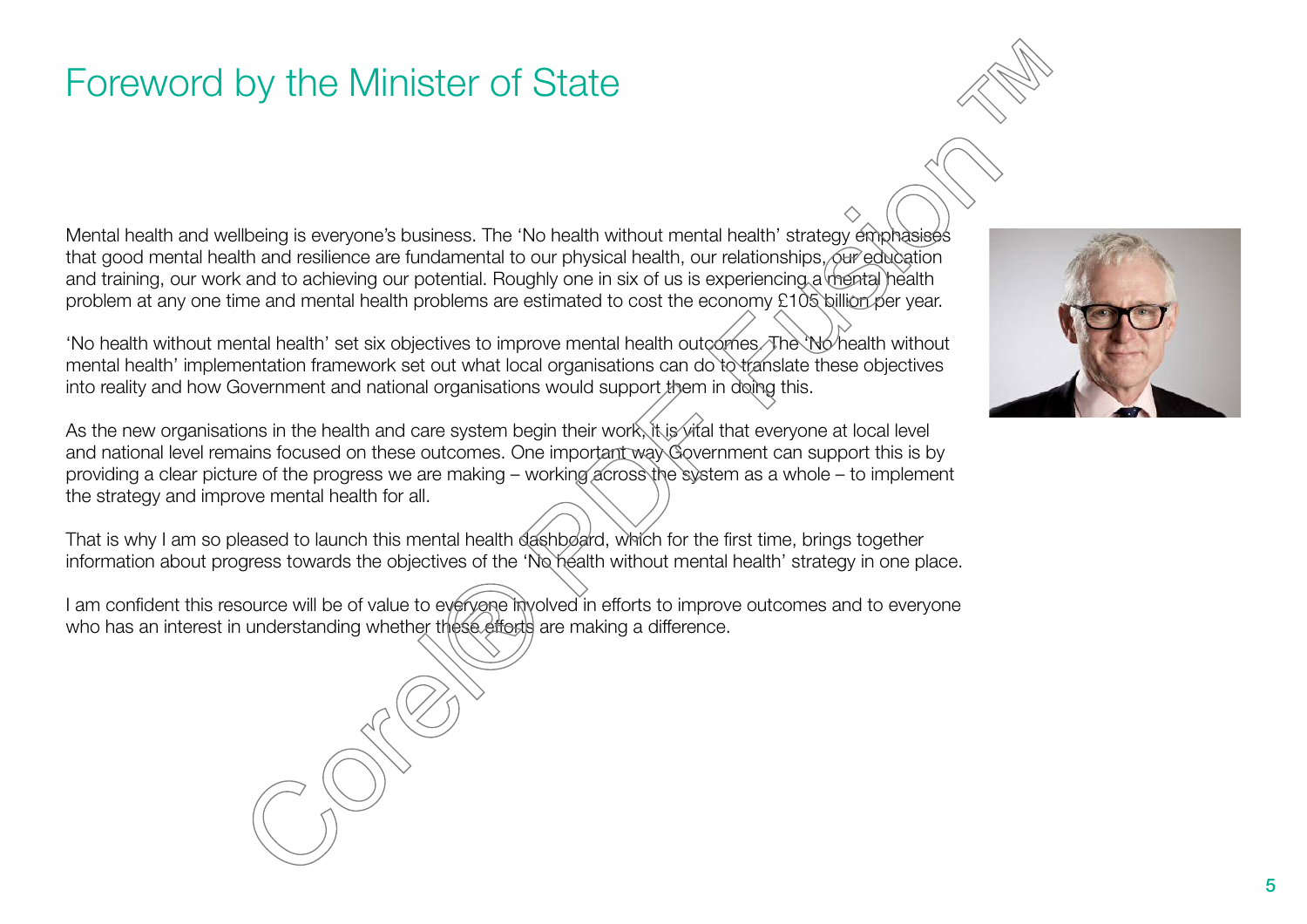# Foreword by the Minister of State

Mental health and wellbeing is everyone's business. The 'No health without mental health' strategy emphasises that good mental health and resilience are fundamental to our physical health, our relationships, our education and training, our work and to achieving our potential. Roughly one in six of us is experiencing a mental health problem at any one time and mental health problems are estimated to cost the economy £105 billion per year.

'No health without mental health' set six objectives to improve mental health outcomes. The 'No health without mental health' implementation framework set out what local organisations can do to translate these objectives into reality and how Government and national organisations would support them in doing this.

As the new organisations in the health and care system begin their work, it is vital that everyone at local level and national level remains focused on these outcomes. One important way Government can support this is by providing a clear picture of the progress we are making – working across the system as a whole – to implement the strategy and improve mental health for all.

That is why I am so pleased to launch this mental health dashboard, which for the first time, brings together information about progress towards the objectives of the 'No health without mental health' strategy in one place.

I am confident this resource will be of value to everyone involved in efforts to improve outcomes and to everyone who has an interest in understanding whether these efforts are making a difference.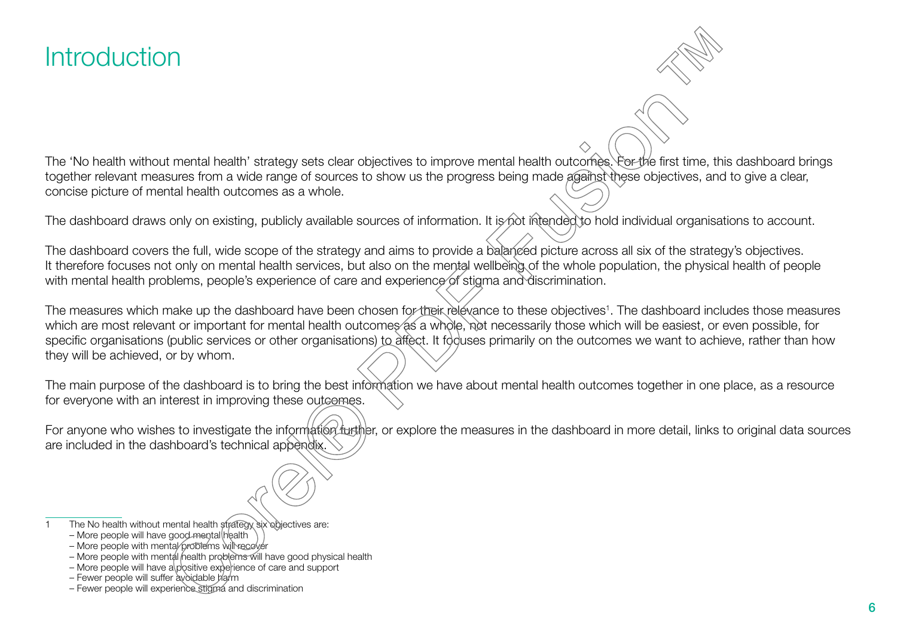# Introduction

The 'No health without mental health' strategy sets clear objectives to improve mental health outcomes. For the first time, this dashboard brings together relevant measures from a wide range of sources to show us the progress being made against these objectives, and to give a clear, concise picture of mental health outcomes as a whole.

The dashboard draws only on existing, publicly available sources of information. It is not intended to hold individual organisations to account.

The dashboard covers the full, wide scope of the strategy and aims to provide a balanced picture across all six of the strategy's objectives. It therefore focuses not only on mental health services, but also on the mental wellbeing of the whole population, the physical health of people with mental health problems, people's experience of care and experience of stigma and discrimination.

The measures which make up the dashboard have been chosen for their relevance to these objectives[1]. The dashboard includes those measures which are most relevant or important for mental health outcomes as a whole, not necessarily those which will be easiest, or even possible, for specific organisations (public services or other organisations) to affect. It focuses primarily on the outcomes we want to achieve, rather than how they will be achieved, or by whom.

The main purpose of the dashboard is to bring the best information we have about mental health outcomes together in one place, as a resource for everyone with an interest in improving these outcomes.

For anyone who wishes to investigate the information further, or explore the measures in the dashboard in more detail, links to original data sources are included in the dashboard's technical appendix.

---

1 The No health without mental health strategy six objectives are:

- More people will have good mental health
- More people with mental problems will recover
- More people with mental health problems will have good physical health
- More people will have a positive experience of care and support
- Fewer people will suffer avoidable harm
- Fewer people will experience stigma and discrimination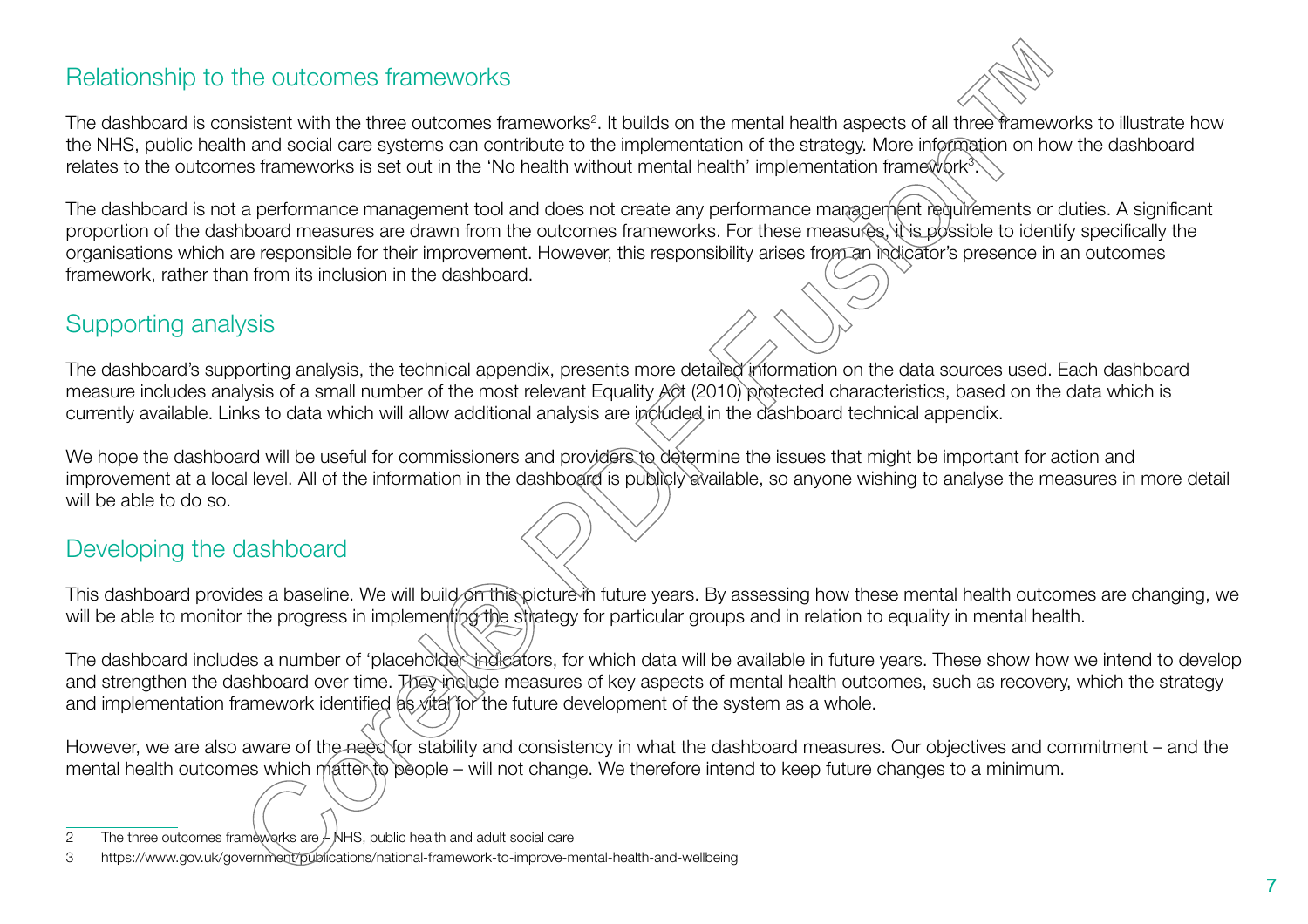## Relationship to the outcomes frameworks

The dashboard is consistent with the three outcomes frameworks[2]. It builds on the mental health aspects of all three frameworks to illustrate how the NHS, public health and social care systems can contribute to the implementation of the strategy. More information on how the dashboard relates to the outcomes frameworks is set out in the 'No health without mental health' implementation framework[3].

The dashboard is not a performance management tool and does not create any performance management requirements or duties. A significant proportion of the dashboard measures are drawn from the outcomes frameworks. For these measures, it is possible to identify specifically the organisations which are responsible for their improvement. However, this responsibility arises from an indicator's presence in an outcomes framework, rather than from its inclusion in the dashboard.

## Supporting analysis

The dashboard's supporting analysis, the technical appendix, presents more detailed information on the data sources used. Each dashboard measure includes analysis of a small number of the most relevant Equality Act (2010) protected characteristics, based on the data which is currently available. Links to data which will allow additional analysis are included in the dashboard technical appendix.

We hope the dashboard will be useful for commissioners and providers to determine the issues that might be important for action and improvement at a local level. All of the information in the dashboard is publicly available, so anyone wishing to analyse the measures in more detail will be able to do so.

## Developing the dashboard

This dashboard provides a baseline. We will build on this picture in future years. By assessing how these mental health outcomes are changing, we will be able to monitor the progress in implementing the strategy for particular groups and in relation to equality in mental health.

The dashboard includes a number of 'placeholder' indicators, for which data will be available in future years. These show how we intend to develop and strengthen the dashboard over time. They include measures of key aspects of mental health outcomes, such as recovery, which the strategy and implementation framework identified as vital for the future development of the system as a whole.

However, we are also aware of the need for stability and consistency in what the dashboard measures. Our objectives and commitment – and the mental health outcomes which matter to people – will not change. We therefore intend to keep future changes to a minimum.

---

2 The three outcomes frameworks are – NHS, public health and adult social care

3 https://www.gov.uk/government/publications/national-framework-to-improve-mental-health-and-wellbeing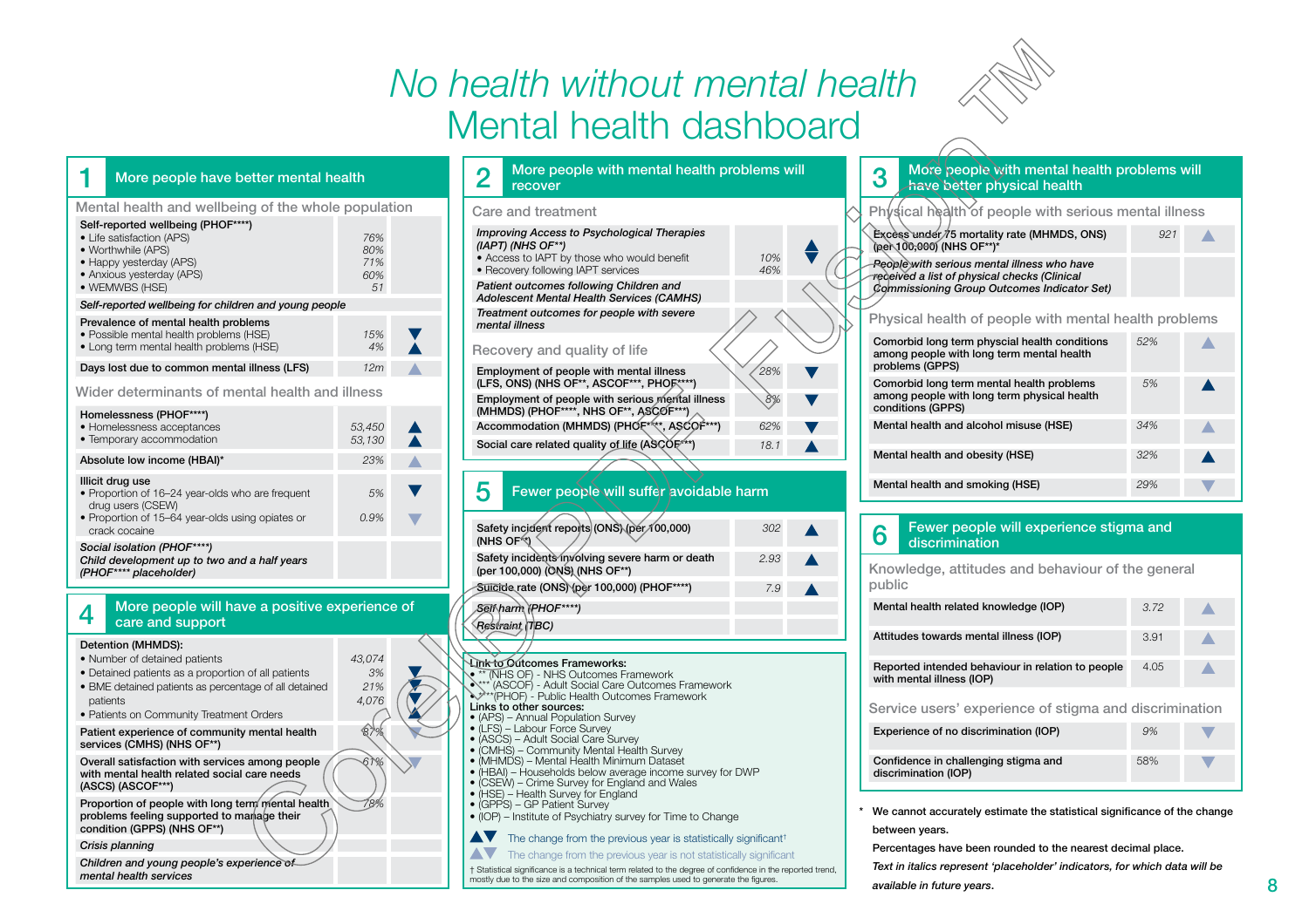# *No health without mental health*

# Mental health dashboard

## 1 More people have better mental health

### Mental health and wellbeing of the whole population

| Indicator | Value | Trend |
|---|---|---|
| **Self-reported wellbeing (PHOF****)** | | |
| • Life satisfaction (APS) | 76% | |
| • Worthwhile (APS) | 80% | |
| • Happy yesterday (APS) | 71% | |
| • Anxious yesterday (APS) | 60% | |
| • WEMWBS (HSE) | 51 | |
| *Self-reported wellbeing for children and young people* | | |
| **Prevalence of mental health problems** | | |
| • Possible mental health problems (HSE) | 15% | ▼ |
| • Long term mental health problems (HSE) | 4% | ▲ |
| **Days lost due to common mental illness (LFS)** | 12m | ▲ (not significant) |

### Wider determinants of mental health and illness

| Indicator | Value | Trend |
|---|---|---|
| **Homelessness (PHOF****)** | | |
| • Homelessness acceptances | 53,450 | ▲ |
| • Temporary accommodation | 53,130 | ▲ |
| **Absolute low income (HBAI)*** | 23% | ▲ (not significant) |
| **Illicit drug use** | | |
| • Proportion of 16–24 year-olds who are frequent drug users (CSEW) | 5% | ▼ |
| • Proportion of 15–64 year-olds using opiates or crack cocaine | 0.9% | ▼ (not significant) |
| *Social isolation (PHOF****)* | | |
| *Child development up to two and a half years (PHOF**** placeholder)* | | |

## 2 More people with mental health problems will recover

### Care and treatment

| Indicator | Value | Trend |
|---|---|---|
| *Improving Access to Psychological Therapies (IAPT) (NHS OF**)* | | |
| • Access to IAPT by those who would benefit | 10% | ▲ |
| • Recovery following IAPT services | 46% | ▼ |
| *Patient outcomes following Children and Adolescent Mental Health Services (CAMHS)* | | |
| *Treatment outcomes for people with severe mental illness* | | |

### Recovery and quality of life

| Indicator | Value | Trend |
|---|---|---|
| Employment of people with mental illness (LFS, ONS) (NHS OF**, ASCOF***, PHOF****) | 28% | ▼ |
| Employment of people with serious mental illness (MHMDS) (PHOF****, NHS OF**, ASCOF***) | 8% | ▼ |
| Accommodation (MHMDS) (PHOF****, ASCOF***) | 62% | ▼ |
| Social care related quality of life (ASCOF***) | 18.1 | ▲ |

## 3 More people with mental health problems will have better physical health

### Physical health of people with serious mental illness

| Indicator | Value | Trend |
|---|---|---|
| Excess under 75 mortality rate (MHMDS, ONS) (per 100,000) (NHS OF**)* | 921 | ▲ (not significant) |
| *People with serious mental illness who have received a list of physical checks (Clinical Commissioning Group Outcomes Indicator Set)* | | |

### Physical health of people with mental health problems

| Indicator | Value | Trend |
|---|---|---|
| Comorbid long term physcial health conditions among people with long term mental health problems (GPPS) | 52% | ▲ (not significant) |
| Comorbid long term mental health problems among people with long term physical health conditions (GPPS) | 5% | ▲ |
| Mental health and alcohol misuse (HSE) | 34% | ▲ (not significant) |
| Mental health and obesity (HSE) | 32% | ▲ |
| Mental health and smoking (HSE) | 29% | ▼ (not significant) |

## 4 More people will have a positive experience of care and support

| Indicator | Value | Trend |
|---|---|---|
| **Detention (MHMDS):** | | |
| • Number of detained patients | 43,074 | ▲ |
| • Detained patients as a proportion of all patients | 3% | ▼ |
| • BME detained patients as percentage of all detained patients | 21% | ▼ |
| • Patients on Community Treatment Orders | 4,076 | ▲ |
| Patient experience of community mental health services (CMHS) (NHS OF**) | 87% | ▼ (not significant) |
| Overall satisfaction with services among people with mental health related social care needs (ASCS) (ASCOF***) | 61% | ▼ (not significant) |
| Proportion of people with long term mental health problems feeling supported to manage their condition (GPPS) (NHS OF**) | 78% | |
| *Crisis planning* | | |
| *Children and young people's experience of mental health services* | | |

## 5 Fewer people will suffer avoidable harm

| Indicator | Value | Trend |
|---|---|---|
| Safety incident reports (ONS) (per 100,000) (NHS OF**) | 302 | ▲ |
| Safety incidents involving severe harm or death (per 100,000) (ONS) (NHS OF**) | 2.93 | ▲ |
| Suicide rate (ONS) (per 100,000) (PHOF****) | 7.9 | ▲ |
| *Self harm (PHOF****)* | | |
| *Restraint (TBC)* | | |

## 6 Fewer people will experience stigma and discrimination

### Knowledge, attitudes and behaviour of the general public

| Indicator | Value | Trend |
|---|---|---|
| Mental health related knowledge (IOP) | 3.72 | ▲ (not significant) |
| Attitudes towards mental illness (IOP) | 3.91 | ▲ (not significant) |
| Reported intended behaviour in relation to people with mental illness (IOP) | 4.05 | ▲ (not significant) |

### Service users' experience of stigma and discrimination

| Indicator | Value | Trend |
|---|---|---|
| Experience of no discrimination (IOP) | 9% | ▼ (not significant) |
| Confidence in challenging stigma and discrimination (IOP) | 58% | ▼ (not significant) |

**Link to Outcomes Frameworks:**
- ** (NHS OF) - NHS Outcomes Framework
- *** (ASCOF) - Adult Social Care Outcomes Framework
- ****(PHOF) - Public Health Outcomes Framework

**Links to other sources:**
- (APS) – Annual Population Survey
- (LFS) – Labour Force Survey
- (ASCS) – Adult Social Care Survey
- (CMHS) – Community Mental Health Survey
- (MHMDS) – Mental Health Minimum Dataset
- (HBAI) – Households below average income survey for DWP
- (CSEW) – Crime Survey for England and Wales
- (HSE) – Health Survey for England
- (GPPS) – GP Patient Survey
- (IOP) – Institute of Psychiatry survey for Time to Change

▲▼ The change from the previous year is statistically significant†

▲▼ (light) The change from the previous year is not statistically significant

† Statistical significance is a technical term related to the degree of confidence in the reported trend, mostly due to the size and composition of the samples used to generate the figures.

\* We cannot accurately estimate the statistical significance of the change between years.

Percentages have been rounded to the nearest decimal place.

*Text in italics represent 'placeholder' indicators, for which data will be available in future years.*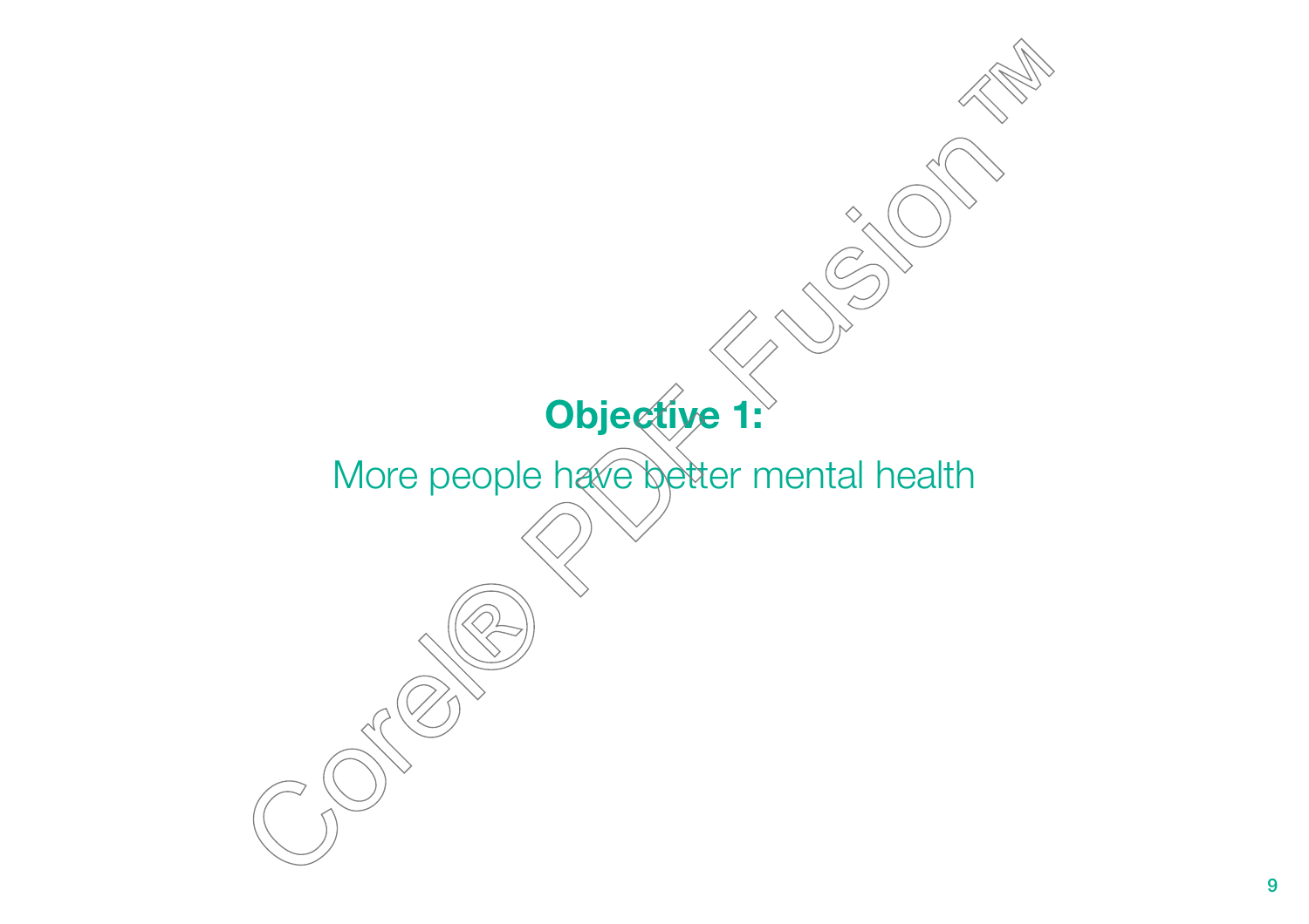# Objective 1:

More people have better mental health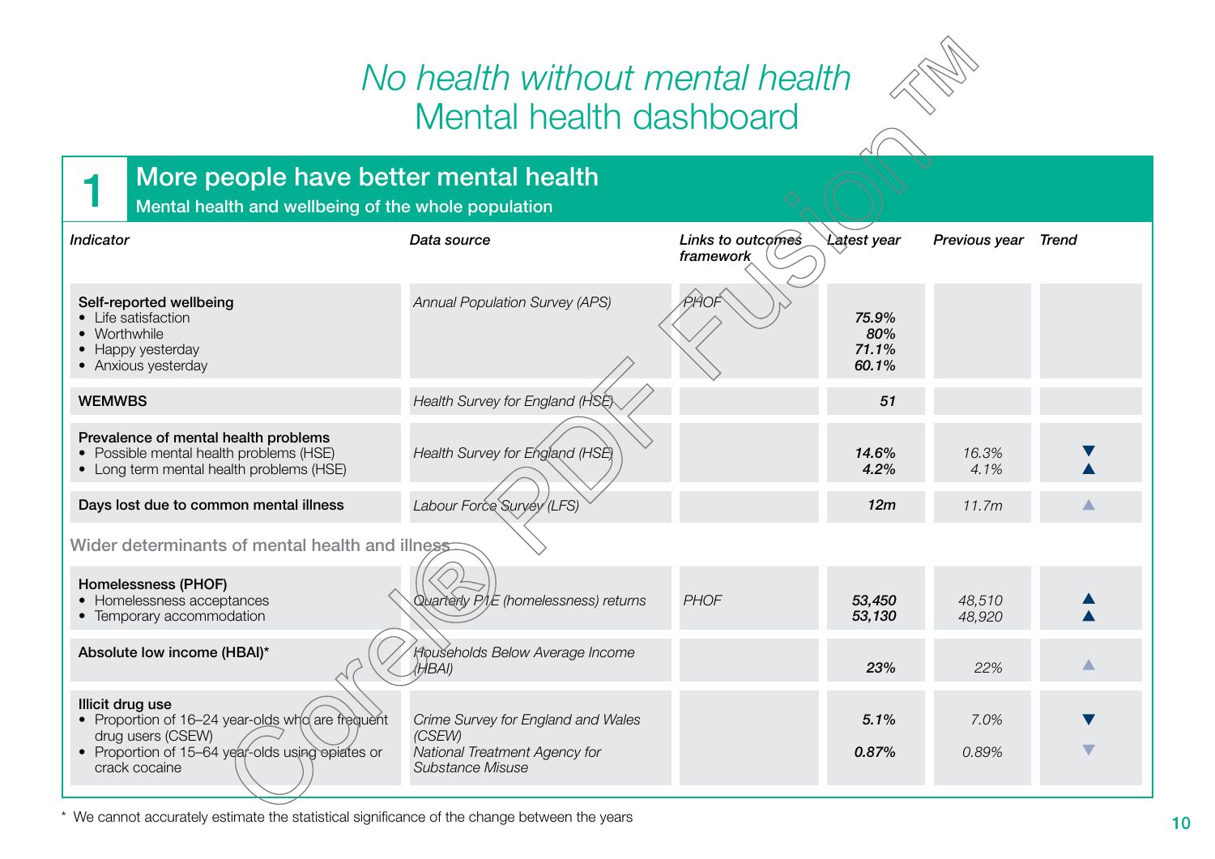# *No health without mental health*
# Mental health dashboard

## 1 More people have better mental health

Mental health and wellbeing of the whole population

| *Indicator* | *Data source* | *Links to outcomes framework* | *Latest year* | *Previous year* | *Trend* |
|---|---|---|---|---|---|
| **Self-reported wellbeing**<br>• Life satisfaction<br>• Worthwhile<br>• Happy yesterday<br>• Anxious yesterday | *Annual Population Survey (APS)* | *PHOF* | ***75.9%***<br>***80%***<br>***71.1%***<br>***60.1%*** | | |
| **WEMWBS** | *Health Survey for England (HSE)* | | ***51*** | | |
| **Prevalence of mental health problems**<br>• Possible mental health problems (HSE)<br>• Long term mental health problems (HSE) | *Health Survey for England (HSE)* | | ***14.6%***<br>***4.2%*** | *16.3%*<br>*4.1%* | ▼<br>▲ |
| **Days lost due to common mental illness** | *Labour Force Survey (LFS)* | | ***12m*** | *11.7m* | ▲ |
| **Wider determinants of mental health and illness** | | | | | |
| **Homelessness (PHOF)**<br>• Homelessness acceptances<br>• Temporary accommodation | *Quarterly P1E (homelessness) returns* | *PHOF* | ***53,450***<br>***53,130*** | *48,510*<br>*48,920* | ▲<br>▲ |
| **Absolute low income (HBAI)*** | *Households Below Average Income (HBAI)* | | ***23%*** | *22%* | ▲ |
| **Illicit drug use**<br>• Proportion of 16–24 year-olds who are frequent drug users (CSEW)<br>• Proportion of 15–64 year-olds using opiates or crack cocaine | *Crime Survey for England and Wales (CSEW)*<br>*National Treatment Agency for Substance Misuse* | | ***5.1%***<br>***0.87%*** | *7.0%*<br>*0.89%* | ▼<br>▼ |

* We cannot accurately estimate the statistical significance of the change between the years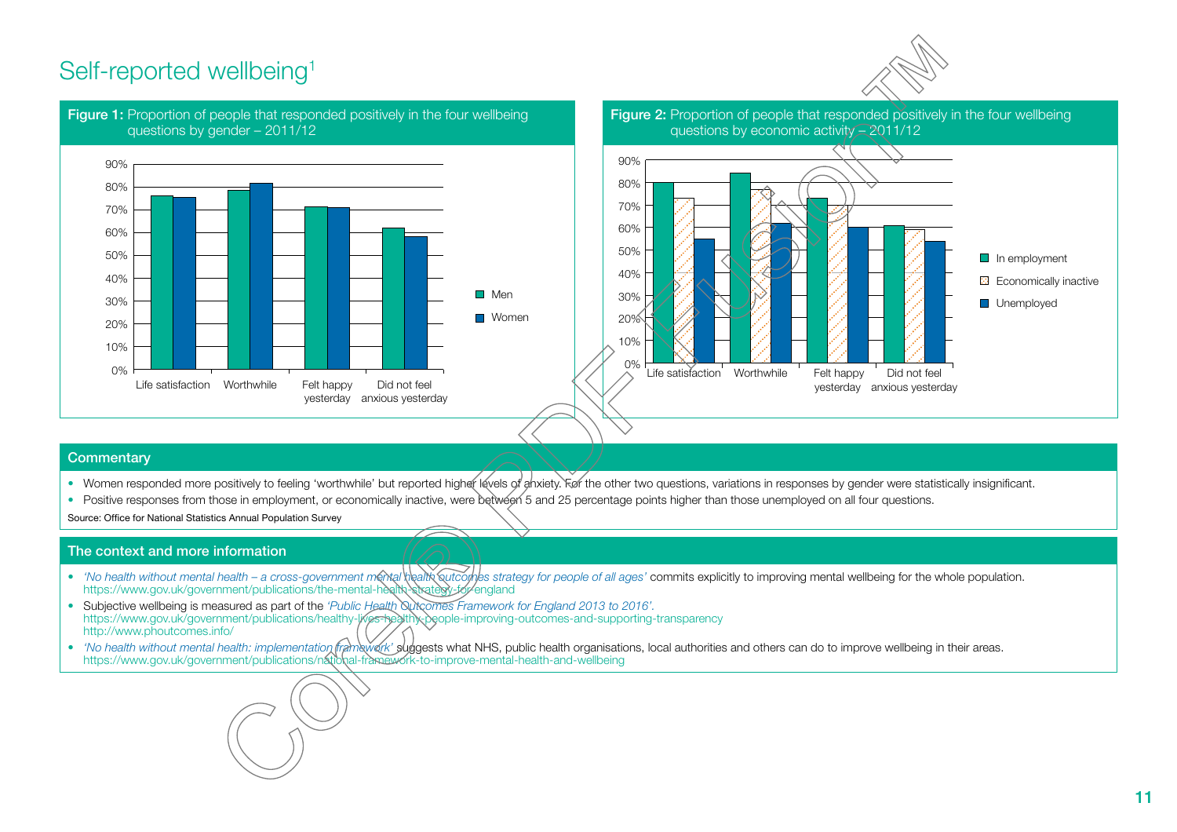# Self-reported wellbeing[1]

**Figure 1:** Proportion of people that responded positively in the four wellbeing questions by gender – 2011/12

**Figure 2:** Proportion of people that responded positively in the four wellbeing questions by economic activity – 2011/12

## Commentary

- Women responded more positively to feeling 'worthwhile' but reported higher levels of anxiety. For the other two questions, variations in responses by gender were statistically insignificant.
- Positive responses from those in employment, or economically inactive, were between 5 and 25 percentage points higher than those unemployed on all four questions.

Source: Office for National Statistics Annual Population Survey

## The context and more information

- *'No health without mental health – a cross-government mental health outcomes strategy for people of all ages'* commits explicitly to improving mental wellbeing for the whole population.
  https://www.gov.uk/government/publications/the-mental-health-strategy-for-england
- Subjective wellbeing is measured as part of the *'Public Health Outcomes Framework for England 2013 to 2016'.*
  https://www.gov.uk/government/publications/healthy-lives-healthy-people-improving-outcomes-and-supporting-transparency
  http://www.phoutcomes.info/
- *'No health without mental health: implementation framework'* suggests what NHS, public health organisations, local authorities and others can do to improve wellbeing in their areas.
  https://www.gov.uk/government/publications/national-framework-to-improve-mental-health-and-wellbeing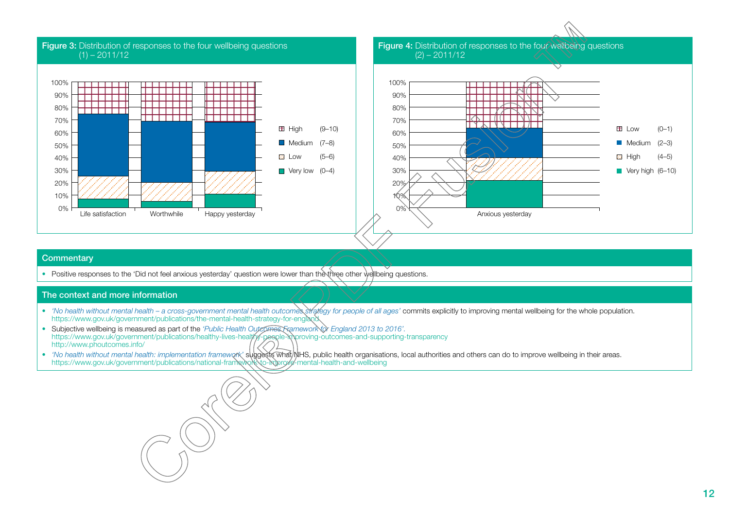**Figure 3:** Distribution of responses to the four wellbeing questions (1) – 2011/12

**Figure 4:** Distribution of responses to the four wellbeing questions (2) – 2011/12

## Commentary

- Positive responses to the 'Did not feel anxious yesterday' question were lower than the three other wellbeing questions.

## The context and more information

- *'No health without mental health – a cross-government mental health outcomes strategy for people of all ages'* commits explicitly to improving mental wellbeing for the whole population.
  https://www.gov.uk/government/publications/the-mental-health-strategy-for-england
- Subjective wellbeing is measured as part of the *'Public Health Outcomes Framework for England 2013 to 2016'*.
  https://www.gov.uk/government/publications/healthy-lives-healthy-people-improving-outcomes-and-supporting-transparency
  http://www.phoutcomes.info/
- *'No health without mental health: implementation framework'* suggests what NHS, public health organisations, local authorities and others can do to improve wellbeing in their areas.
  https://www.gov.uk/government/publications/national-framework-to-improve-mental-health-and-wellbeing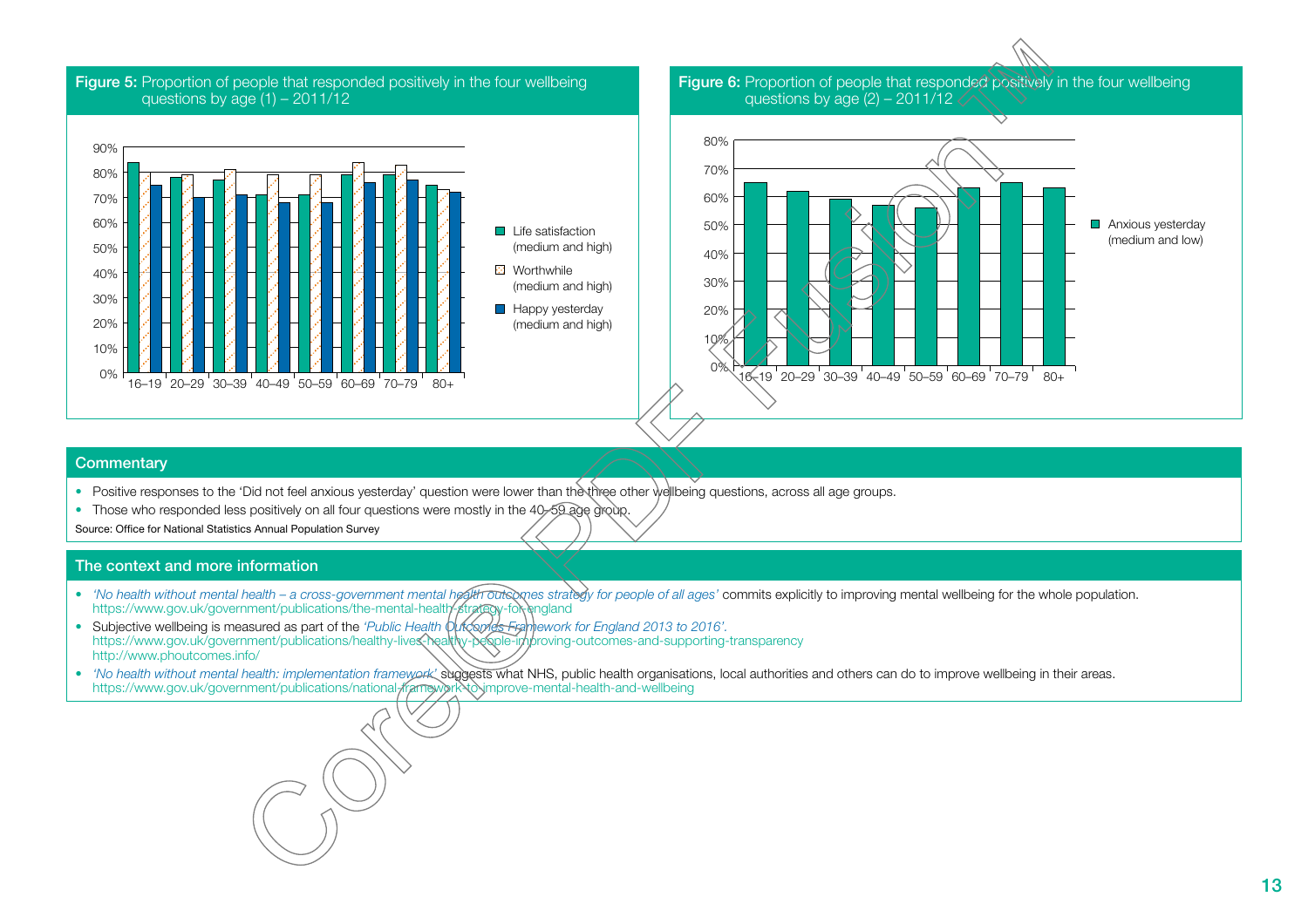**Figure 5:** Proportion of people that responded positively in the four wellbeing questions by age (1) – 2011/12

**Figure 6:** Proportion of people that responded positively in the four wellbeing questions by age (2) – 2011/12

## Commentary

- Positive responses to the 'Did not feel anxious yesterday' question were lower than the three other wellbeing questions, across all age groups.
- Those who responded less positively on all four questions were mostly in the 40–59 age group.

Source: Office for National Statistics Annual Population Survey

## The context and more information

- *'No health without mental health – a cross-government mental health outcomes strategy for people of all ages'* commits explicitly to improving mental wellbeing for the whole population.
  https://www.gov.uk/government/publications/the-mental-health-strategy-for-england
- Subjective wellbeing is measured as part of the *'Public Health Outcomes Framework for England 2013 to 2016'*.
  https://www.gov.uk/government/publications/healthy-lives-healthy-people-improving-outcomes-and-supporting-transparency
  http://www.phoutcomes.info/
- *'No health without mental health: implementation framework'* suggests what NHS, public health organisations, local authorities and others can do to improve wellbeing in their areas.
  https://www.gov.uk/government/publications/national-framework-to-improve-mental-health-and-wellbeing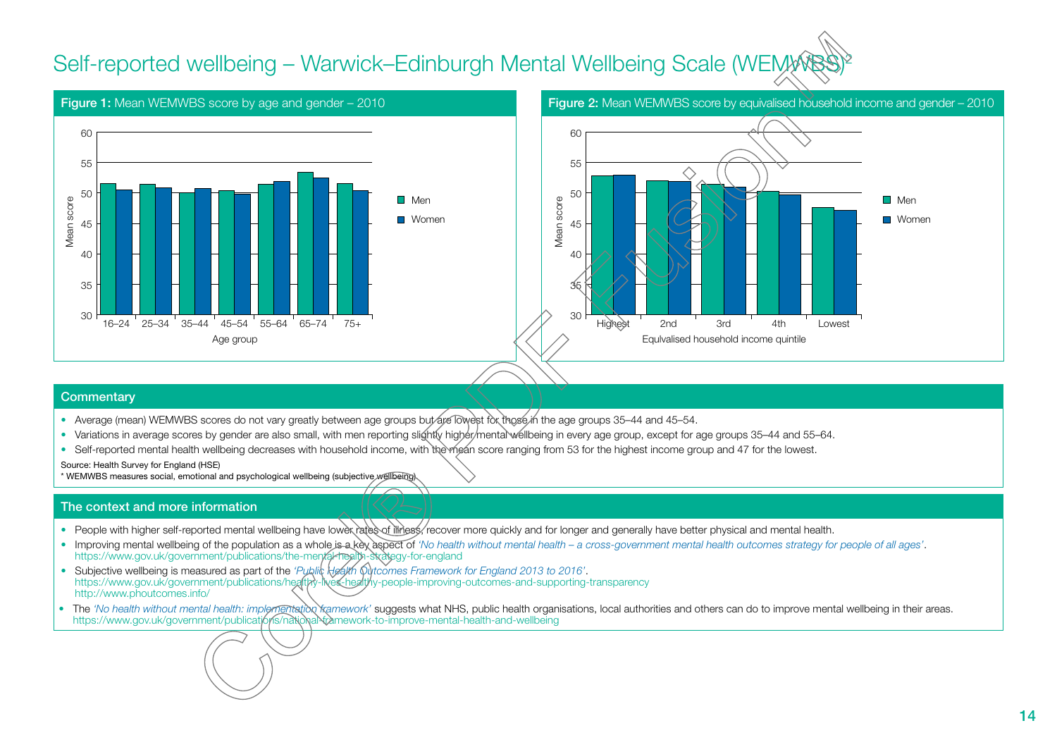# Self-reported wellbeing – Warwick–Edinburgh Mental Wellbeing Scale (WEMWBS)[2]

**Figure 1:** Mean WEMWBS score by age and gender – 2010

**Figure 2:** Mean WEMWBS score by equivalised household income and gender – 2010

## Commentary

- Average (mean) WEMWBS scores do not vary greatly between age groups but are lowest for those in the age groups 35–44 and 45–54.
- Variations in average scores by gender are also small, with men reporting slightly higher mental wellbeing in every age group, except for age groups 35–44 and 55–64.
- Self-reported mental health wellbeing decreases with household income, with the mean score ranging from 53 for the highest income group and 47 for the lowest.

Source: Health Survey for England (HSE)

* WEMWBS measures social, emotional and psychological wellbeing (subjective wellbeing)

## The context and more information

- People with higher self-reported mental wellbeing have lower rates of illness, recover more quickly and for longer and generally have better physical and mental health.
- Improving mental wellbeing of the population as a whole is a key aspect of *'No health without mental health – a cross-government mental health outcomes strategy for people of all ages'*.
  https://www.gov.uk/government/publications/the-mental-health-strategy-for-england
- Subjective wellbeing is measured as part of the *'Public Health Outcomes Framework for England 2013 to 2016'*.
  https://www.gov.uk/government/publications/healthy-lives-healthy-people-improving-outcomes-and-supporting-transparency
  http://www.phoutcomes.info/
- The *'No health without mental health: implementation framework'* suggests what NHS, public health organisations, local authorities and others can do to improve mental wellbeing in their areas.
  https://www.gov.uk/government/publications/national-framework-to-improve-mental-health-and-wellbeing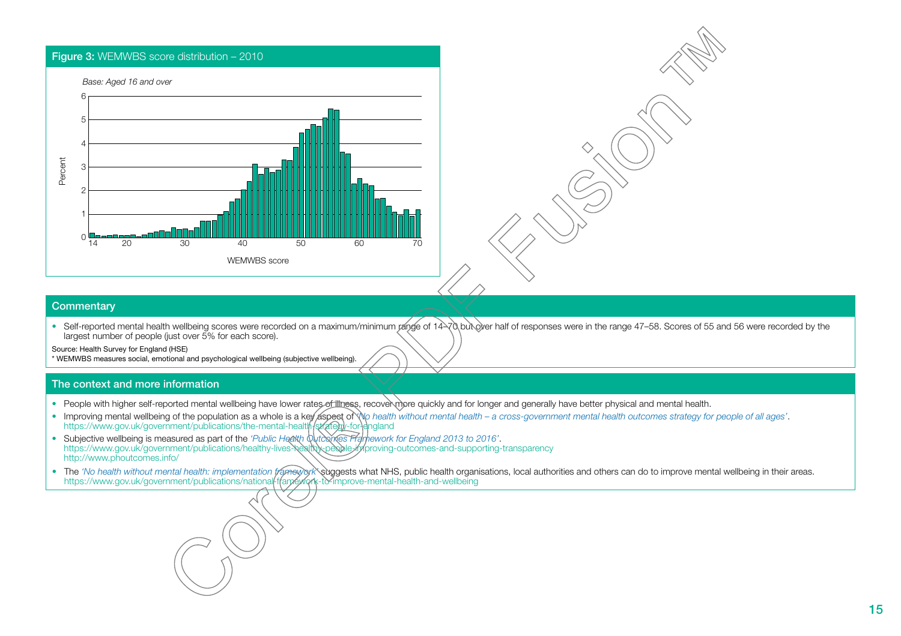**Figure 3:** WEMWBS score distribution – 2010

*Base: Aged 16 and over*

## Commentary

- Self-reported mental health wellbeing scores were recorded on a maximum/minimum range of 14–70 but over half of responses were in the range 47–58. Scores of 55 and 56 were recorded by the largest number of people (just over 5% for each score).

Source: Health Survey for England (HSE)

\* WEMWBS measures social, emotional and psychological wellbeing (subjective wellbeing).

## The context and more information

- People with higher self-reported mental wellbeing have lower rates of illness, recover more quickly and for longer and generally have better physical and mental health.
- Improving mental wellbeing of the population as a whole is a key aspect of *'No health without mental health – a cross-government mental health outcomes strategy for people of all ages'*.
  https://www.gov.uk/government/publications/the-mental-health-strategy-for-england
- Subjective wellbeing is measured as part of the *'Public Health Outcomes Framework for England 2013 to 2016'*.
  https://www.gov.uk/government/publications/healthy-lives-healthy-people-improving-outcomes-and-supporting-transparency
  http://www.phoutcomes.info/
- The *'No health without mental health: implementation framework'* suggests what NHS, public health organisations, local authorities and others can do to improve mental wellbeing in their areas.
  https://www.gov.uk/government/publications/national-framework-to-improve-mental-health-and-wellbeing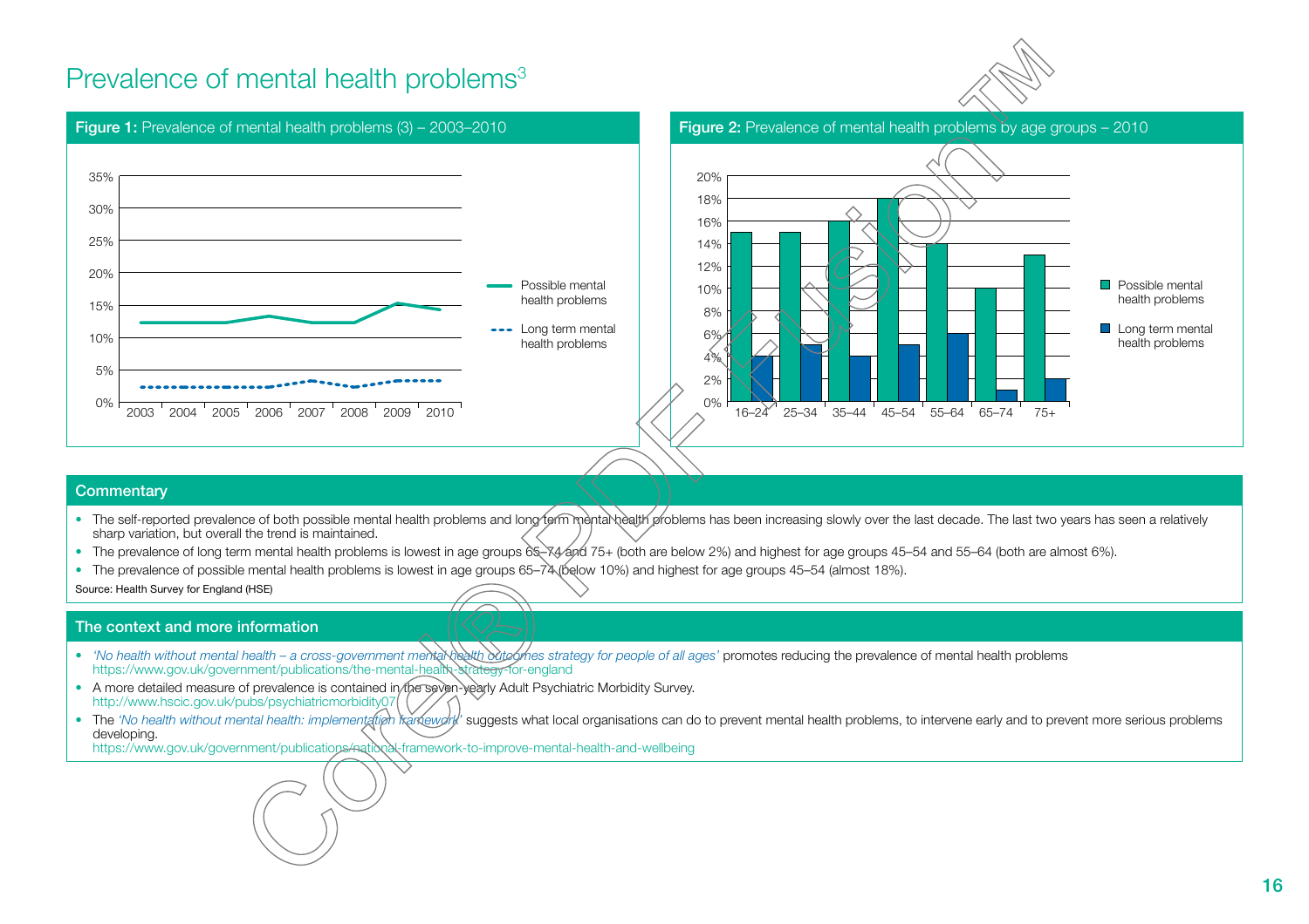# Prevalence of mental health problems[3]

**Figure 1:** Prevalence of mental health problems (3) – 2003–2010

**Figure 2:** Prevalence of mental health problems by age groups – 2010

## Commentary

- The self-reported prevalence of both possible mental health problems and long term mental health problems has been increasing slowly over the last decade. The last two years has seen a relatively sharp variation, but overall the trend is maintained.
- The prevalence of long term mental health problems is lowest in age groups 65–74 and 75+ (both are below 2%) and highest for age groups 45–54 and 55–64 (both are almost 6%).
- The prevalence of possible mental health problems is lowest in age groups 65–74 (below 10%) and highest for age groups 45–54 (almost 18%).

Source: Health Survey for England (HSE)

## The context and more information

- *'No health without mental health – a cross-government mental health outcomes strategy for people of all ages'* promotes reducing the prevalence of mental health problems
  https://www.gov.uk/government/publications/the-mental-health-strategy-for-england
- A more detailed measure of prevalence is contained in the seven-yearly Adult Psychiatric Morbidity Survey.
  http://www.hscic.gov.uk/pubs/psychiatricmorbidity07
- The *'No health without mental health: implementation framework'* suggests what local organisations can do to prevent mental health problems, to intervene early and to prevent more serious problems developing.
  https://www.gov.uk/government/publications/national-framework-to-improve-mental-health-and-wellbeing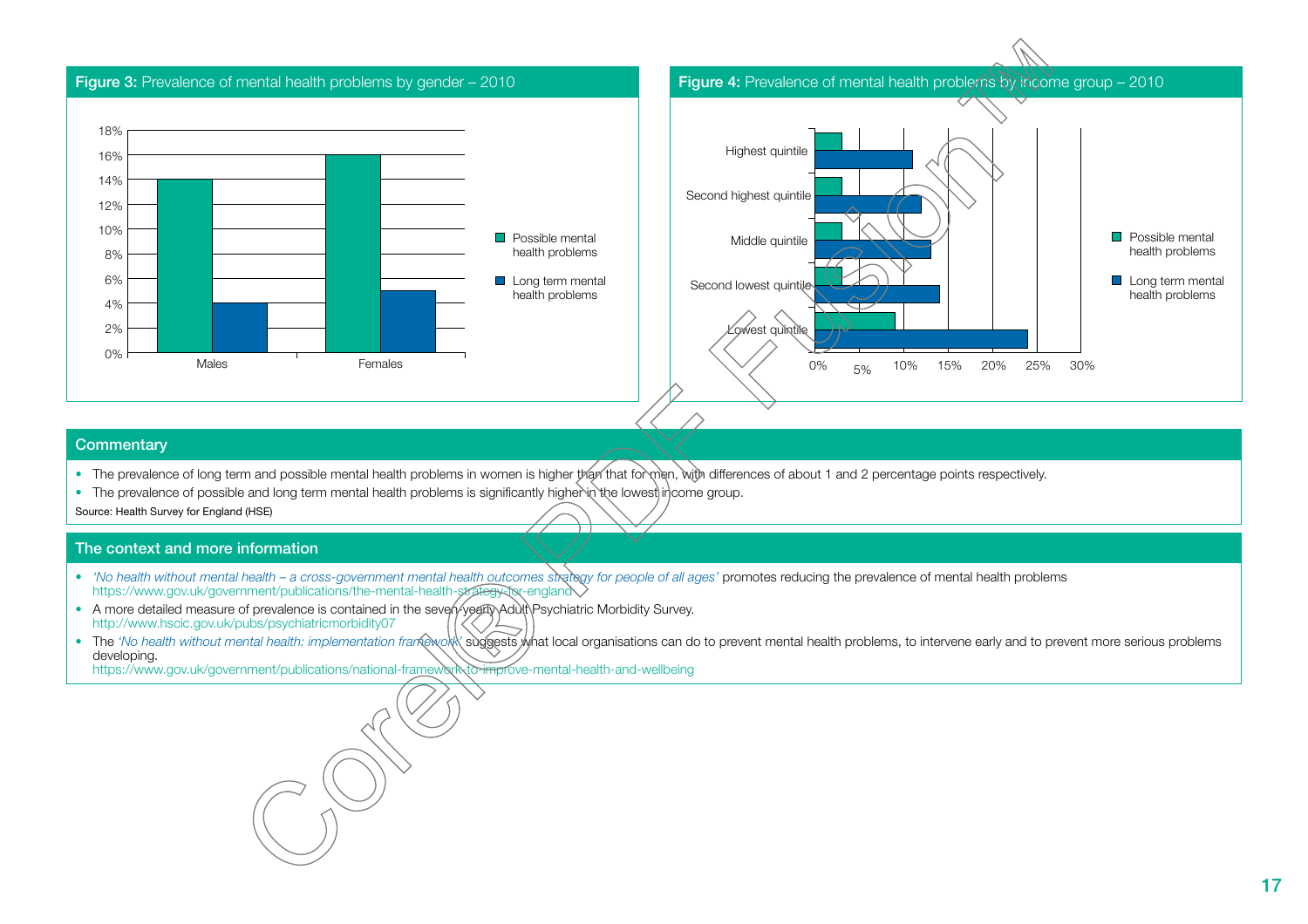**Figure 3:** Prevalence of mental health problems by gender – 2010

**Figure 4:** Prevalence of mental health problems by income group – 2010

## Commentary

- The prevalence of long term and possible mental health problems in women is higher than that for men, with differences of about 1 and 2 percentage points respectively.
- The prevalence of possible and long term mental health problems is significantly higher in the lowest income group.

Source: Health Survey for England (HSE)

## The context and more information

- *'No health without mental health – a cross-government mental health outcomes strategy for people of all ages'* promotes reducing the prevalence of mental health problems
  https://www.gov.uk/government/publications/the-mental-health-strategy-for-england
- A more detailed measure of prevalence is contained in the seven-yearly Adult Psychiatric Morbidity Survey.
  http://www.hscic.gov.uk/pubs/psychiatricmorbidity07
- The *'No health without mental health: implementation framework'* suggests what local organisations can do to prevent mental health problems, to intervene early and to prevent more serious problems developing.
  https://www.gov.uk/government/publications/national-framework-to-improve-mental-health-and-wellbeing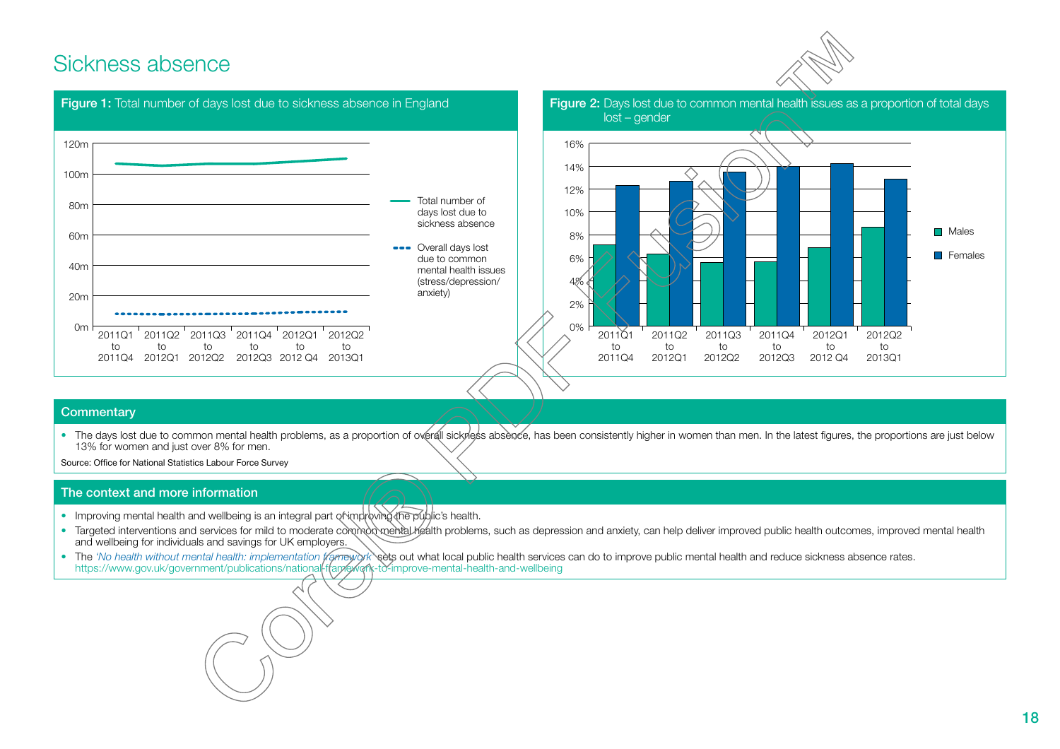# Sickness absence

**Figure 1:** Total number of days lost due to sickness absence in England

**Figure 2:** Days lost due to common mental health issues as a proportion of total days lost – gender

## Commentary

- The days lost due to common mental health problems, as a proportion of overall sickness absence, has been consistently higher in women than men. In the latest figures, the proportions are just below 13% for women and just over 8% for men.

Source: Office for National Statistics Labour Force Survey

## The context and more information

- Improving mental health and wellbeing is an integral part of improving the public's health.
- Targeted interventions and services for mild to moderate common mental health problems, such as depression and anxiety, can help deliver improved public health outcomes, improved mental health and wellbeing for individuals and savings for UK employers.
- The *'No health without mental health: implementation framework'* sets out what local public health services can do to improve public mental health and reduce sickness absence rates. https://www.gov.uk/government/publications/national-framework-to-improve-mental-health-and-wellbeing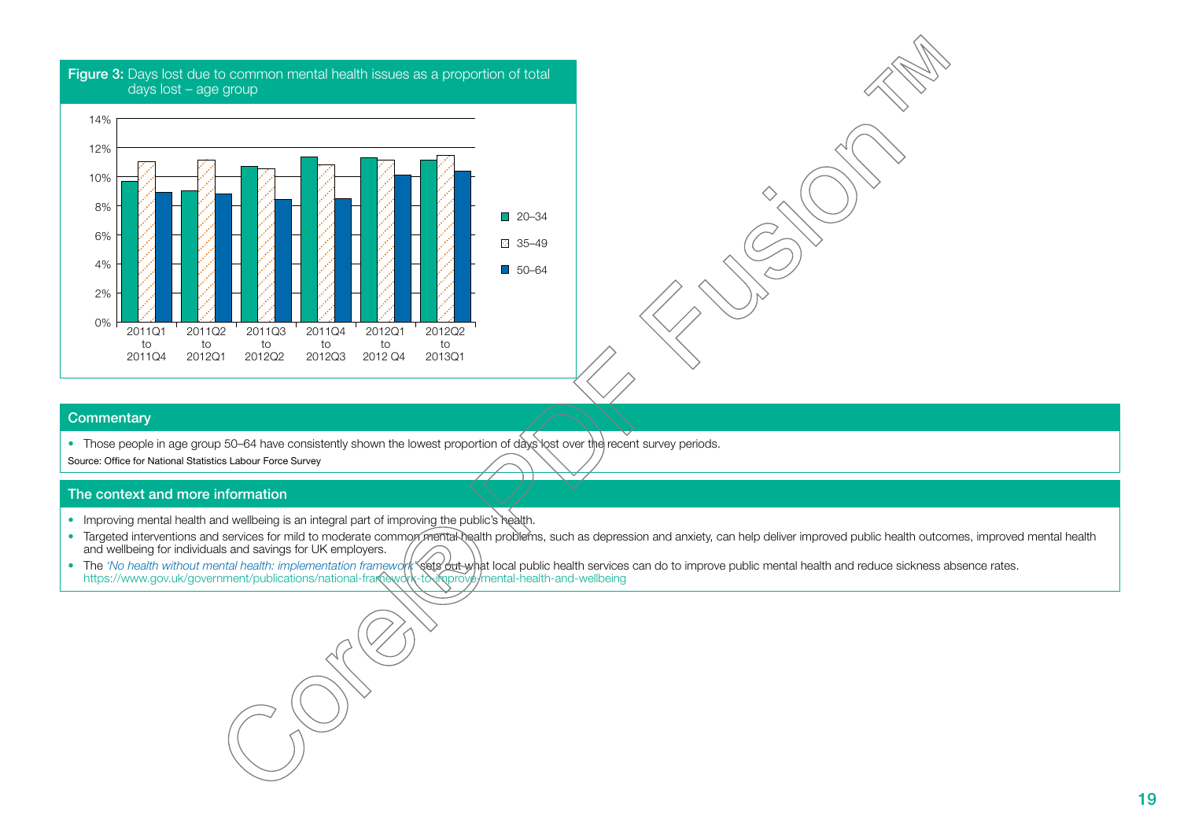**Figure 3:** Days lost due to common mental health issues as a proportion of total days lost – age group

## Commentary

- Those people in age group 50–64 have consistently shown the lowest proportion of days lost over the recent survey periods.

Source: Office for National Statistics Labour Force Survey

## The context and more information

- Improving mental health and wellbeing is an integral part of improving the public's health.
- Targeted interventions and services for mild to moderate common mental health problems, such as depression and anxiety, can help deliver improved public health outcomes, improved mental health and wellbeing for individuals and savings for UK employers.
- The *'No health without mental health: implementation framework'* sets out what local public health services can do to improve public mental health and reduce sickness absence rates. https://www.gov.uk/government/publications/national-framework-to-improve-mental-health-and-wellbeing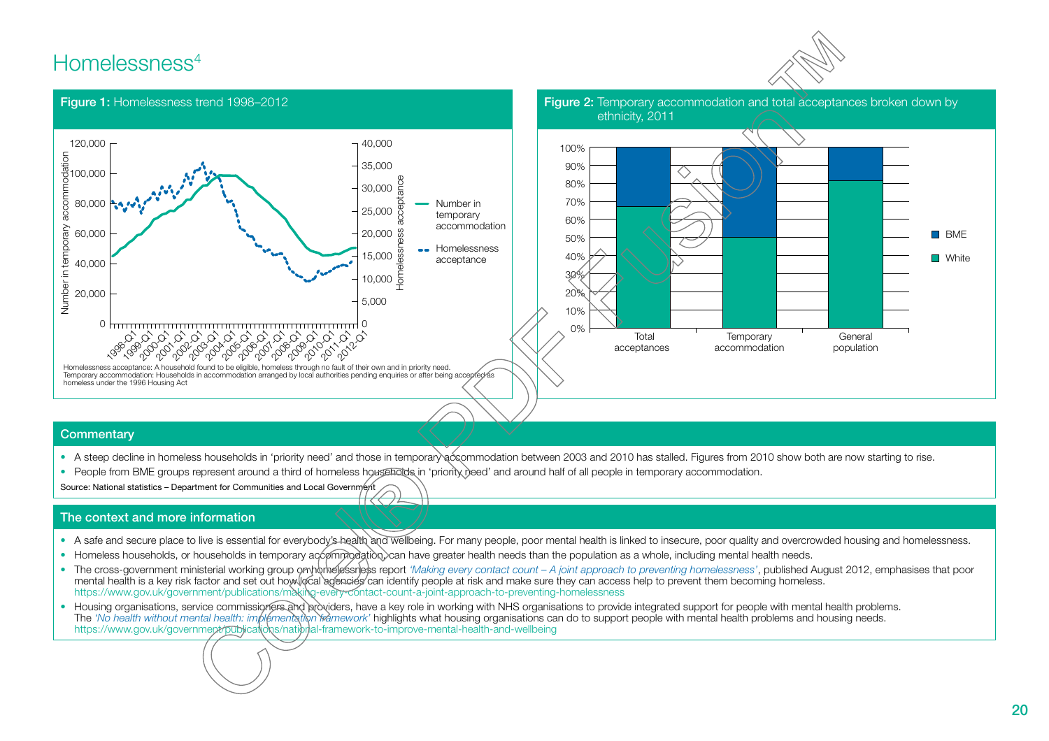# Homelessness[4]

**Figure 1:** Homelessness trend 1998–2012

Homelessness acceptance: A household found to be eligible, homeless through no fault of their own and in priority need.
Temporary accommodation: Households in accommodation arranged by local authorities pending enquiries or after being accepted as homeless under the 1996 Housing Act

**Figure 2:** Temporary accommodation and total acceptances broken down by ethnicity, 2011

## Commentary

- A steep decline in homeless households in 'priority need' and those in temporary accommodation between 2003 and 2010 has stalled. Figures from 2010 show both are now starting to rise.
- People from BME groups represent around a third of homeless households in 'priority need' and around half of all people in temporary accommodation.

Source: National statistics – Department for Communities and Local Government

## The context and more information

- A safe and secure place to live is essential for everybody's health and wellbeing. For many people, poor mental health is linked to insecure, poor quality and overcrowded housing and homelessness.
- Homeless households, or households in temporary accommodation, can have greater health needs than the population as a whole, including mental health needs.
- The cross-government ministerial working group on homelessness report *'Making every contact count – A joint approach to preventing homelessness'*, published August 2012, emphasises that poor mental health is a key risk factor and set out how local agencies can identify people at risk and make sure they can access help to prevent them becoming homeless.
  https://www.gov.uk/government/publications/making-every-contact-count-a-joint-approach-to-preventing-homelessness
- Housing organisations, service commissioners and providers, have a key role in working with NHS organisations to provide integrated support for people with mental health problems. The *'No health without mental health: implementation framework'* highlights what housing organisations can do to support people with mental health problems and housing needs.
  https://www.gov.uk/government/publications/national-framework-to-improve-mental-health-and-wellbeing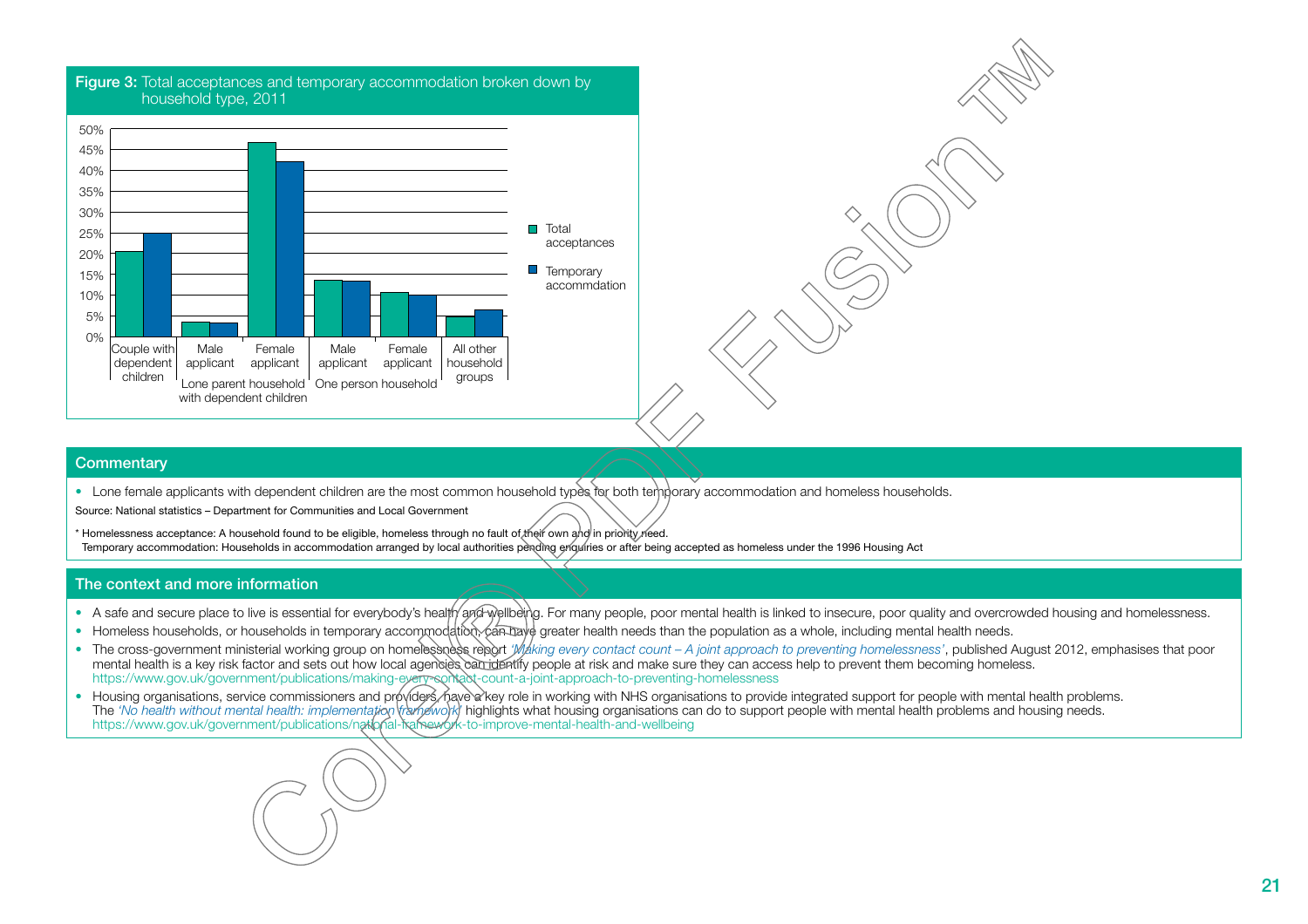**Figure 3:** Total acceptances and temporary accommodation broken down by household type, 2011

## Commentary

- Lone female applicants with dependent children are the most common household types for both temporary accommodation and homeless households.

Source: National statistics – Department for Communities and Local Government

* Homelessness acceptance: A household found to be eligible, homeless through no fault of their own and in priority need.
Temporary accommodation: Households in accommodation arranged by local authorities pending enquiries or after being accepted as homeless under the 1996 Housing Act

## The context and more information

- A safe and secure place to live is essential for everybody's health and wellbeing. For many people, poor mental health is linked to insecure, poor quality and overcrowded housing and homelessness.
- Homeless households, or households in temporary accommodation, can have greater health needs than the population as a whole, including mental health needs.
- The cross-government ministerial working group on homelessness report *'Making every contact count – A joint approach to preventing homelessness'*, published August 2012, emphasises that poor mental health is a key risk factor and sets out how local agencies can identify people at risk and make sure they can access help to prevent them becoming homeless.
https://www.gov.uk/government/publications/making-every-contact-count-a-joint-approach-to-preventing-homelessness
- Housing organisations, service commissioners and providers, have a key role in working with NHS organisations to provide integrated support for people with mental health problems. The *'No health without mental health: implementation framework'* highlights what housing organisations can do to support people with mental health problems and housing needs.
https://www.gov.uk/government/publications/national-framework-to-improve-mental-health-and-wellbeing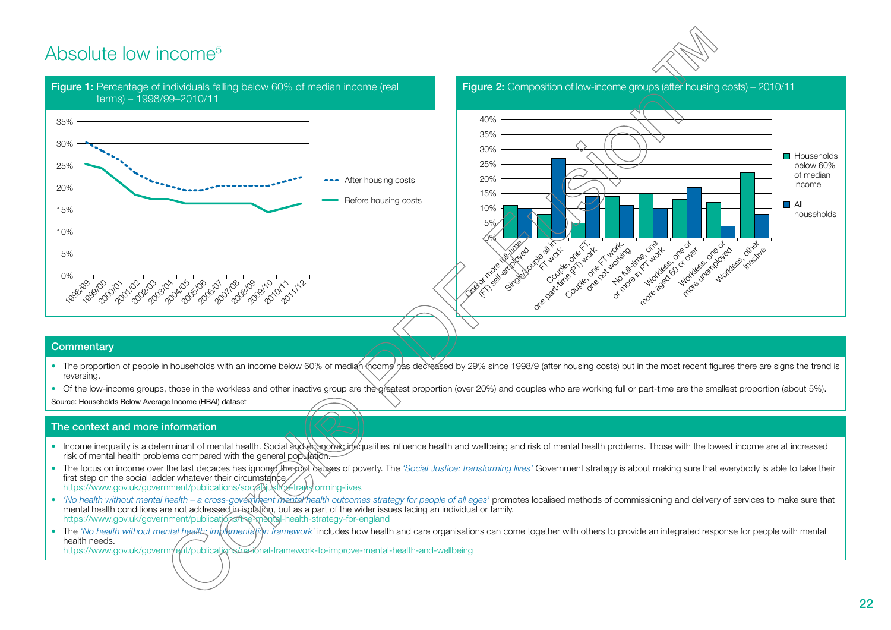# Absolute low income[5]

**Figure 1:** Percentage of individuals falling below 60% of median income (real terms) – 1998/99–2010/11

**Figure 2:** Composition of low-income groups (after housing costs) – 2010/11

## Commentary

- The proportion of people in households with an income below 60% of median income has decreased by 29% since 1998/9 (after housing costs) but in the most recent figures there are signs the trend is reversing.
- Of the low-income groups, those in the workless and other inactive group are the greatest proportion (over 20%) and couples who are working full or part-time are the smallest proportion (about 5%).

Source: Households Below Average Income (HBAI) dataset

## The context and more information

- Income inequality is a determinant of mental health. Social and economic inequalities influence health and wellbeing and risk of mental health problems. Those with the lowest income are at increased risk of mental health problems compared with the general population.
- The focus on income over the last decades has ignored the root causes of poverty. The *'Social Justice: transforming lives'* Government strategy is about making sure that everybody is able to take their first step on the social ladder whatever their circumstance.
  https://www.gov.uk/government/publications/social-justice-transforming-lives
- *'No health without mental health – a cross-government mental health outcomes strategy for people of all ages'* promotes localised methods of commissioning and delivery of services to make sure that mental health conditions are not addressed in isolation, but as a part of the wider issues facing an individual or family.
  https://www.gov.uk/government/publications/the-mental-health-strategy-for-england
- The *'No health without mental health: implementation framework'* includes how health and care organisations can come together with others to provide an integrated response for people with mental health needs.
  https://www.gov.uk/government/publications/national-framework-to-improve-mental-health-and-wellbeing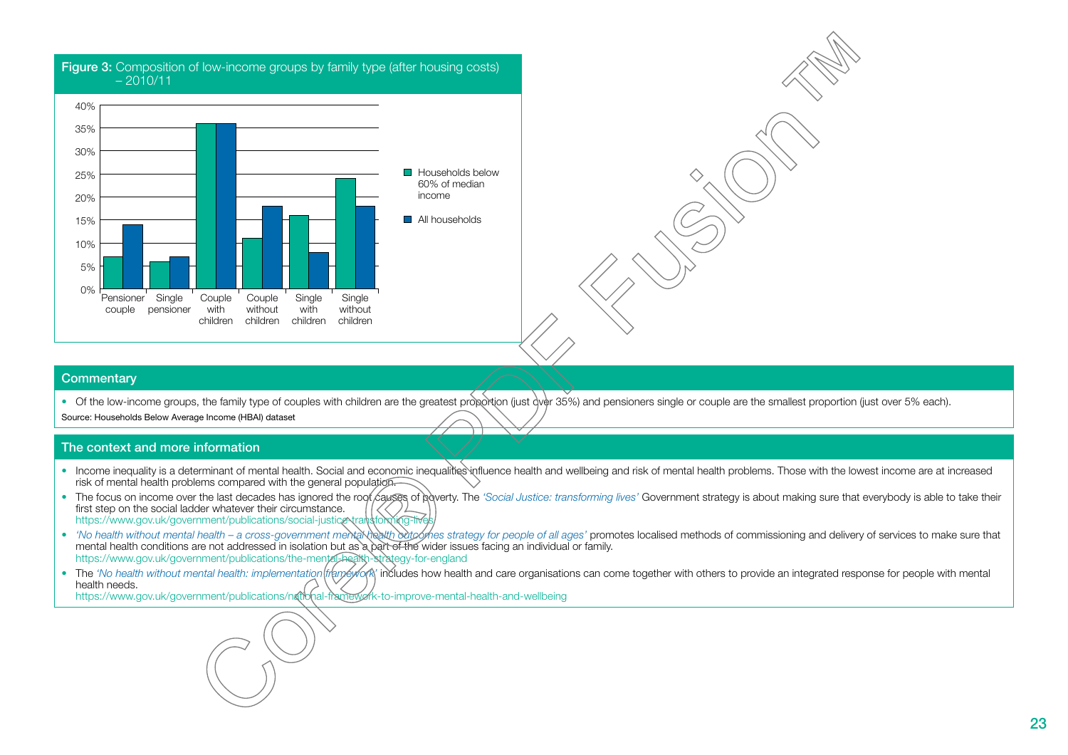**Figure 3:** Composition of low-income groups by family type (after housing costs) – 2010/11

## Commentary

- Of the low-income groups, the family type of couples with children are the greatest proportion (just over 35%) and pensioners single or couple are the smallest proportion (just over 5% each).

Source: Households Below Average Income (HBAI) dataset

## The context and more information

- Income inequality is a determinant of mental health. Social and economic inequalities influence health and wellbeing and risk of mental health problems. Those with the lowest income are at increased risk of mental health problems compared with the general population.
- The focus on income over the last decades has ignored the root causes of poverty. The *'Social Justice: transforming lives'* Government strategy is about making sure that everybody is able to take their first step on the social ladder whatever their circumstance.
  https://www.gov.uk/government/publications/social-justice-transforming-lives
- *'No health without mental health – a cross-government mental health outcomes strategy for people of all ages'* promotes localised methods of commissioning and delivery of services to make sure that mental health conditions are not addressed in isolation but as a part of the wider issues facing an individual or family.
  https://www.gov.uk/government/publications/the-mental-health-strategy-for-england
- The *'No health without mental health: implementation framework'* includes how health and care organisations can come together with others to provide an integrated response for people with mental health needs.
  https://www.gov.uk/government/publications/national-framework-to-improve-mental-health-and-wellbeing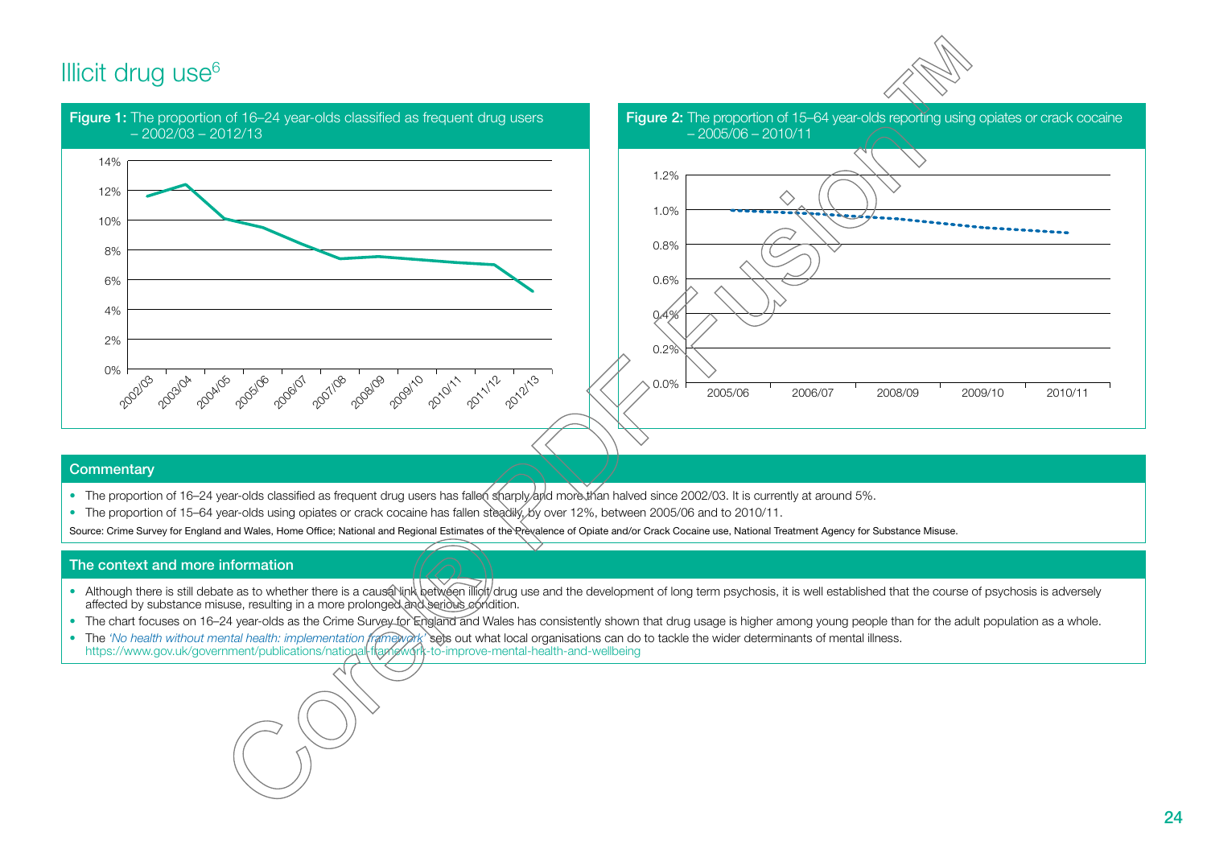# Illicit drug use[6]

**Figure 1:** The proportion of 16–24 year-olds classified as frequent drug users – 2002/03 – 2012/13

**Figure 2:** The proportion of 15–64 year-olds reporting using opiates or crack cocaine – 2005/06 – 2010/11

## Commentary

- The proportion of 16–24 year-olds classified as frequent drug users has fallen sharply and more than halved since 2002/03. It is currently at around 5%.
- The proportion of 15–64 year-olds using opiates or crack cocaine has fallen steadily, by over 12%, between 2005/06 and to 2010/11.

Source: Crime Survey for England and Wales, Home Office; National and Regional Estimates of the Prevalence of Opiate and/or Crack Cocaine use, National Treatment Agency for Substance Misuse.

## The context and more information

- Although there is still debate as to whether there is a causal link between illicit drug use and the development of long term psychosis, it is well established that the course of psychosis is adversely affected by substance misuse, resulting in a more prolonged and serious condition.
- The chart focuses on 16–24 year-olds as the Crime Survey for England and Wales has consistently shown that drug usage is higher among young people than for the adult population as a whole.
- The *'No health without mental health: implementation framework'* sets out what local organisations can do to tackle the wider determinants of mental illness. https://www.gov.uk/government/publications/national-framework-to-improve-mental-health-and-wellbeing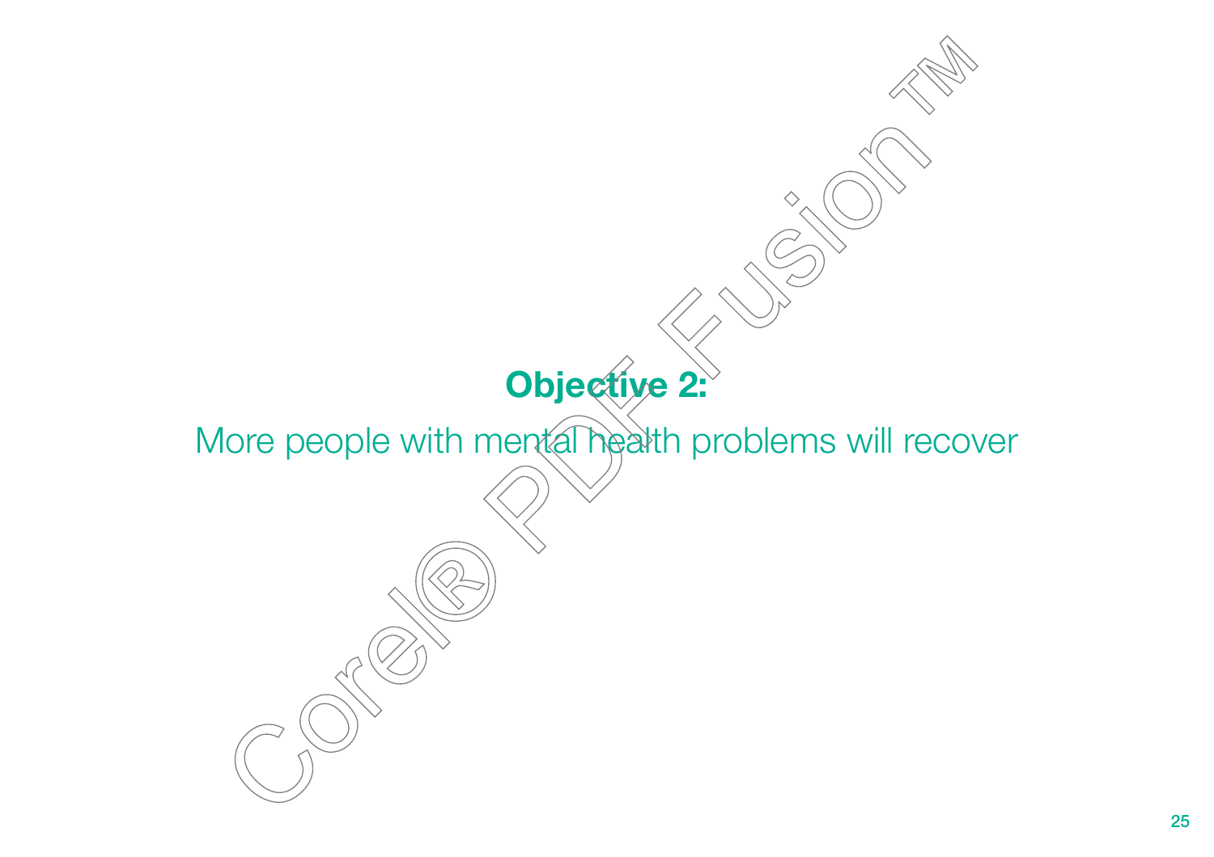## Objective 2:

More people with mental health problems will recover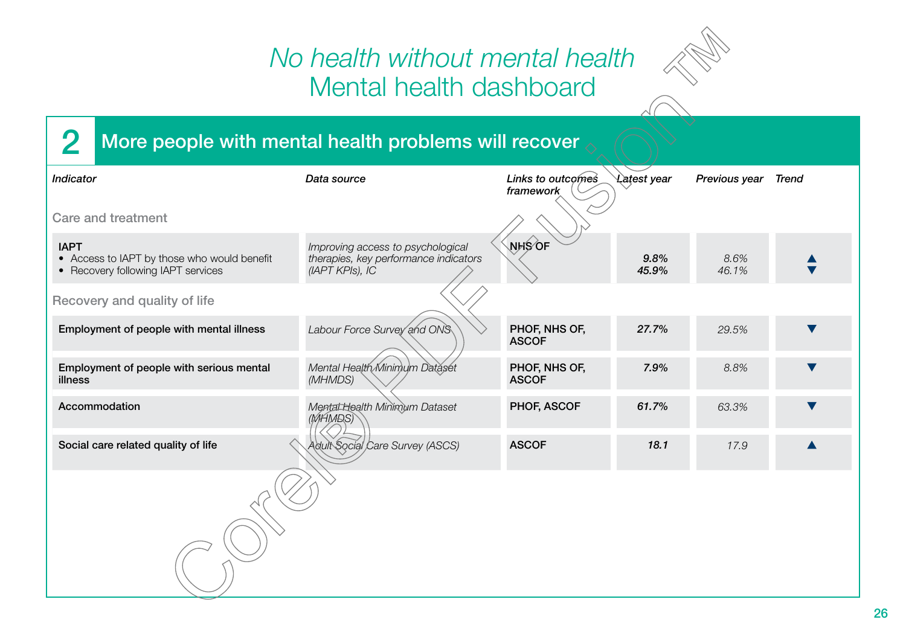*No health without mental health*
# Mental health dashboard

## 2 More people with mental health problems will recover

| *Indicator* | *Data source* | *Links to outcomes framework* | *Latest year* | *Previous year* | *Trend* |
|---|---|---|---|---|---|
| **Care and treatment** | | | | | |
| **IAPT**<br>• Access to IAPT by those who would benefit<br>• Recovery following IAPT services | *Improving access to psychological therapies, key performance indicators (IAPT KPIs), IC* | **NHS OF** | ***9.8%***<br>***45.9%*** | *8.6%*<br>*46.1%* | ▲<br>▼ |
| **Recovery and quality of life** | | | | | |
| **Employment of people with mental illness** | *Labour Force Survey and ONS* | **PHOF, NHS OF, ASCOF** | ***27.7%*** | *29.5%* | ▼ |
| **Employment of people with serious mental illness** | *Mental Health Minimum Dataset (MHMDS)* | **PHOF, NHS OF, ASCOF** | ***7.9%*** | *8.8%* | ▼ |
| **Accommodation** | *Mental Health Minimum Dataset (MHMDS)* | **PHOF, ASCOF** | ***61.7%*** | *63.3%* | ▼ |
| **Social care related quality of life** | *Adult Social Care Survey (ASCS)* | **ASCOF** | ***18.1*** | *17.9* | ▲ |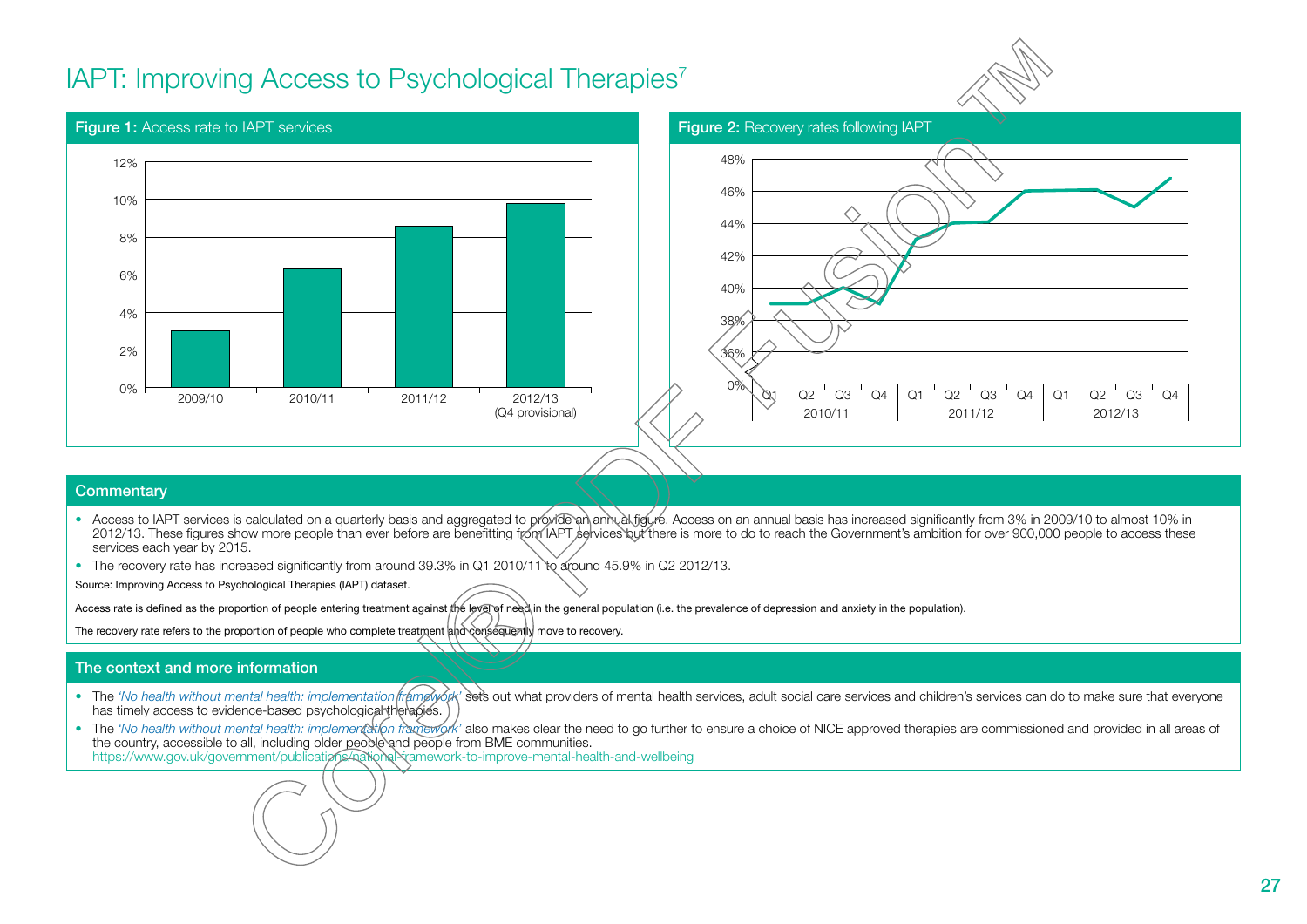# IAPT: Improving Access to Psychological Therapies[7]

**Figure 1:** Access rate to IAPT services

| Year | Access rate |
|---|---|
| 2009/10 | 3% |
| 2010/11 | 6.3% |
| 2011/12 | 8.6% |
| 2012/13 (Q4 provisional) | 9.8% |

**Figure 2:** Recovery rates following IAPT

## Commentary

- Access to IAPT services is calculated on a quarterly basis and aggregated to provide an annual figure. Access on an annual basis has increased significantly from 3% in 2009/10 to almost 10% in 2012/13. These figures show more people than ever before are benefitting from IAPT services but there is more to do to reach the Government's ambition for over 900,000 people to access these services each year by 2015.
- The recovery rate has increased significantly from around 39.3% in Q1 2010/11 to around 45.9% in Q2 2012/13.

Source: Improving Access to Psychological Therapies (IAPT) dataset.

Access rate is defined as the proportion of people entering treatment against the level of need in the general population (i.e. the prevalence of depression and anxiety in the population).

The recovery rate refers to the proportion of people who complete treatment and consequently move to recovery.

## The context and more information

- The *'No health without mental health: implementation framework'* sets out what providers of mental health services, adult social care services and children's services can do to make sure that everyone has timely access to evidence-based psychological therapies.
- The *'No health without mental health: implementation framework'* also makes clear the need to go further to ensure a choice of NICE approved therapies are commissioned and provided in all areas of the country, accessible to all, including older people and people from BME communities. https://www.gov.uk/government/publications/national-framework-to-improve-mental-health-and-wellbeing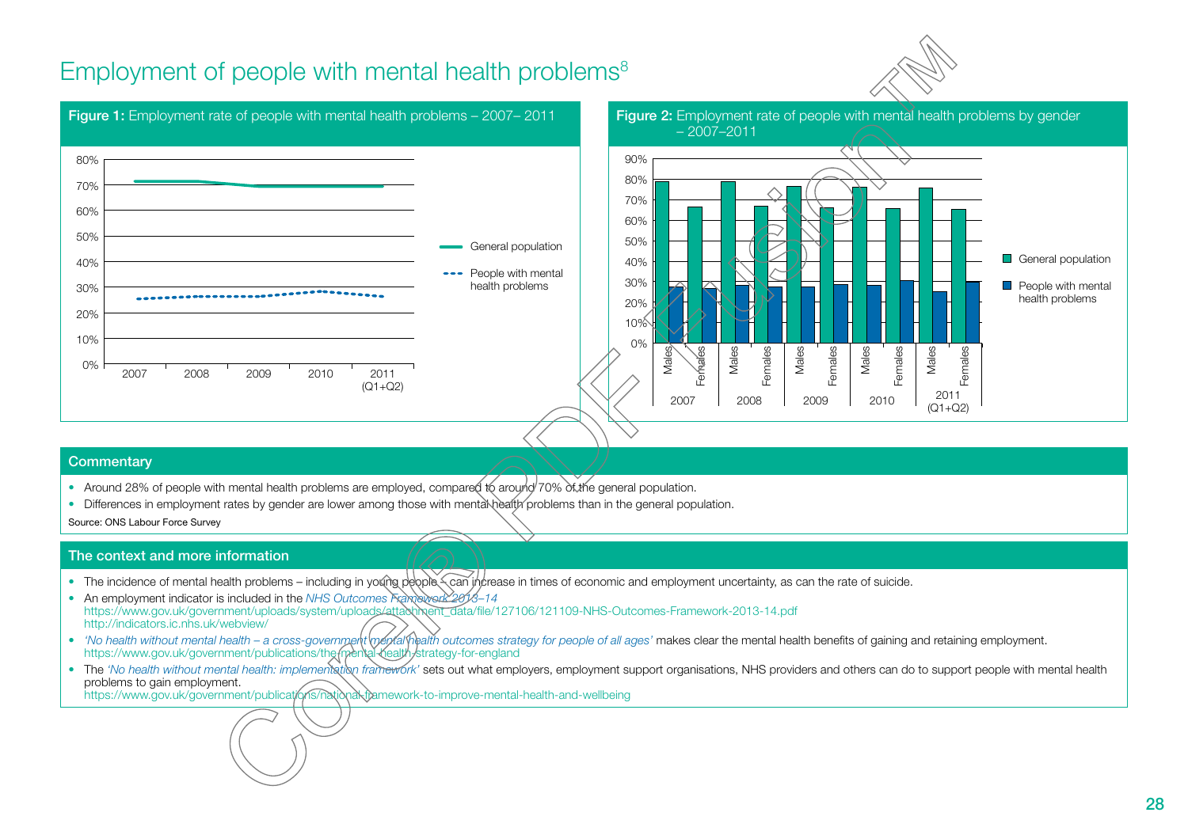# Employment of people with mental health problems[8]

**Figure 1:** Employment rate of people with mental health problems – 2007– 2011

**Figure 2:** Employment rate of people with mental health problems by gender – 2007–2011

## Commentary

- Around 28% of people with mental health problems are employed, compared to around 70% of the general population.
- Differences in employment rates by gender are lower among those with mental health problems than in the general population.

Source: ONS Labour Force Survey

## The context and more information

- The incidence of mental health problems – including in young people – can increase in times of economic and employment uncertainty, as can the rate of suicide.
- An employment indicator is included in the *NHS Outcomes Framework 2013–14*
  https://www.gov.uk/government/uploads/system/uploads/attachment_data/file/127106/121109-NHS-Outcomes-Framework-2013-14.pdf
  http://indicators.ic.nhs.uk/webview/
- *'No health without mental health – a cross-government mental health outcomes strategy for people of all ages'* makes clear the mental health benefits of gaining and retaining employment.
  https://www.gov.uk/government/publications/the-mental-health-strategy-for-england
- The *'No health without mental health: implementation framework'* sets out what employers, employment support organisations, NHS providers and others can do to support people with mental health problems to gain employment.
  https://www.gov.uk/government/publications/national-framework-to-improve-mental-health-and-wellbeing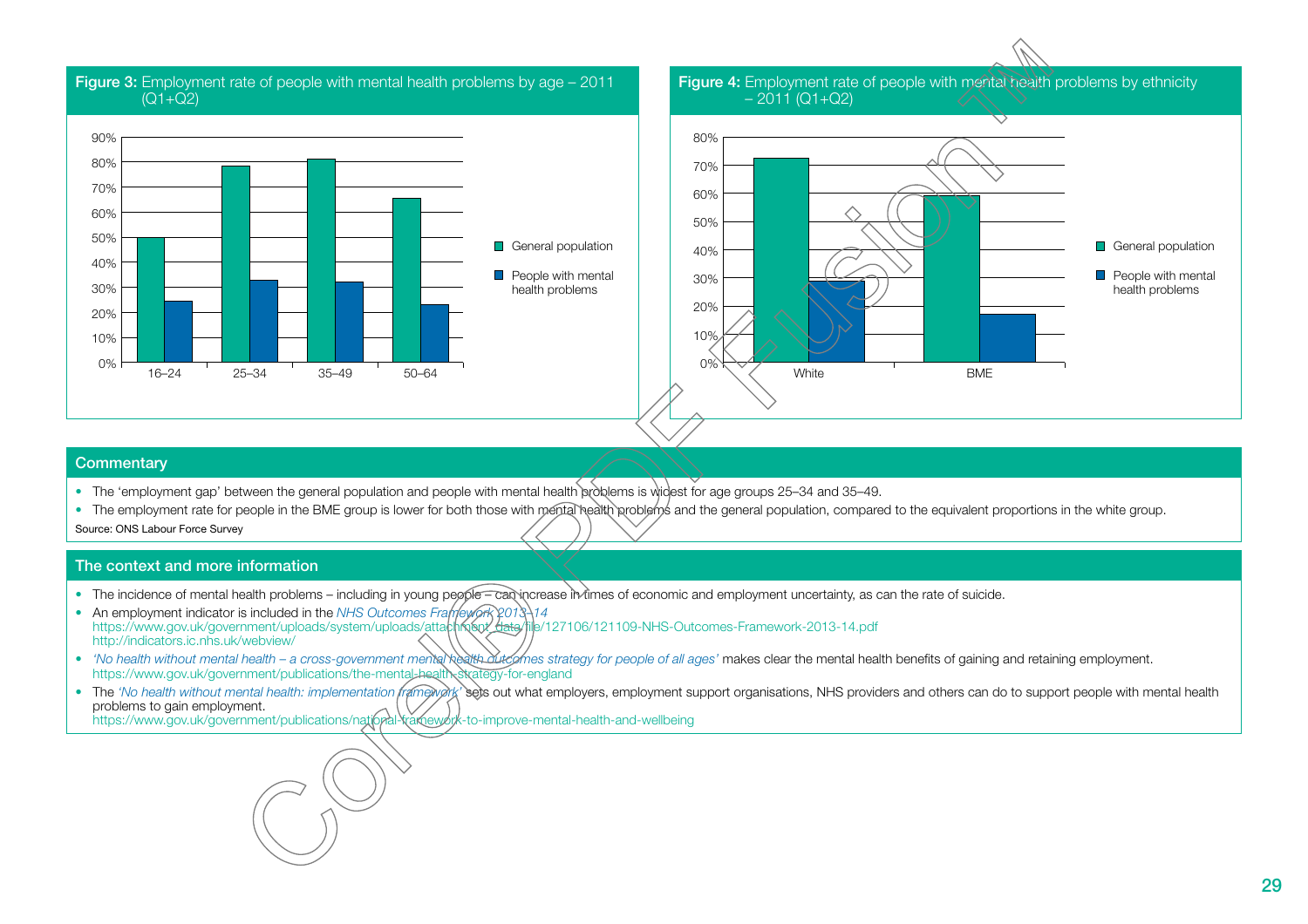**Figure 3:** Employment rate of people with mental health problems by age – 2011 (Q1+Q2)

**Figure 4:** Employment rate of people with mental health problems by ethnicity – 2011 (Q1+Q2)

## Commentary

- The 'employment gap' between the general population and people with mental health problems is widest for age groups 25–34 and 35–49.
- The employment rate for people in the BME group is lower for both those with mental health problems and the general population, compared to the equivalent proportions in the white group.

Source: ONS Labour Force Survey

## The context and more information

- The incidence of mental health problems – including in young people – can increase in times of economic and employment uncertainty, as can the rate of suicide.
- An employment indicator is included in the *NHS Outcomes Framework 2013–14*
  https://www.gov.uk/government/uploads/system/uploads/attachment_data/file/127106/121109-NHS-Outcomes-Framework-2013-14.pdf
  http://indicators.ic.nhs.uk/webview/
- *'No health without mental health – a cross-government mental health outcomes strategy for people of all ages'* makes clear the mental health benefits of gaining and retaining employment.
  https://www.gov.uk/government/publications/the-mental-health-strategy-for-england
- The *'No health without mental health: implementation framework'* sets out what employers, employment support organisations, NHS providers and others can do to support people with mental health problems to gain employment.
  https://www.gov.uk/government/publications/national-framework-to-improve-mental-health-and-wellbeing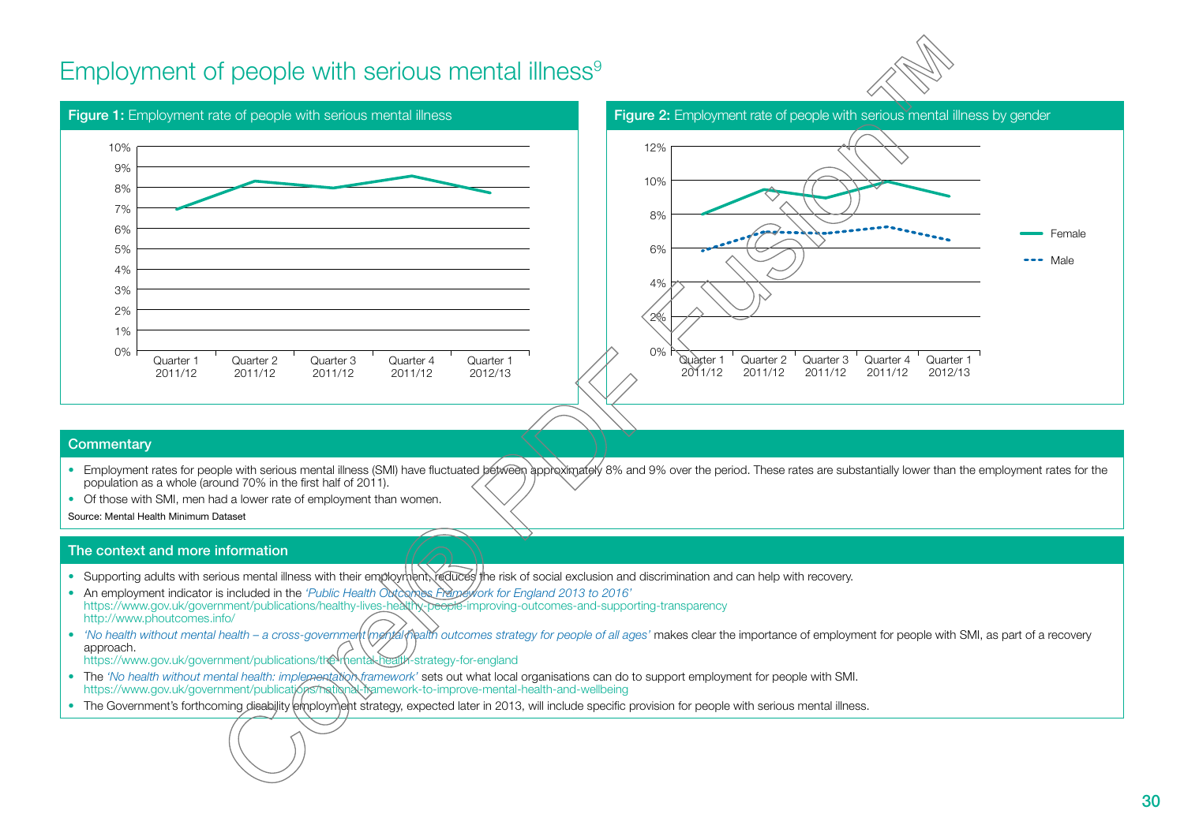# Employment of people with serious mental illness[9]

**Figure 1:** Employment rate of people with serious mental illness

**Figure 2:** Employment rate of people with serious mental illness by gender

## Commentary

- Employment rates for people with serious mental illness (SMI) have fluctuated between approximately 8% and 9% over the period. These rates are substantially lower than the employment rates for the population as a whole (around 70% in the first half of 2011).
- Of those with SMI, men had a lower rate of employment than women.

Source: Mental Health Minimum Dataset

## The context and more information

- Supporting adults with serious mental illness with their employment, reduces the risk of social exclusion and discrimination and can help with recovery.
- An employment indicator is included in the *'Public Health Outcomes Framework for England 2013 to 2016'*
  https://www.gov.uk/government/publications/healthy-lives-healthy-people-improving-outcomes-and-supporting-transparency
  http://www.phoutcomes.info/
- *'No health without mental health – a cross-government mental health outcomes strategy for people of all ages'* makes clear the importance of employment for people with SMI, as part of a recovery approach.
  https://www.gov.uk/government/publications/the-mental-health-strategy-for-england
- The *'No health without mental health: implementation framework'* sets out what local organisations can do to support employment for people with SMI.
  https://www.gov.uk/government/publications/national-framework-to-improve-mental-health-and-wellbeing
- The Government's forthcoming disability employment strategy, expected later in 2013, will include specific provision for people with serious mental illness.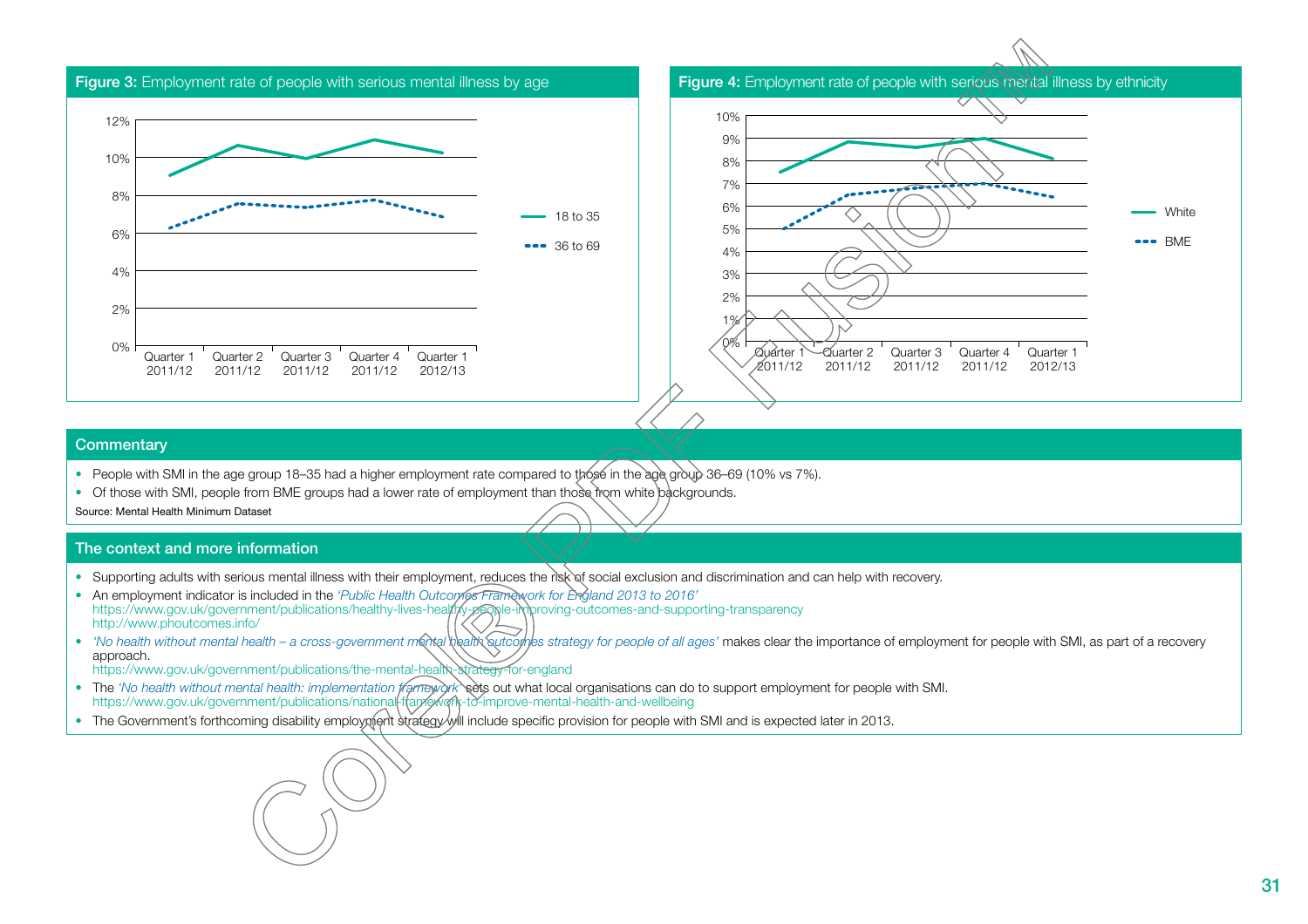**Figure 3:** Employment rate of people with serious mental illness by age

**Figure 4:** Employment rate of people with serious mental illness by ethnicity

## Commentary

- People with SMI in the age group 18–35 had a higher employment rate compared to those in the age group 36–69 (10% vs 7%).
- Of those with SMI, people from BME groups had a lower rate of employment than those from white backgrounds.

Source: Mental Health Minimum Dataset

## The context and more information

- Supporting adults with serious mental illness with their employment, reduces the risk of social exclusion and discrimination and can help with recovery.
- An employment indicator is included in the *'Public Health Outcomes Framework for England 2013 to 2016'*
  https://www.gov.uk/government/publications/healthy-lives-healthy-people-improving-outcomes-and-supporting-transparency
  http://www.phoutcomes.info/
- *'No health without mental health – a cross-government mental health outcomes strategy for people of all ages'* makes clear the importance of employment for people with SMI, as part of a recovery approach.
  https://www.gov.uk/government/publications/the-mental-health-strategy-for-england
- The *'No health without mental health: implementation framework'* sets out what local organisations can do to support employment for people with SMI.
  https://www.gov.uk/government/publications/national-framework-to-improve-mental-health-and-wellbeing
- The Government's forthcoming disability employment strategy will include specific provision for people with SMI and is expected later in 2013.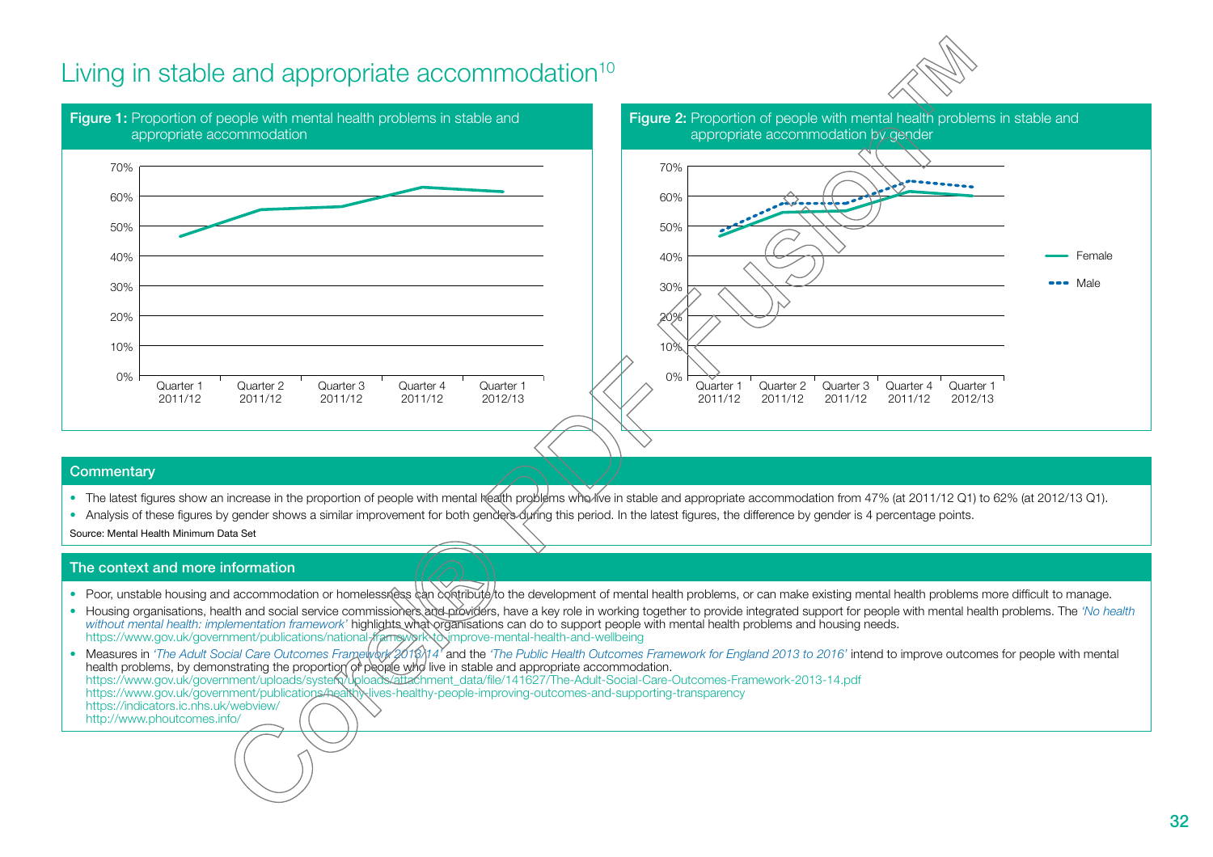# Living in stable and appropriate accommodation[10]

**Figure 1:** Proportion of people with mental health problems in stable and appropriate accommodation

**Figure 2:** Proportion of people with mental health problems in stable and appropriate accommodation by gender

## Commentary

- The latest figures show an increase in the proportion of people with mental health problems who live in stable and appropriate accommodation from 47% (at 2011/12 Q1) to 62% (at 2012/13 Q1).
- Analysis of these figures by gender shows a similar improvement for both genders during this period. In the latest figures, the difference by gender is 4 percentage points.

Source: Mental Health Minimum Data Set

## The context and more information

- Poor, unstable housing and accommodation or homelessness can contribute to the development of mental health problems, or can make existing mental health problems more difficult to manage.
- Housing organisations, health and social service commissioners and providers, have a key role in working together to provide integrated support for people with mental health problems. The *'No health without mental health: implementation framework'* highlights what organisations can do to support people with mental health problems and housing needs. https://www.gov.uk/government/publications/national-framework-to-improve-mental-health-and-wellbeing
- Measures in *'The Adult Social Care Outcomes Framework 2013/14'* and the *'The Public Health Outcomes Framework for England 2013 to 2016'* intend to improve outcomes for people with mental health problems, by demonstrating the proportion of people who live in stable and appropriate accommodation.
  https://www.gov.uk/government/uploads/system/uploads/attachment_data/file/141627/The-Adult-Social-Care-Outcomes-Framework-2013-14.pdf
  https://www.gov.uk/government/publications/healthy-lives-healthy-people-improving-outcomes-and-supporting-transparency
  https://indicators.ic.nhs.uk/webview/
  http://www.phoutcomes.info/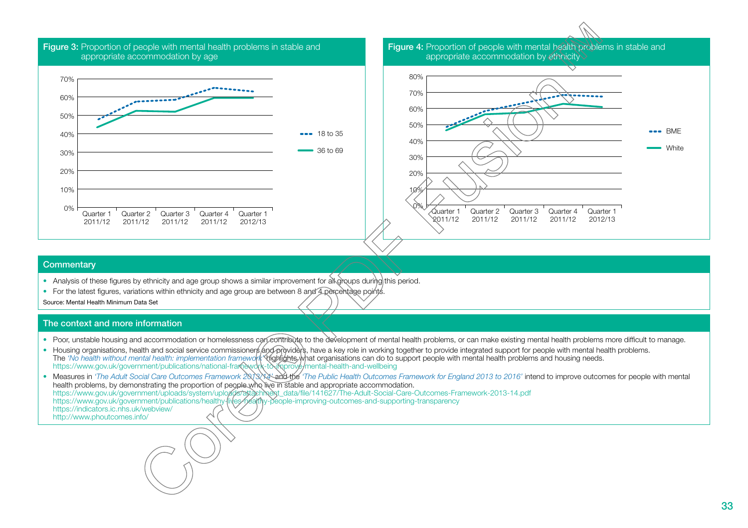**Figure 3:** Proportion of people with mental health problems in stable and appropriate accommodation by age

70%
60%
50%
40%
30%
20%
10%
0%

Quarter 1 2011/12 | Quarter 2 2011/12 | Quarter 3 2011/12 | Quarter 4 2011/12 | Quarter 1 2012/13

18 to 35
36 to 69

**Figure 4:** Proportion of people with mental health problems in stable and appropriate accommodation by ethnicity

80%
70%
60%
50%
40%
30%
20%
10%
0%

Quarter 1 2011/12 | Quarter 2 2011/12 | Quarter 3 2011/12 | Quarter 4 2011/12 | Quarter 1 2012/13

BME
White

## Commentary

- Analysis of these figures by ethnicity and age group shows a similar improvement for all groups during this period.
- For the latest figures, variations within ethnicity and age group are between 8 and 4 percentage points.

Source: Mental Health Minimum Data Set

## The context and more information

- Poor, unstable housing and accommodation or homelessness can contribute to the development of mental health problems, or can make existing mental health problems more difficult to manage.
- Housing organisations, health and social service commissioners and providers, have a key role in working together to provide integrated support for people with mental health problems. The *'No health without mental health: implementation framework'* highlights what organisations can do to support people with mental health problems and housing needs. https://www.gov.uk/government/publications/national-framework-to-improve-mental-health-and-wellbeing
- Measures in *'The Adult Social Care Outcomes Framework 2013/14'* and the *'The Public Health Outcomes Framework for England 2013 to 2016'* intend to improve outcomes for people with mental health problems, by demonstrating the proportion of people who live in stable and appropriate accommodation.
  https://www.gov.uk/government/uploads/system/uploads/attachment_data/file/141627/The-Adult-Social-Care-Outcomes-Framework-2013-14.pdf
  https://www.gov.uk/government/publications/healthy-lives-healthy-people-improving-outcomes-and-supporting-transparency
  https://indicators.ic.nhs.uk/webview/
  http://www.phoutcomes.info/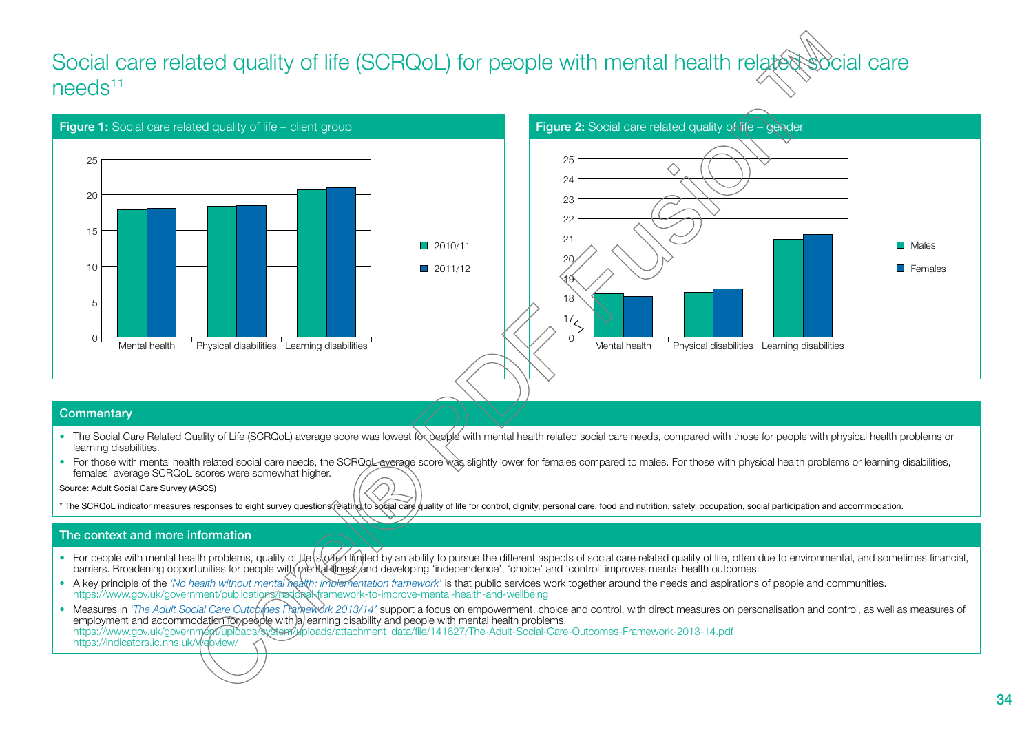# Social care related quality of life (SCRQoL) for people with mental health related social care needs[11]

**Figure 1:** Social care related quality of life – client group

**Figure 2:** Social care related quality of life – gender

## Commentary

- The Social Care Related Quality of Life (SCRQoL) average score was lowest for people with mental health related social care needs, compared with those for people with physical health problems or learning disabilities.
- For those with mental health related social care needs, the SCRQoL average score was slightly lower for females compared to males. For those with physical health problems or learning disabilities, females' average SCRQoL scores were somewhat higher.

Source: Adult Social Care Survey (ASCS)

* The SCRQoL indicator measures responses to eight survey questions relating to social care quality of life for control, dignity, personal care, food and nutrition, safety, occupation, social participation and accommodation.

## The context and more information

- For people with mental health problems, quality of life is often limited by an ability to pursue the different aspects of social care related quality of life, often due to environmental, and sometimes financial, barriers. Broadening opportunities for people with mental illness and developing 'independence', 'choice' and 'control' improves mental health outcomes.
- A key principle of the *'No health without mental health: implementation framework'* is that public services work together around the needs and aspirations of people and communities.
  https://www.gov.uk/government/publications/national-framework-to-improve-mental-health-and-wellbeing
- Measures in *'The Adult Social Care Outcomes Framework 2013/14'* support a focus on empowerment, choice and control, with direct measures on personalisation and control, as well as measures of employment and accommodation for people with a learning disability and people with mental health problems.
  https://www.gov.uk/government/uploads/system/uploads/attachment_data/file/141627/The-Adult-Social-Care-Outcomes-Framework-2013-14.pdf
  https://indicators.ic.nhs.uk/webview/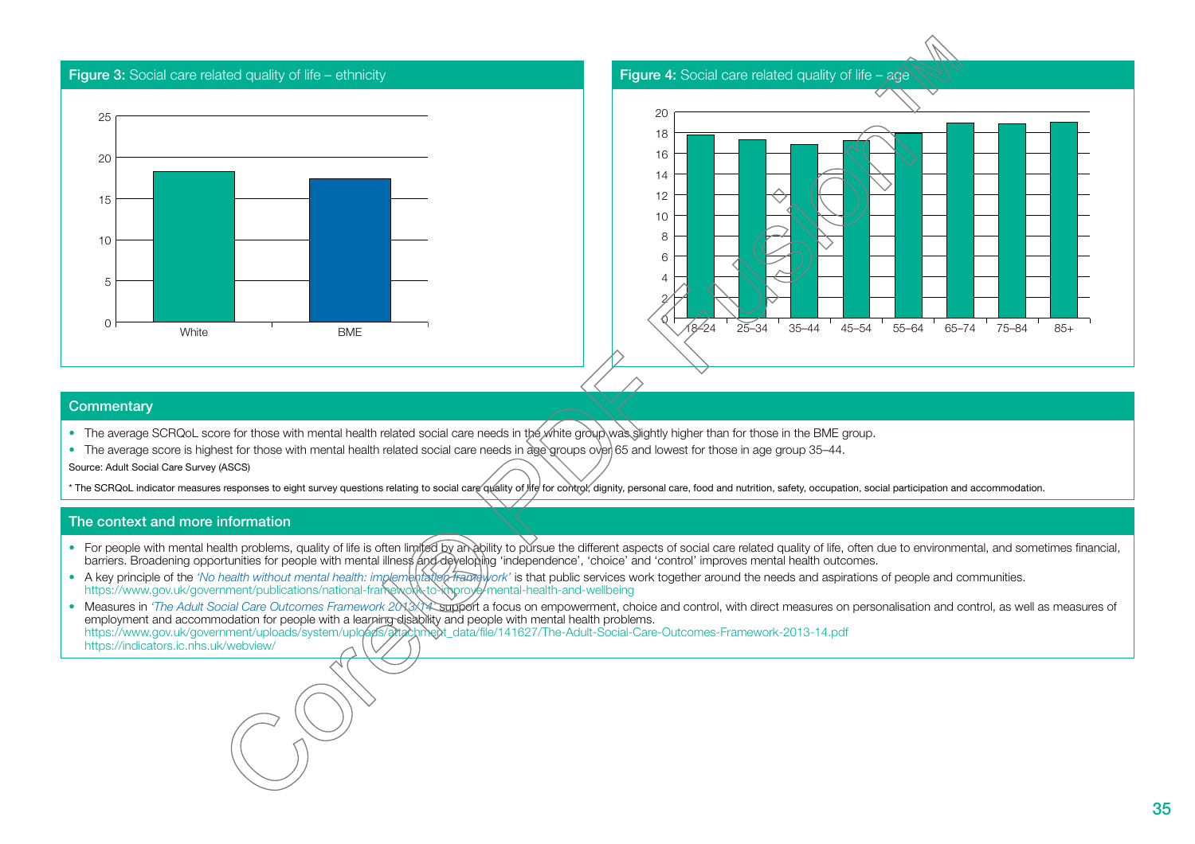**Figure 3:** Social care related quality of life – ethnicity

**Figure 4:** Social care related quality of life – age

## Commentary

- The average SCRQoL score for those with mental health related social care needs in the white group was slightly higher than for those in the BME group.
- The average score is highest for those with mental health related social care needs in age groups over 65 and lowest for those in age group 35–44.

Source: Adult Social Care Survey (ASCS)

* The SCRQoL indicator measures responses to eight survey questions relating to social care quality of life for control, dignity, personal care, food and nutrition, safety, occupation, social participation and accommodation.

## The context and more information

- For people with mental health problems, quality of life is often limited by an ability to pursue the different aspects of social care related quality of life, often due to environmental, and sometimes financial, barriers. Broadening opportunities for people with mental illness and developing 'independence', 'choice' and 'control' improves mental health outcomes.
- A key principle of the *'No health without mental health: implementation framework'* is that public services work together around the needs and aspirations of people and communities. https://www.gov.uk/government/publications/national-framework-to-improve-mental-health-and-wellbeing
- Measures in *'The Adult Social Care Outcomes Framework 2013/14'* support a focus on empowerment, choice and control, with direct measures on personalisation and control, as well as measures of employment and accommodation for people with a learning disability and people with mental health problems. https://www.gov.uk/government/uploads/system/uploads/attachment_data/file/141627/The-Adult-Social-Care-Outcomes-Framework-2013-14.pdf https://indicators.ic.nhs.uk/webview/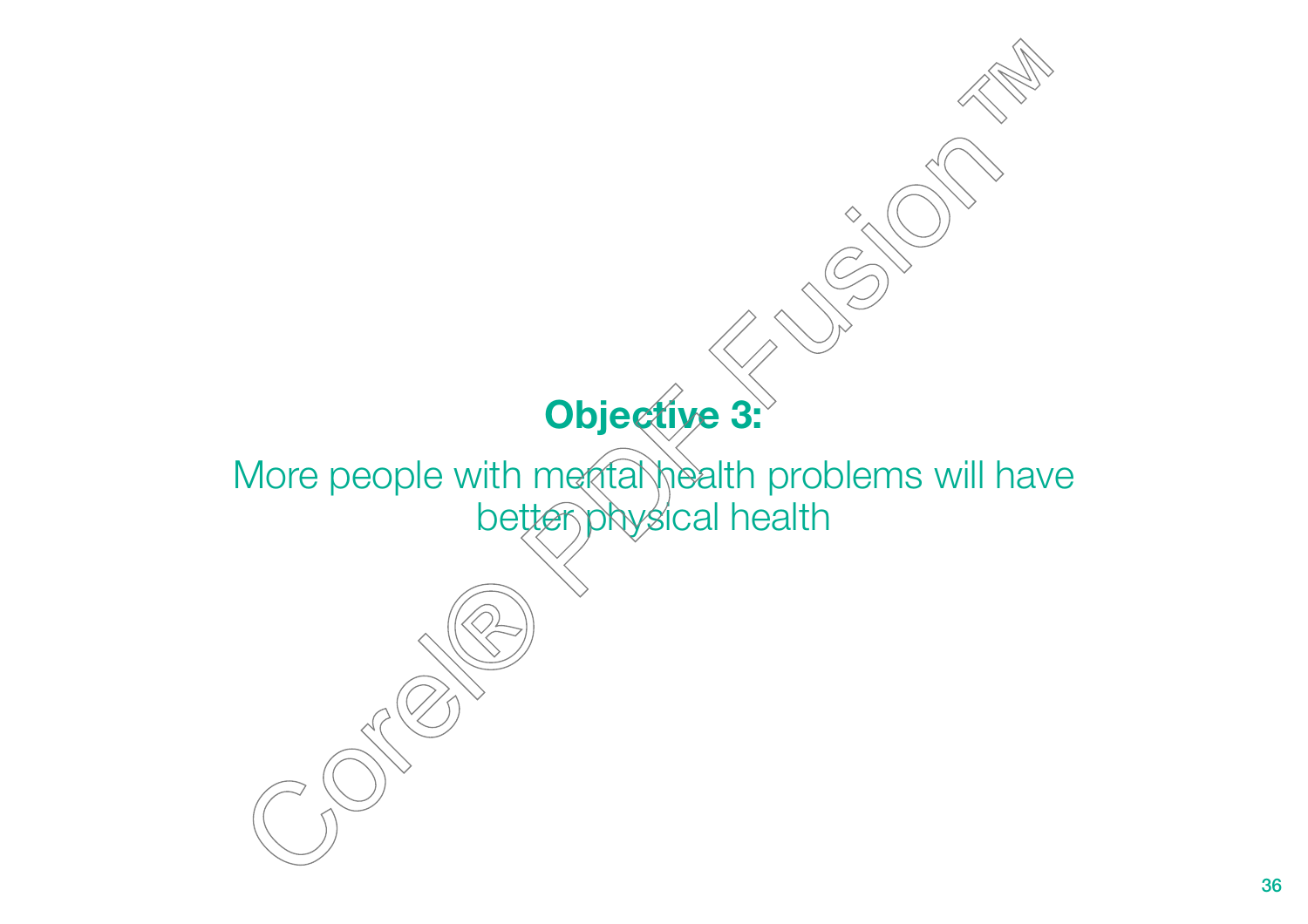# Objective 3:

More people with mental health problems will have better physical health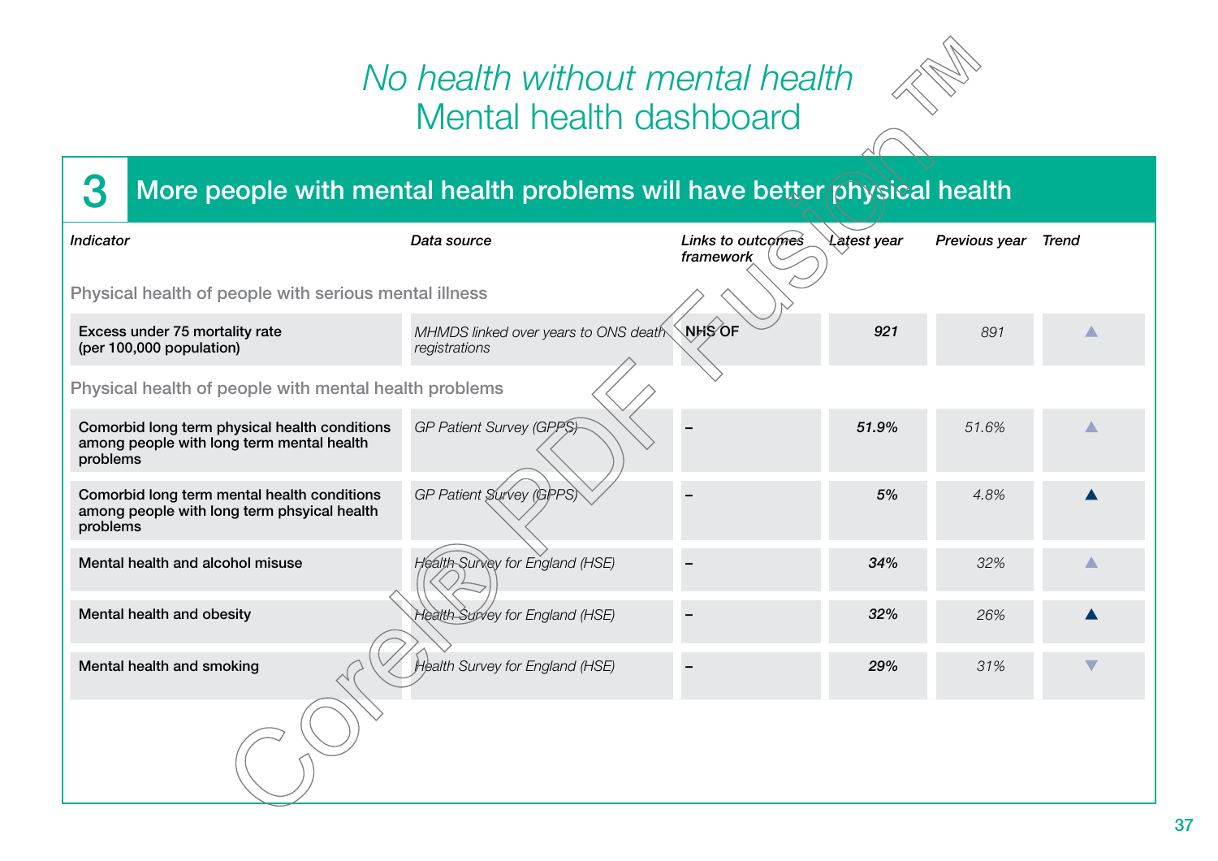# *No health without mental health*
# Mental health dashboard

## 3 More people with mental health problems will have better physical health

| *Indicator* | *Data source* | *Links to outcomes framework* | *Latest year* | *Previous year* | *Trend* |
|---|---|---|---|---|---|
| **Physical health of people with serious mental illness** | | | | | |
| Excess under 75 mortality rate (per 100,000 population) | *MHMDS linked over years to ONS death registrations* | NHS OF | ***921*** | *891* | ▲ |
| **Physical health of people with mental health problems** | | | | | |
| Comorbid long term physical health conditions among people with long term mental health problems | *GP Patient Survey (GPPS)* | – | ***51.9%*** | *51.6%* | ▲ |
| Comorbid long term mental health conditions among people with long term phsyical health problems | *GP Patient Survey (GPPS)* | – | ***5%*** | *4.8%* | ▲ |
| Mental health and alcohol misuse | *Health Survey for England (HSE)* | – | ***34%*** | *32%* | ▲ |
| Mental health and obesity | *Health Survey for England (HSE)* | – | ***32%*** | *26%* | ▲ |
| Mental health and smoking | *Health Survey for England (HSE)* | – | ***29%*** | *31%* | ▼ |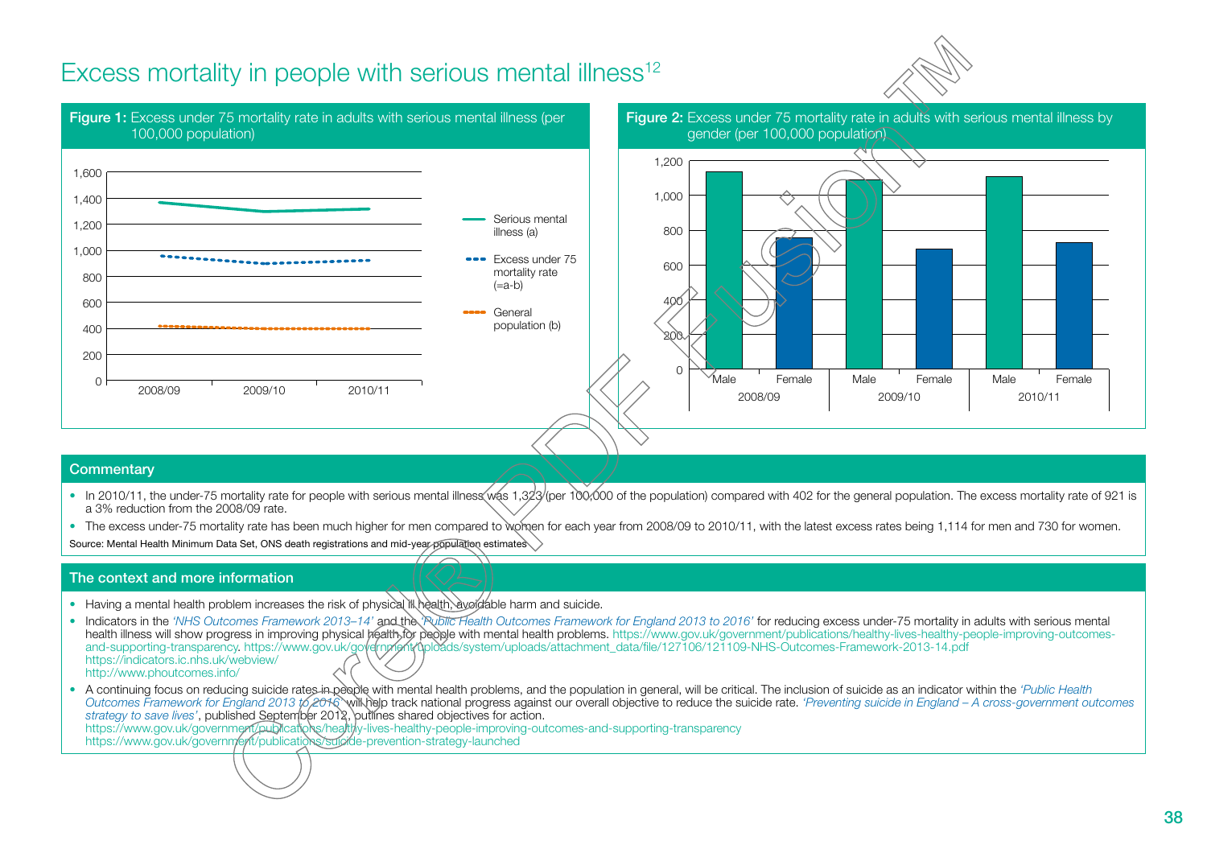# Excess mortality in people with serious mental illness[12]

**Figure 1:** Excess under 75 mortality rate in adults with serious mental illness (per 100,000 population)

**Figure 2:** Excess under 75 mortality rate in adults with serious mental illness by gender (per 100,000 population)

## Commentary

- In 2010/11, the under-75 mortality rate for people with serious mental illness was 1,323 (per 100,000 of the population) compared with 402 for the general population. The excess mortality rate of 921 is a 3% reduction from the 2008/09 rate.
- The excess under-75 mortality rate has been much higher for men compared to women for each year from 2008/09 to 2010/11, with the latest excess rates being 1,114 for men and 730 for women.

Source: Mental Health Minimum Data Set, ONS death registrations and mid-year population estimates

## The context and more information

- Having a mental health problem increases the risk of physical ill health, avoidable harm and suicide.
- Indicators in the *'NHS Outcomes Framework 2013–14'* and the *'Public Health Outcomes Framework for England 2013 to 2016'* for reducing excess under-75 mortality in adults with serious mental health illness will show progress in improving physical health for people with mental health problems. https://www.gov.uk/government/publications/healthy-lives-healthy-people-improving-outcomes-and-supporting-transparency. https://www.gov.uk/government/uploads/system/uploads/attachment_data/file/127106/121109-NHS-Outcomes-Framework-2013-14.pdf
  https://indicators.ic.nhs.uk/webview/
  http://www.phoutcomes.info/
- A continuing focus on reducing suicide rates in people with mental health problems, and the population in general, will be critical. The inclusion of suicide as an indicator within the *'Public Health Outcomes Framework for England 2013 to 2016'* will help track national progress against our overall objective to reduce the suicide rate. *'Preventing suicide in England – A cross-government outcomes strategy to save lives'*, published September 2012, outlines shared objectives for action.
  https://www.gov.uk/government/publications/healthy-lives-healthy-people-improving-outcomes-and-supporting-transparency
  https://www.gov.uk/government/publications/suicide-prevention-strategy-launched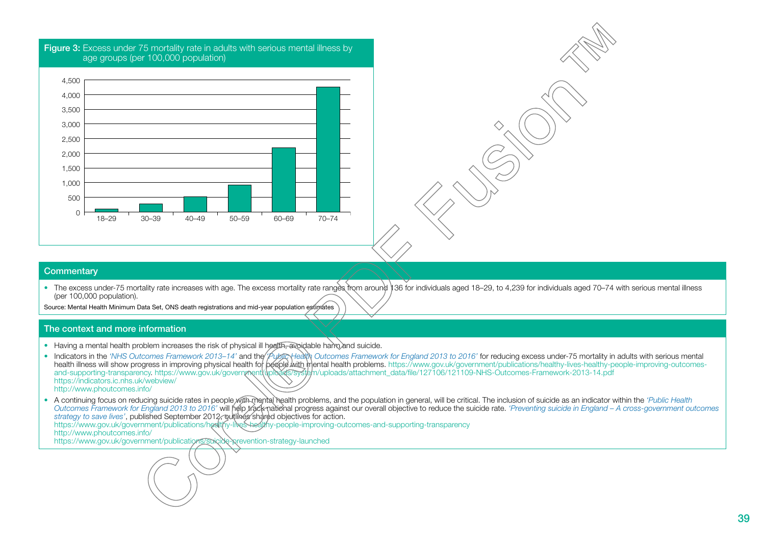**Figure 3:** Excess under 75 mortality rate in adults with serious mental illness by age groups (per 100,000 population)

## Commentary

- The excess under-75 mortality rate increases with age. The excess mortality rate ranges from around 136 for individuals aged 18–29, to 4,239 for individuals aged 70–74 with serious mental illness (per 100,000 population).

Source: Mental Health Minimum Data Set, ONS death registrations and mid-year population estimates

## The context and more information

- Having a mental health problem increases the risk of physical ill health, avoidable harm and suicide.
- Indicators in the *'NHS Outcomes Framework 2013–14'* and the *'Public Health Outcomes Framework for England 2013 to 2016'* for reducing excess under-75 mortality in adults with serious mental health illness will show progress in improving physical health for people with mental health problems. https://www.gov.uk/government/publications/healthy-lives-healthy-people-improving-outcomes-and-supporting-transparency. https://www.gov.uk/government/uploads/system/uploads/attachment_data/file/127106/121109-NHS-Outcomes-Framework-2013-14.pdf
  https://indicators.ic.nhs.uk/webview/
  http://www.phoutcomes.info/
- A continuing focus on reducing suicide rates in people with mental health problems, and the population in general, will be critical. The inclusion of suicide as an indicator within the *'Public Health Outcomes Framework for England 2013 to 2016'* will help track national progress against our overall objective to reduce the suicide rate. *'Preventing suicide in England – A cross-government outcomes strategy to save lives'*, published September 2012, outlines shared objectives for action.
  https://www.gov.uk/government/publications/healthy-lives-healthy-people-improving-outcomes-and-supporting-transparency
  http://www.phoutcomes.info/
  https://www.gov.uk/government/publications/suicide-prevention-strategy-launched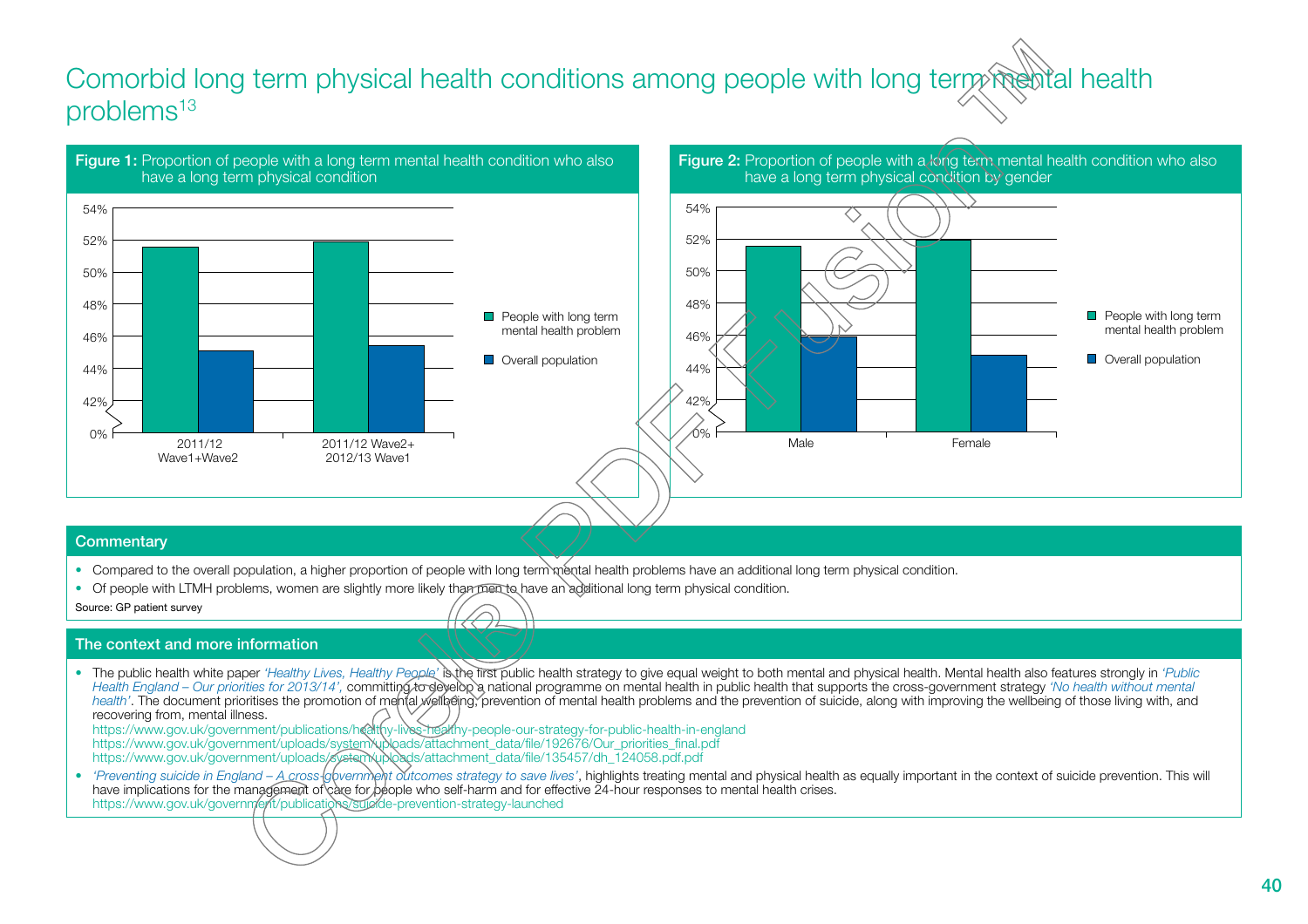# Comorbid long term physical health conditions among people with long term mental health problems[13]

**Figure 1:** Proportion of people with a long term mental health condition who also have a long term physical condition

**Figure 2:** Proportion of people with a long term mental health condition who also have a long term physical condition by gender

## Commentary

- Compared to the overall population, a higher proportion of people with long term mental health problems have an additional long term physical condition.
- Of people with LTMH problems, women are slightly more likely than men to have an additional long term physical condition.

Source: GP patient survey

## The context and more information

- The public health white paper *'Healthy Lives, Healthy People'* is the first public health strategy to give equal weight to both mental and physical health. Mental health also features strongly in *'Public Health England – Our priorities for 2013/14'*, committing to develop a national programme on mental health in public health that supports the cross-government strategy *'No health without mental health'*. The document prioritises the promotion of mental wellbeing, prevention of mental health problems and the prevention of suicide, along with improving the wellbeing of those living with, and recovering from, mental illness.
  https://www.gov.uk/government/publications/healthy-lives-healthy-people-our-strategy-for-public-health-in-england
  https://www.gov.uk/government/uploads/system/uploads/attachment_data/file/192676/Our_priorities_final.pdf
  https://www.gov.uk/government/uploads/system/uploads/attachment_data/file/135457/dh_124058.pdf.pdf
- *'Preventing suicide in England – A cross-government outcomes strategy to save lives'*, highlights treating mental and physical health as equally important in the context of suicide prevention. This will have implications for the management of care for people who self-harm and for effective 24-hour responses to mental health crises.
  https://www.gov.uk/government/publications/suicide-prevention-strategy-launched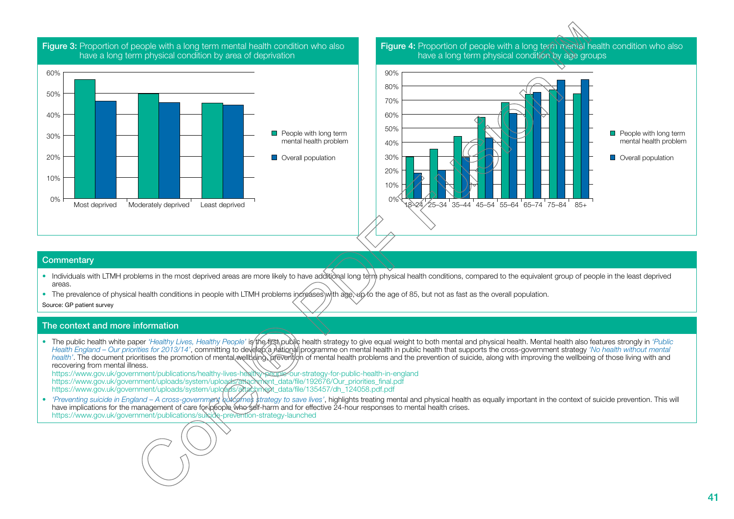**Figure 3:** Proportion of people with a long term mental health condition who also have a long term physical condition by area of deprivation

**Figure 4:** Proportion of people with a long term mental health condition who also have a long term physical condition by age groups

## Commentary

- Individuals with LTMH problems in the most deprived areas are more likely to have additional long term physical health conditions, compared to the equivalent group of people in the least deprived areas.
- The prevalence of physical health conditions in people with LTMH problems increases with age, up to the age of 85, but not as fast as the overall population.

Source: GP patient survey

## The context and more information

- The public health white paper *'Healthy Lives, Healthy People'* is the first public health strategy to give equal weight to both mental and physical health. Mental health also features strongly in *'Public Health England – Our priorities for 2013/14'*, committing to develop a national programme on mental health in public health that supports the cross-government strategy *'No health without mental health'*. The document prioritises the promotion of mental wellbeing, prevention of mental health problems and the prevention of suicide, along with improving the wellbeing of those living with and recovering from mental illness.
  https://www.gov.uk/government/publications/healthy-lives-healthy-people-our-strategy-for-public-health-in-england
  https://www.gov.uk/government/uploads/system/uploads/attachment_data/file/192676/Our_priorities_final.pdf
  https://www.gov.uk/government/uploads/system/uploads/attachment_data/file/135457/dh_124058.pdf.pdf
- *'Preventing suicide in England – A cross-government outcomes strategy to save lives'*, highlights treating mental and physical health as equally important in the context of suicide prevention. This will have implications for the management of care for people who self-harm and for effective 24-hour responses to mental health crises.
  https://www.gov.uk/government/publications/suicide-prevention-strategy-launched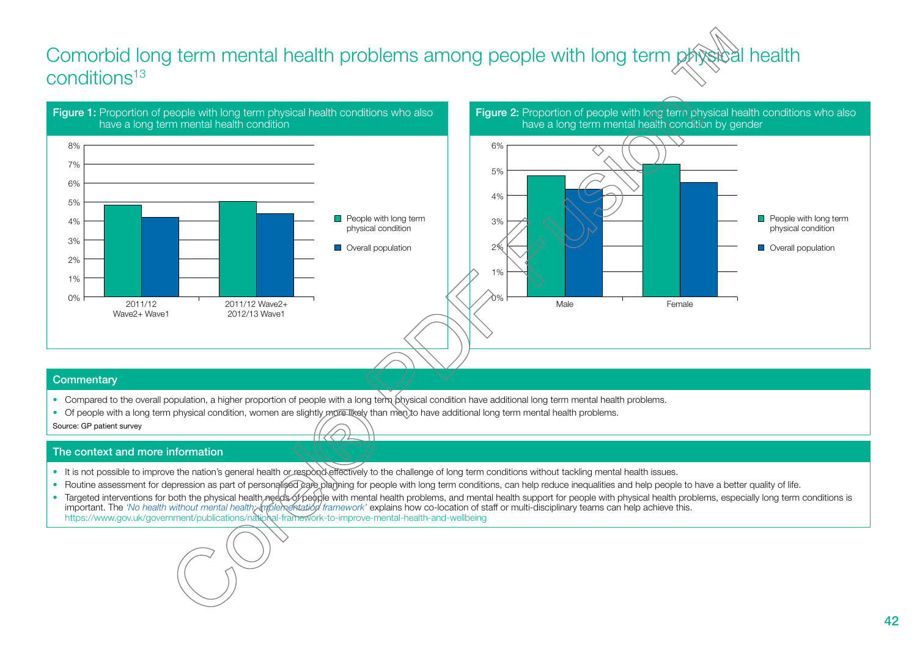# Comorbid long term mental health problems among people with long term physical health conditions[13]

**Figure 1:** Proportion of people with long term physical health conditions who also have a long term mental health condition

**Figure 2:** Proportion of people with long term physical health conditions who also have a long term mental health condition by gender

## Commentary

- Compared to the overall population, a higher proportion of people with a long term physical condition have additional long term mental health problems.
- Of people with a long term physical condition, women are slightly more likely than men to have additional long term mental health problems.

Source: GP patient survey

## The context and more information

- It is not possible to improve the nation's general health or respond effectively to the challenge of long term conditions without tackling mental health issues.
- Routine assessment for depression as part of personalised care planning for people with long term conditions, can help reduce inequalities and help people to have a better quality of life.
- Targeted interventions for both the physical health needs of people with mental health problems, and mental health support for people with physical health problems, especially long term conditions is important. The *'No health without mental health: implementation framework'* explains how co-location of staff or multi-disciplinary teams can help achieve this. https://www.gov.uk/government/publications/national-framework-to-improve-mental-health-and-wellbeing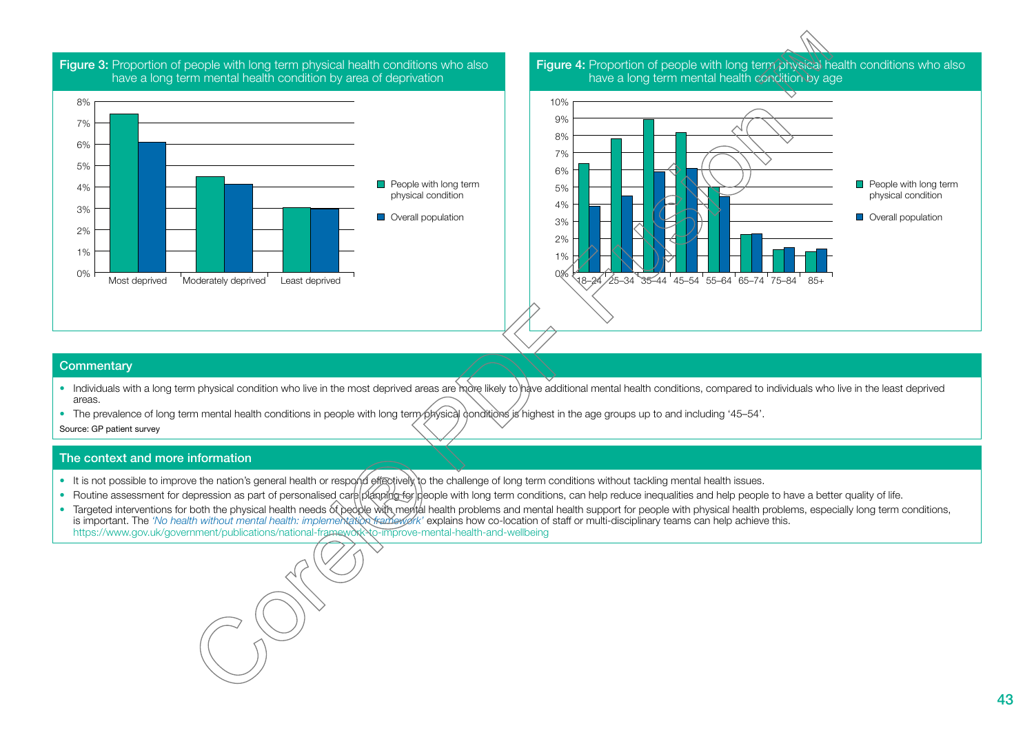**Figure 3:** Proportion of people with long term physical health conditions who also have a long term mental health condition by area of deprivation

| | People with long term physical condition | Overall population |
|---|---|---|
| Most deprived | 7.4% | 6.1% |
| Moderately deprived | 4.5% | 4.1% |
| Least deprived | 3.0% | 3.0% |

**Figure 4:** Proportion of people with long term physical health conditions who also have a long term mental health condition by age

| | People with long term physical condition | Overall population |
|---|---|---|
| 18–24 | 6.4% | 3.9% |
| 25–34 | 7.8% | 4.5% |
| 35–44 | 8.9% | 5.9% |
| 45–54 | 8.2% | 6.1% |
| 55–64 | 5.0% | 4.5% |
| 65–74 | 2.2% | 2.3% |
| 75–84 | 1.3% | 1.5% |
| 85+ | 1.2% | 1.4% |

## Commentary

- Individuals with a long term physical condition who live in the most deprived areas are more likely to have additional mental health conditions, compared to individuals who live in the least deprived areas.
- The prevalence of long term mental health conditions in people with long term physical conditions is highest in the age groups up to and including '45–54'.

Source: GP patient survey

## The context and more information

- It is not possible to improve the nation's general health or respond effectively to the challenge of long term conditions without tackling mental health issues.
- Routine assessment for depression as part of personalised care planning for people with long term conditions, can help reduce inequalities and help people to have a better quality of life.
- Targeted interventions for both the physical health needs of people with mental health problems and mental health support for people with physical health problems, especially long term conditions, is important. The *'No health without mental health: implementation framework'* explains how co-location of staff or multi-disciplinary teams can help achieve this. https://www.gov.uk/government/publications/national-framework-to-improve-mental-health-and-wellbeing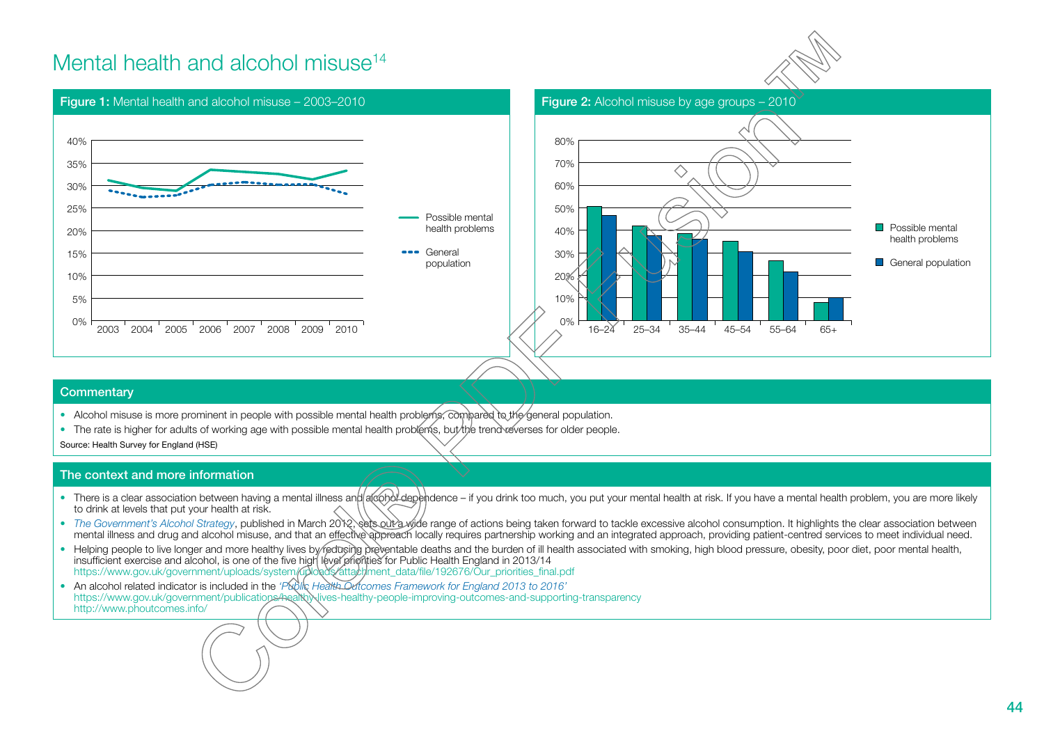# Mental health and alcohol misuse[14]

**Figure 1:** Mental health and alcohol misuse – 2003–2010

**Figure 2:** Alcohol misuse by age groups – 2010

## Commentary

- Alcohol misuse is more prominent in people with possible mental health problems, compared to the general population.
- The rate is higher for adults of working age with possible mental health problems, but the trend reverses for older people.

Source: Health Survey for England (HSE)

## The context and more information

- There is a clear association between having a mental illness and alcohol dependence – if you drink too much, you put your mental health at risk. If you have a mental health problem, you are more likely to drink at levels that put your health at risk.
- *The Government's Alcohol Strategy*, published in March 2012, sets out a wide range of actions being taken forward to tackle excessive alcohol consumption. It highlights the clear association between mental illness and drug and alcohol misuse, and that an effective approach locally requires partnership working and an integrated approach, providing patient-centred services to meet individual need.
- Helping people to live longer and more healthy lives by reducing preventable deaths and the burden of ill health associated with smoking, high blood pressure, obesity, poor diet, poor mental health, insufficient exercise and alcohol, is one of the five high level priorities for Public Health England in 2013/14
  https://www.gov.uk/government/uploads/system/uploads/attachment_data/file/192676/Our_priorities_final.pdf
- An alcohol related indicator is included in the *'Public Health Outcomes Framework for England 2013 to 2016'*
  https://www.gov.uk/government/publications/healthy-lives-healthy-people-improving-outcomes-and-supporting-transparency
  http://www.phoutcomes.info/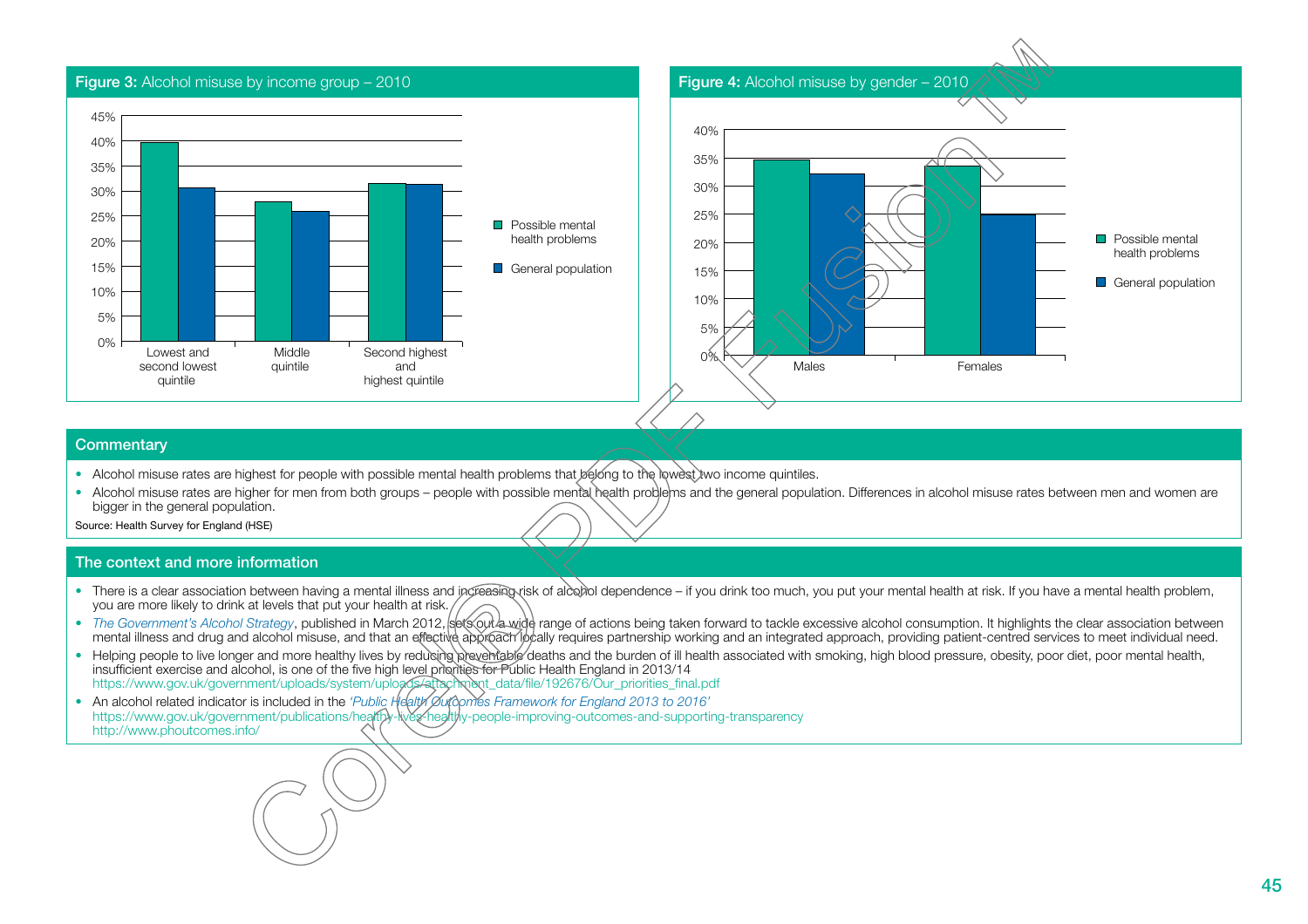**Figure 3:** Alcohol misuse by income group – 2010

| | Possible mental health problems | General population |
|---|---|---|
| Lowest and second lowest quintile | 40% | 31% |
| Middle quintile | 28% | 26% |
| Second highest and highest quintile | 32% | 31% |

**Figure 4:** Alcohol misuse by gender – 2010

| | Possible mental health problems | General population |
|---|---|---|
| Males | 35% | 32% |
| Females | 34% | 25% |

## Commentary

- Alcohol misuse rates are highest for people with possible mental health problems that belong to the lowest two income quintiles.
- Alcohol misuse rates are higher for men from both groups – people with possible mental health problems and the general population. Differences in alcohol misuse rates between men and women are bigger in the general population.

Source: Health Survey for England (HSE)

## The context and more information

- There is a clear association between having a mental illness and increasing risk of alcohol dependence – if you drink too much, you put your mental health at risk. If you have a mental health problem, you are more likely to drink at levels that put your health at risk.
- *The Government's Alcohol Strategy*, published in March 2012, sets out a wide range of actions being taken forward to tackle excessive alcohol consumption. It highlights the clear association between mental illness and drug and alcohol misuse, and that an effective approach locally requires partnership working and an integrated approach, providing patient-centred services to meet individual need.
- Helping people to live longer and more healthy lives by reducing preventable deaths and the burden of ill health associated with smoking, high blood pressure, obesity, poor diet, poor mental health, insufficient exercise and alcohol, is one of the five high level priorities for Public Health England in 2013/14
  https://www.gov.uk/government/uploads/system/uploads/attachment_data/file/192676/Our_priorities_final.pdf
- An alcohol related indicator is included in the *'Public Health Outcomes Framework for England 2013 to 2016'*
  https://www.gov.uk/government/publications/healthy-lives-healthy-people-improving-outcomes-and-supporting-transparency
  http://www.phoutcomes.info/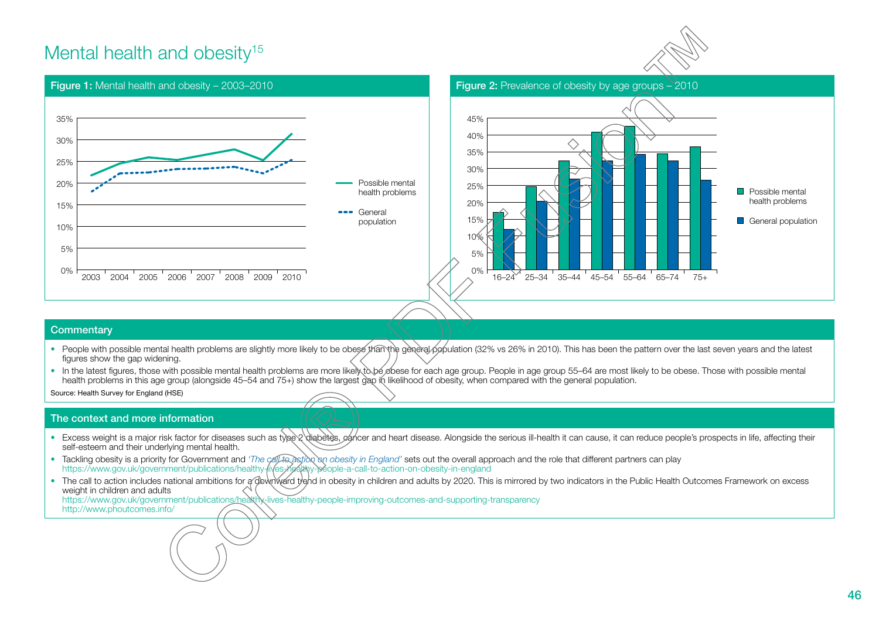# Mental health and obesity[15]

**Figure 1:** Mental health and obesity – 2003–2010

**Figure 2:** Prevalence of obesity by age groups – 2010

## Commentary

- People with possible mental health problems are slightly more likely to be obese than the general population (32% vs 26% in 2010). This has been the pattern over the last seven years and the latest figures show the gap widening.
- In the latest figures, those with possible mental health problems are more likely to be obese for each age group. People in age group 55–64 are most likely to be obese. Those with possible mental health problems in this age group (alongside 45–54 and 75+) show the largest gap in likelihood of obesity, when compared with the general population.

Source: Health Survey for England (HSE)

## The context and more information

- Excess weight is a major risk factor for diseases such as type 2 diabetes, cancer and heart disease. Alongside the serious ill-health it can cause, it can reduce people's prospects in life, affecting their self-esteem and their underlying mental health.
- Tackling obesity is a priority for Government and *'The call to action on obesity in England'* sets out the overall approach and the role that different partners can play https://www.gov.uk/government/publications/healthy-lives-healthy-people-a-call-to-action-on-obesity-in-england
- The call to action includes national ambitions for a downward trend in obesity in children and adults by 2020. This is mirrored by two indicators in the Public Health Outcomes Framework on excess weight in children and adults https://www.gov.uk/government/publications/healthy-lives-healthy-people-improving-outcomes-and-supporting-transparency http://www.phoutcomes.info/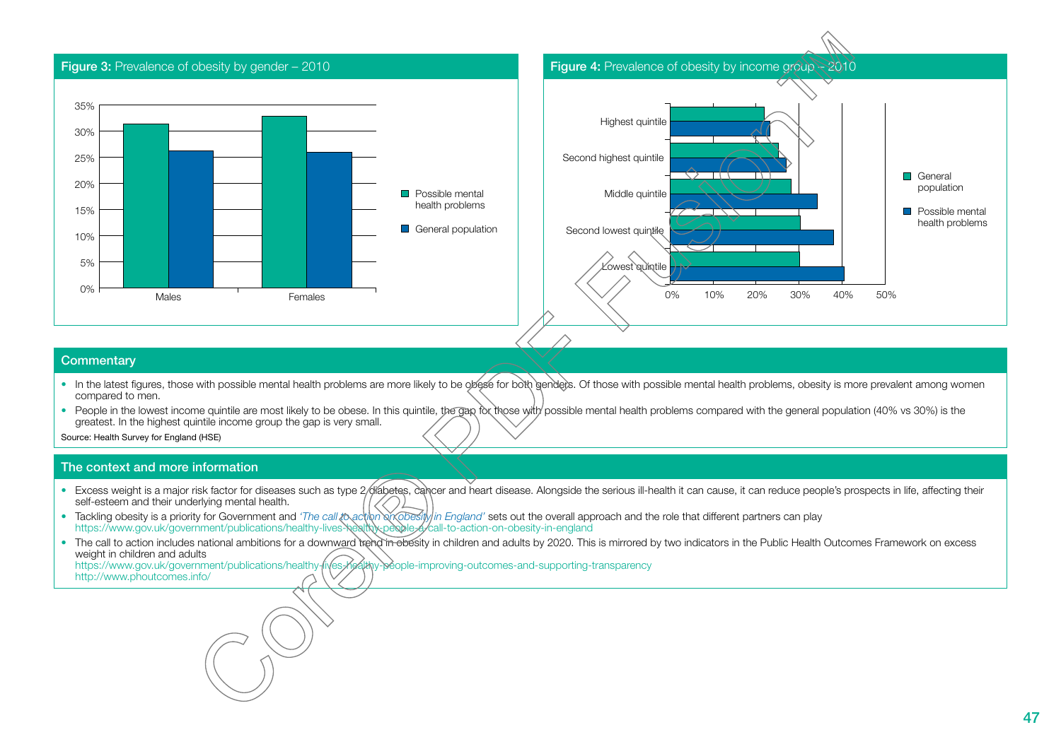**Figure 3:** Prevalence of obesity by gender – 2010

**Figure 4:** Prevalence of obesity by income group – 2010

## Commentary

- In the latest figures, those with possible mental health problems are more likely to be obese for both genders. Of those with possible mental health problems, obesity is more prevalent among women compared to men.
- People in the lowest income quintile are most likely to be obese. In this quintile, the gap for those with possible mental health problems compared with the general population (40% vs 30%) is the greatest. In the highest quintile income group the gap is very small.

Source: Health Survey for England (HSE)

## The context and more information

- Excess weight is a major risk factor for diseases such as type 2 diabetes, cancer and heart disease. Alongside the serious ill-health it can cause, it can reduce people's prospects in life, affecting their self-esteem and their underlying mental health.
- Tackling obesity is a priority for Government and *'The call to action on obesity in England'* sets out the overall approach and the role that different partners can play https://www.gov.uk/government/publications/healthy-lives-healthy-people-a-call-to-action-on-obesity-in-england
- The call to action includes national ambitions for a downward trend in obesity in children and adults by 2020. This is mirrored by two indicators in the Public Health Outcomes Framework on excess weight in children and adults https://www.gov.uk/government/publications/healthy-lives-healthy-people-improving-outcomes-and-supporting-transparency http://www.phoutcomes.info/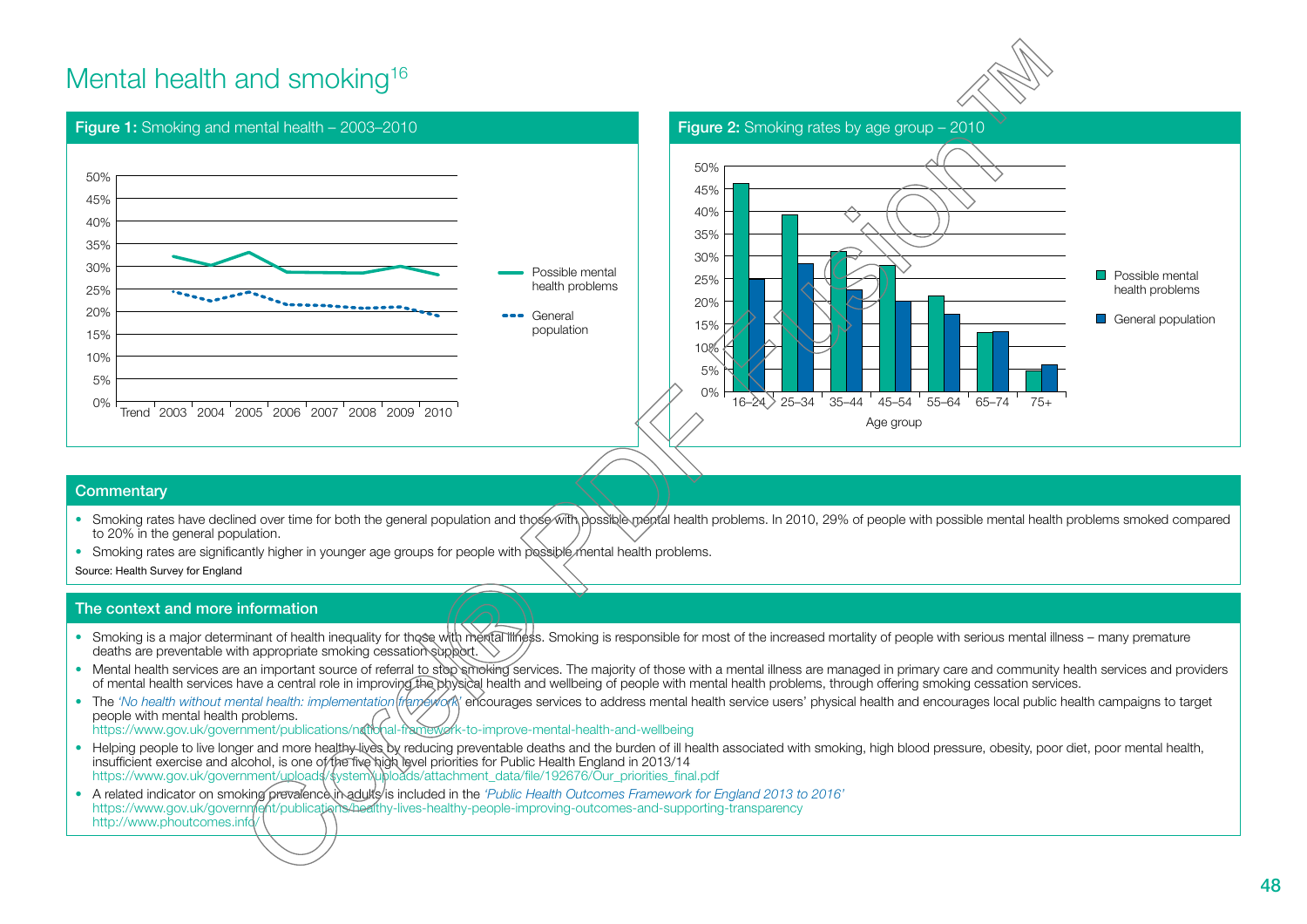# Mental health and smoking[16]

**Figure 1:** Smoking and mental health – 2003–2010

**Figure 2:** Smoking rates by age group – 2010

## Commentary

- Smoking rates have declined over time for both the general population and those with possible mental health problems. In 2010, 29% of people with possible mental health problems smoked compared to 20% in the general population.
- Smoking rates are significantly higher in younger age groups for people with possible mental health problems.

Source: Health Survey for England

## The context and more information

- Smoking is a major determinant of health inequality for those with mental illness. Smoking is responsible for most of the increased mortality of people with serious mental illness – many premature deaths are preventable with appropriate smoking cessation support.
- Mental health services are an important source of referral to stop smoking services. The majority of those with a mental illness are managed in primary care and community health services and providers of mental health services have a central role in improving the physical health and wellbeing of people with mental health problems, through offering smoking cessation services.
- The *'No health without mental health: implementation framework'* encourages services to address mental health service users' physical health and encourages local public health campaigns to target people with mental health problems.
  https://www.gov.uk/government/publications/national-framework-to-improve-mental-health-and-wellbeing
- Helping people to live longer and more healthy lives by reducing preventable deaths and the burden of ill health associated with smoking, high blood pressure, obesity, poor diet, poor mental health, insufficient exercise and alcohol, is one of the five high level priorities for Public Health England in 2013/14
  https://www.gov.uk/government/uploads/system/uploads/attachment_data/file/192676/Our_priorities_final.pdf
- A related indicator on smoking prevalence in adults is included in the *'Public Health Outcomes Framework for England 2013 to 2016'*
  https://www.gov.uk/government/publications/healthy-lives-healthy-people-improving-outcomes-and-supporting-transparency
  http://www.phoutcomes.info/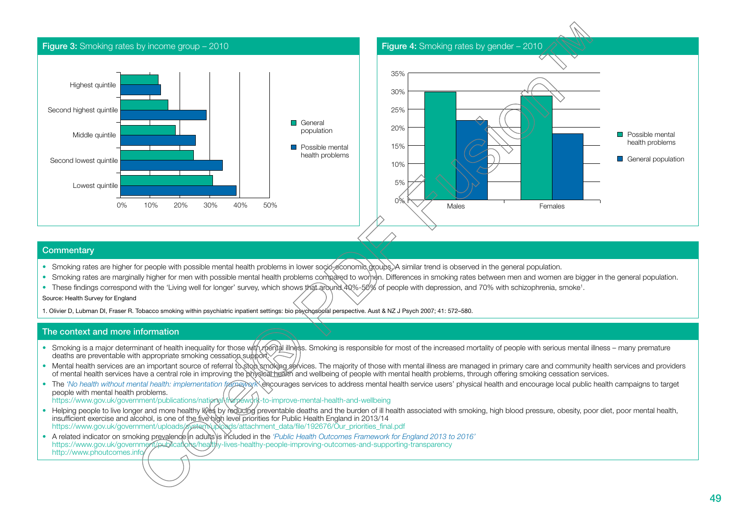**Figure 3:** Smoking rates by income group – 2010

**Figure 4:** Smoking rates by gender – 2010

## Commentary

- Smoking rates are higher for people with possible mental health problems in lower socio-economic groups. A similar trend is observed in the general population.
- Smoking rates are marginally higher for men with possible mental health problems compared to women. Differences in smoking rates between men and women are bigger in the general population.
- These findings correspond with the 'Living well for longer' survey, which shows that around 40%-50% of people with depression, and 70% with schizophrenia, smoke[1].

Source: Health Survey for England

1. Olivier D, Lubman DI, Fraser R. Tobacco smoking within psychiatric inpatient settings: bio psychosocial perspective. Aust & NZ J Psych 2007; 41: 572–580.

## The context and more information

- Smoking is a major determinant of health inequality for those with mental illness. Smoking is responsible for most of the increased mortality of people with serious mental illness – many premature deaths are preventable with appropriate smoking cessation support.
- Mental health services are an important source of referral to stop smoking services. The majority of those with mental illness are managed in primary care and community health services and providers of mental health services have a central role in improving the physical health and wellbeing of people with mental health problems, through offering smoking cessation services.
- The *'No health without mental health: implementation framework'* encourages services to address mental health service users' physical health and encourage local public health campaigns to target people with mental health problems.
  https://www.gov.uk/government/publications/national-framework-to-improve-mental-health-and-wellbeing
- Helping people to live longer and more healthy lives by reducing preventable deaths and the burden of ill health associated with smoking, high blood pressure, obesity, poor diet, poor mental health, insufficient exercise and alcohol, is one of the five high level priorities for Public Health England in 2013/14
  https://www.gov.uk/government/uploads/system/uploads/attachment_data/file/192676/Our_priorities_final.pdf
- A related indicator on smoking prevalence in adults is included in the *'Public Health Outcomes Framework for England 2013 to 2016'*
  https://www.gov.uk/government/publications/healthy-lives-healthy-people-improving-outcomes-and-supporting-transparency
  http://www.phoutcomes.info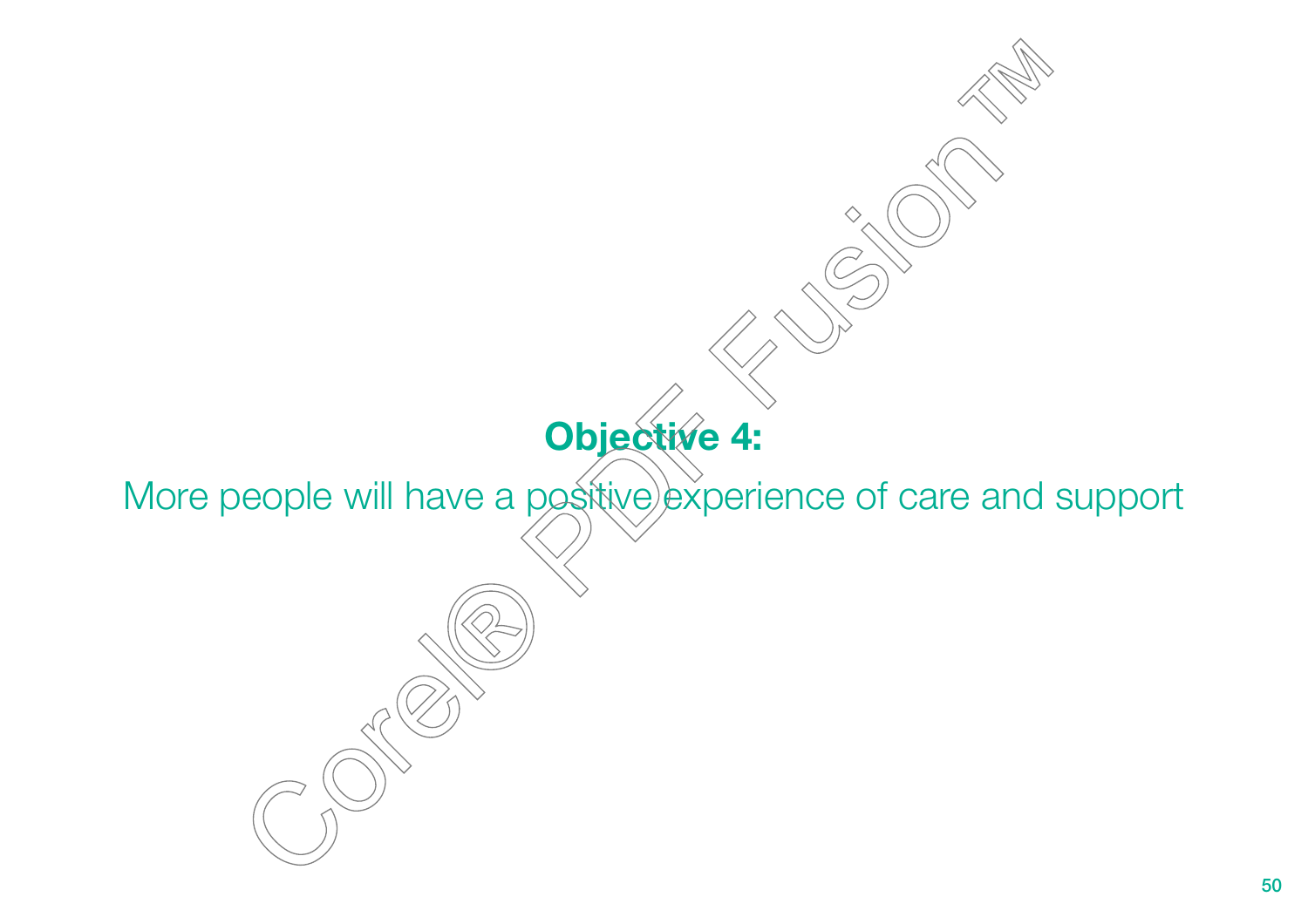## Objective 4:

More people will have a positive experience of care and support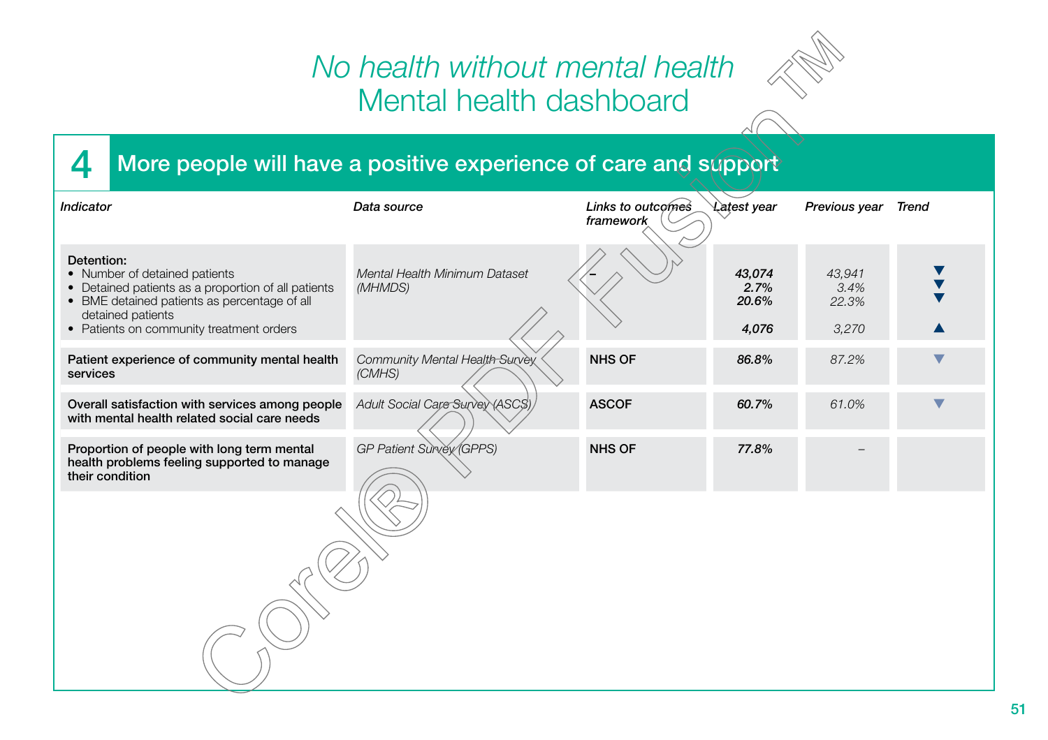# *No health without mental health*
# Mental health dashboard

## 4 More people will have a positive experience of care and support

| *Indicator* | *Data source* | *Links to outcomes framework* | *Latest year* | *Previous year* | *Trend* |
|---|---|---|---|---|---|
| **Detention:**<br>• Number of detained patients<br>• Detained patients as a proportion of all patients<br>• BME detained patients as percentage of all detained patients<br>• Patients on community treatment orders | *Mental Health Minimum Dataset (MHMDS)* | – | ***43,074***<br>***2.7%***<br>***20.6%***<br>***4,076*** | *43,941*<br>*3.4%*<br>*22.3%*<br>*3,270* | ▼<br>▼<br>▼<br>▲ |
| **Patient experience of community mental health services** | *Community Mental Health Survey (CMHS)* | **NHS OF** | ***86.8%*** | *87.2%* | ▼ |
| **Overall satisfaction with services among people with mental health related social care needs** | *Adult Social Care Survey (ASCS)* | **ASCOF** | ***60.7%*** | *61.0%* | ▼ |
| **Proportion of people with long term mental health problems feeling supported to manage their condition** | *GP Patient Survey (GPPS)* | **NHS OF** | ***77.8%*** | – | |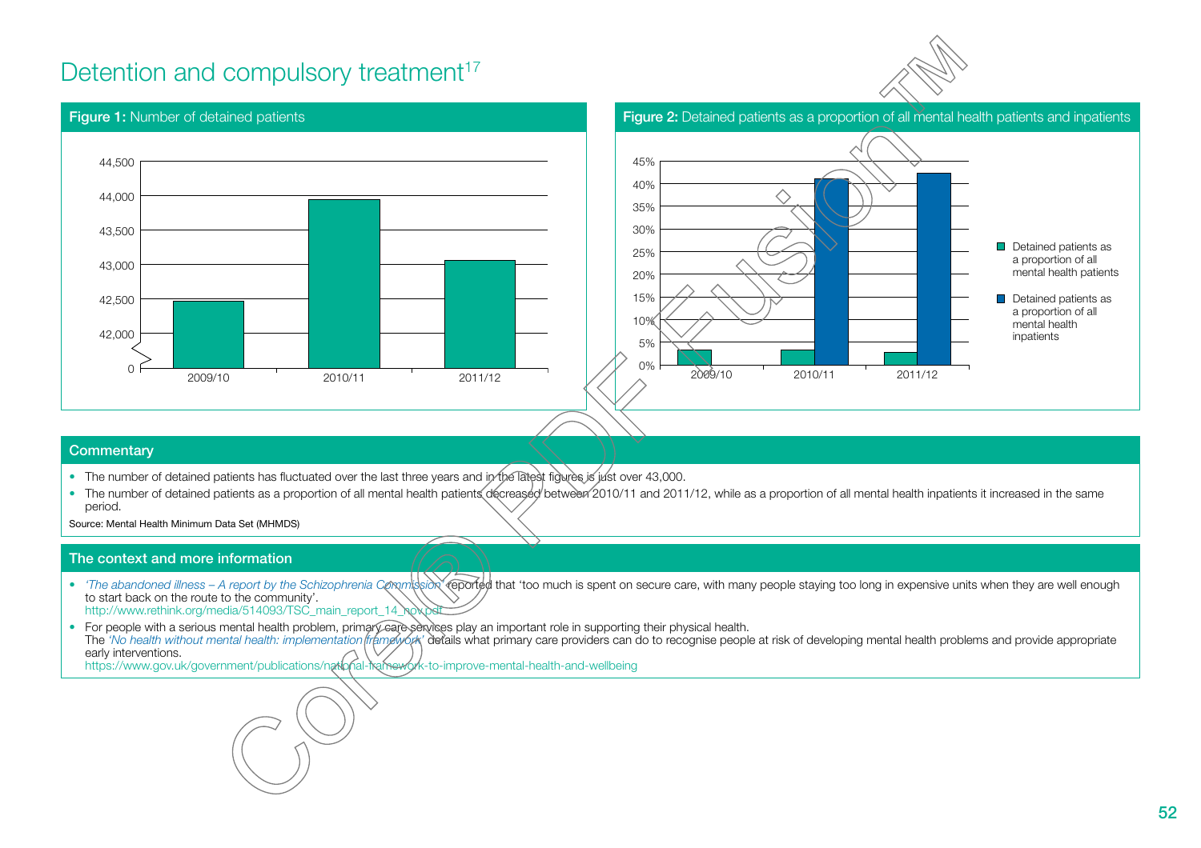# Detention and compulsory treatment[17]

**Figure 1:** Number of detained patients

**Figure 2:** Detained patients as a proportion of all mental health patients and inpatients

## Commentary

- The number of detained patients has fluctuated over the last three years and in the latest figures is just over 43,000.
- The number of detained patients as a proportion of all mental health patients decreased between 2010/11 and 2011/12, while as a proportion of all mental health inpatients it increased in the same period.

Source: Mental Health Minimum Data Set (MHMDS)

## The context and more information

- *'The abandoned illness – A report by the Schizophrenia Commission'* reported that 'too much is spent on secure care, with many people staying too long in expensive units when they are well enough to start back on the route to the community'.
  http://www.rethink.org/media/514093/TSC_main_report_14_nov.pdf
- For people with a serious mental health problem, primary care services play an important role in supporting their physical health.
  The *'No health without mental health: implementation framework'* details what primary care providers can do to recognise people at risk of developing mental health problems and provide appropriate early interventions.
  https://www.gov.uk/government/publications/national-framework-to-improve-mental-health-and-wellbeing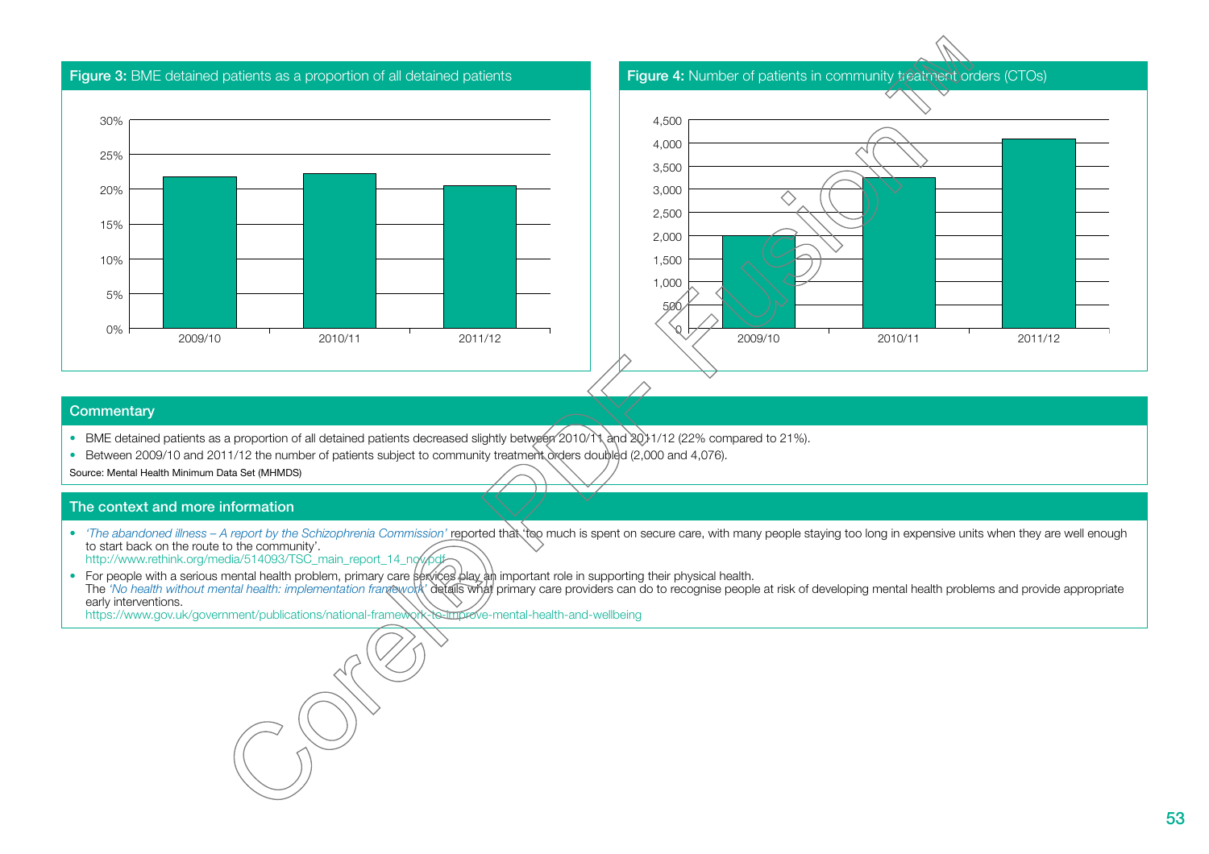**Figure 3:** BME detained patients as a proportion of all detained patients

**Figure 4:** Number of patients in community treatment orders (CTOs)

## Commentary

- BME detained patients as a proportion of all detained patients decreased slightly between 2010/11 and 2011/12 (22% compared to 21%).
- Between 2009/10 and 2011/12 the number of patients subject to community treatment orders doubled (2,000 and 4,076).

Source: Mental Health Minimum Data Set (MHMDS)

## The context and more information

- *'The abandoned illness – A report by the Schizophrenia Commission'* reported that 'too much is spent on secure care, with many people staying too long in expensive units when they are well enough to start back on the route to the community'.
  http://www.rethink.org/media/514093/TSC_main_report_14_nov.pdf
- For people with a serious mental health problem, primary care services play an important role in supporting their physical health.
  The *'No health without mental health: implementation framework'* details what primary care providers can do to recognise people at risk of developing mental health problems and provide appropriate early interventions.
  https://www.gov.uk/government/publications/national-framework-to-improve-mental-health-and-wellbeing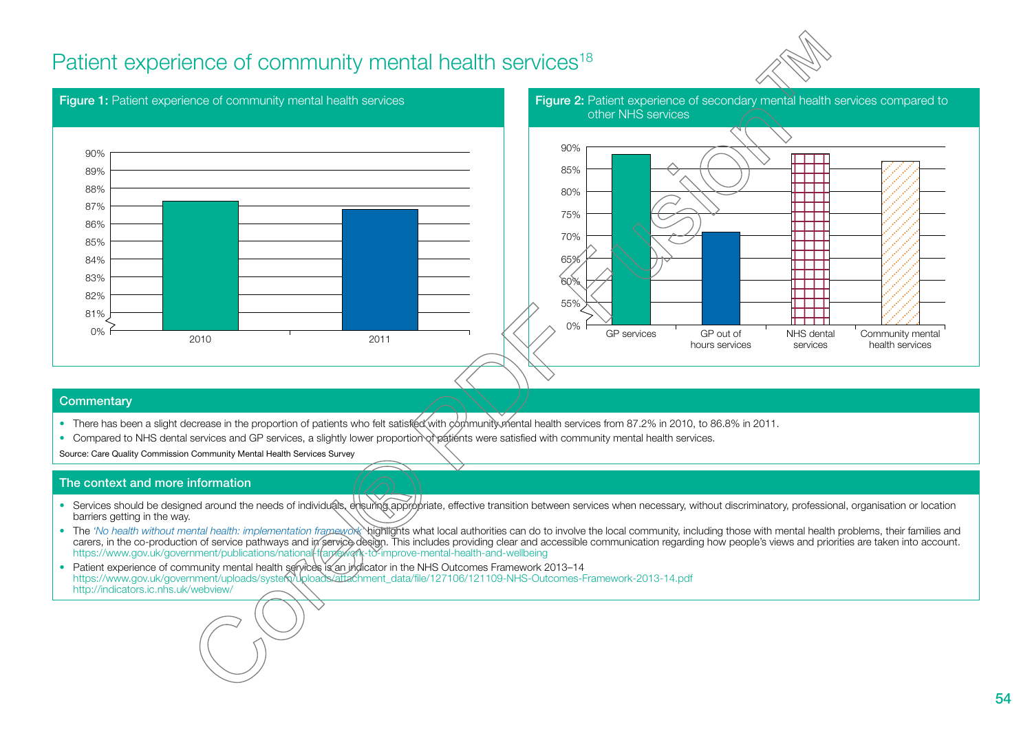# Patient experience of community mental health services[18]

**Figure 1:** Patient experience of community mental health services

**Figure 2:** Patient experience of secondary mental health services compared to other NHS services

## Commentary

- There has been a slight decrease in the proportion of patients who felt satisfied with community mental health services from 87.2% in 2010, to 86.8% in 2011.
- Compared to NHS dental services and GP services, a slightly lower proportion of patients were satisfied with community mental health services.

Source: Care Quality Commission Community Mental Health Services Survey

## The context and more information

- Services should be designed around the needs of individuals, ensuring appropriate, effective transition between services when necessary, without discriminatory, professional, organisation or location barriers getting in the way.
- The *'No health without mental health: implementation framework'* highlights what local authorities can do to involve the local community, including those with mental health problems, their families and carers, in the co-production of service pathways and in service design. This includes providing clear and accessible communication regarding how people's views and priorities are taken into account. https://www.gov.uk/government/publications/national-framework-to-improve-mental-health-and-wellbeing
- Patient experience of community mental health services is an indicator in the NHS Outcomes Framework 2013–14 https://www.gov.uk/government/uploads/system/uploads/attachment_data/file/127106/121109-NHS-Outcomes-Framework-2013-14.pdf http://indicators.ic.nhs.uk/webview/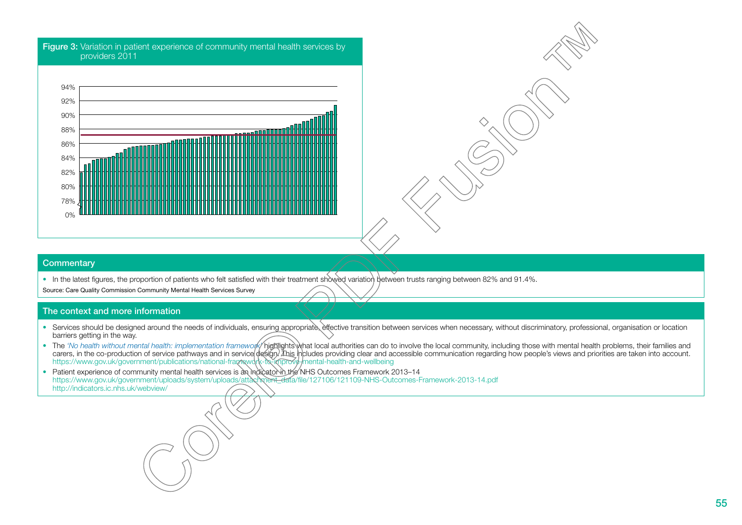**Figure 3:** Variation in patient experience of community mental health services by providers 2011

## Commentary

- In the latest figures, the proportion of patients who felt satisfied with their treatment showed variation between trusts ranging between 82% and 91.4%.

Source: Care Quality Commission Community Mental Health Services Survey

## The context and more information

- Services should be designed around the needs of individuals, ensuring appropriate, effective transition between services when necessary, without discriminatory, professional, organisation or location barriers getting in the way.
- The *'No health without mental health: implementation framework'* highlights what local authorities can do to involve the local community, including those with mental health problems, their families and carers, in the co-production of service pathways and in service design. This includes providing clear and accessible communication regarding how people's views and priorities are taken into account. https://www.gov.uk/government/publications/national-framework-to-improve-mental-health-and-wellbeing
- Patient experience of community mental health services is an indicator in the NHS Outcomes Framework 2013–14 https://www.gov.uk/government/uploads/system/uploads/attachment_data/file/127106/121109-NHS-Outcomes-Framework-2013-14.pdf http://indicators.ic.nhs.uk/webview/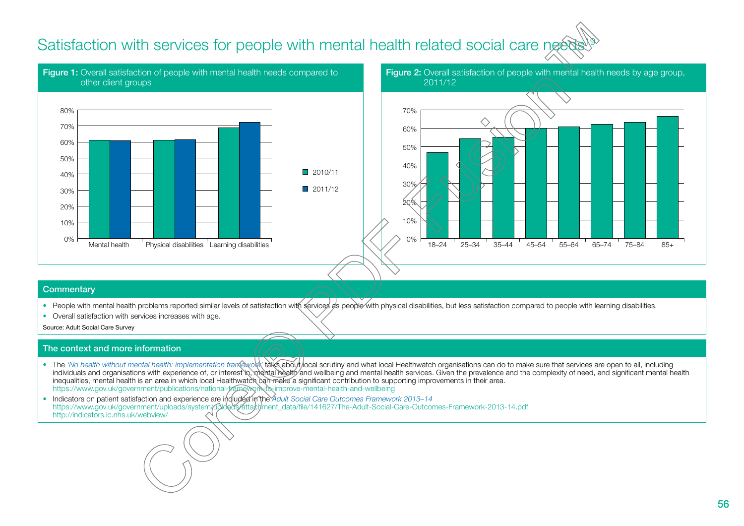# Satisfaction with services for people with mental health related social care needs[19]

**Figure 1:** Overall satisfaction of people with mental health needs compared to other client groups

**Figure 2:** Overall satisfaction of people with mental health needs by age group, 2011/12

## Commentary

- People with mental health problems reported similar levels of satisfaction with services as people with physical disabilities, but less satisfaction compared to people with learning disabilities.
- Overall satisfaction with services increases with age.

Source: Adult Social Care Survey

## The context and more information

- The *'No health without mental health: implementation framework'* talks about local scrutiny and what local Healthwatch organisations can do to make sure that services are open to all, including individuals and organisations with experience of, or interest in, mental health and wellbeing and mental health services. Given the prevalence and the complexity of need, and significant mental health inequalities, mental health is an area in which local Healthwatch can make a significant contribution to supporting improvements in their area.
  https://www.gov.uk/government/publications/national-framework-to-improve-mental-health-and-wellbeing
- Indicators on patient satisfaction and experience are included in the *Adult Social Care Outcomes Framework 2013–14*
  https://www.gov.uk/government/uploads/system/uploads/attachment_data/file/141627/The-Adult-Social-Care-Outcomes-Framework-2013-14.pdf
  http://indicators.ic.nhs.uk/webview/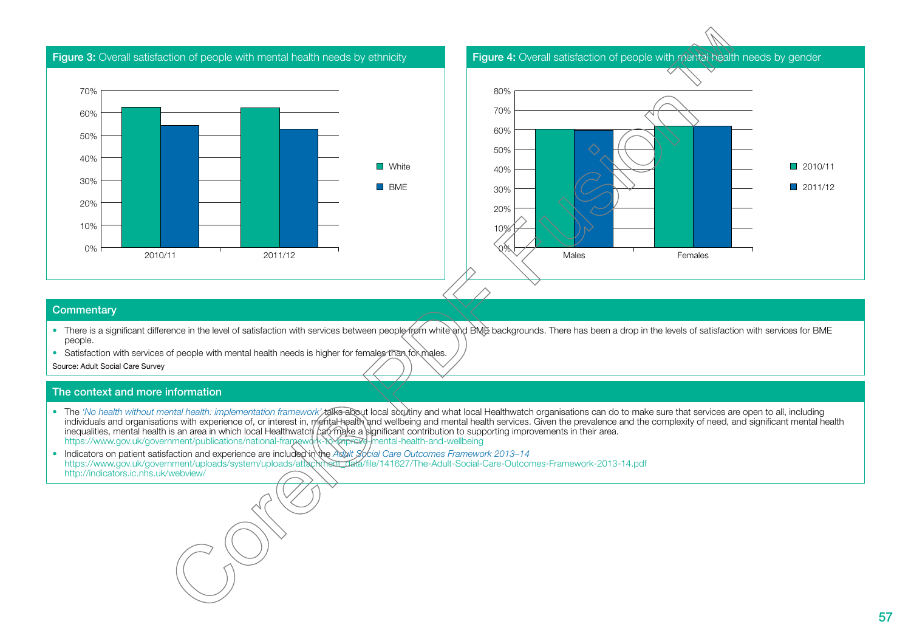**Figure 3:** Overall satisfaction of people with mental health needs by ethnicity

**Figure 4:** Overall satisfaction of people with mental health needs by gender

## Commentary

- There is a significant difference in the level of satisfaction with services between people from white and BME backgrounds. There has been a drop in the levels of satisfaction with services for BME people.
- Satisfaction with services of people with mental health needs is higher for females than for males.

Source: Adult Social Care Survey

## The context and more information

- The *'No health without mental health: implementation framework'* talks about local scrutiny and what local Healthwatch organisations can do to make sure that services are open to all, including individuals and organisations with experience of, or interest in, mental health and wellbeing and mental health services. Given the prevalence and the complexity of need, and significant mental health inequalities, mental health is an area in which local Healthwatch can make a significant contribution to supporting improvements in their area.
  https://www.gov.uk/government/publications/national-framework-to-improve-mental-health-and-wellbeing
- Indicators on patient satisfaction and experience are included in the *Adult Social Care Outcomes Framework 2013–14*
  https://www.gov.uk/government/uploads/system/uploads/attachment_data/file/141627/The-Adult-Social-Care-Outcomes-Framework-2013-14.pdf
  http://indicators.ic.nhs.uk/webview/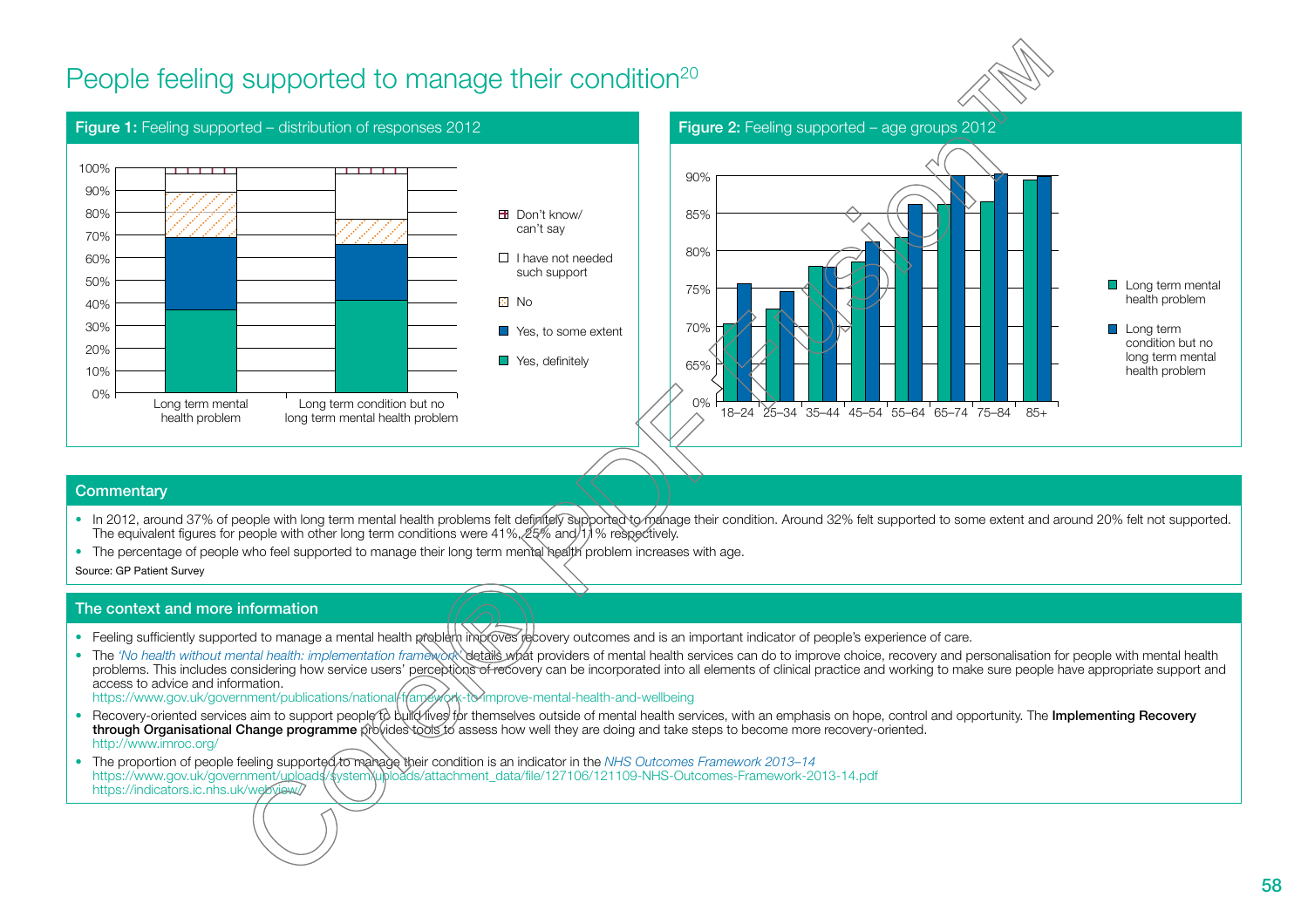# People feeling supported to manage their condition[20]

**Figure 1:** Feeling supported – distribution of responses 2012

**Figure 2:** Feeling supported – age groups 2012

## Commentary

- In 2012, around 37% of people with long term mental health problems felt definitely supported to manage their condition. Around 32% felt supported to some extent and around 20% felt not supported. The equivalent figures for people with other long term conditions were 41%, 25% and 11% respectively.
- The percentage of people who feel supported to manage their long term mental health problem increases with age.

Source: GP Patient Survey

## The context and more information

- Feeling sufficiently supported to manage a mental health problem improves recovery outcomes and is an important indicator of people's experience of care.
- The *'No health without mental health: implementation framework'* details what providers of mental health services can do to improve choice, recovery and personalisation for people with mental health problems. This includes considering how service users' perceptions of recovery can be incorporated into all elements of clinical practice and working to make sure people have appropriate support and access to advice and information.
  https://www.gov.uk/government/publications/national-framework-to-improve-mental-health-and-wellbeing
- Recovery-oriented services aim to support people to build lives for themselves outside of mental health services, with an emphasis on hope, control and opportunity. The **Implementing Recovery through Organisational Change programme** provides tools to assess how well they are doing and take steps to become more recovery-oriented.
  http://www.imroc.org/
- The proportion of people feeling supported to manage their condition is an indicator in the *NHS Outcomes Framework 2013–14*
  https://www.gov.uk/government/uploads/system/uploads/attachment_data/file/127106/121109-NHS-Outcomes-Framework-2013-14.pdf
  https://indicators.ic.nhs.uk/webview/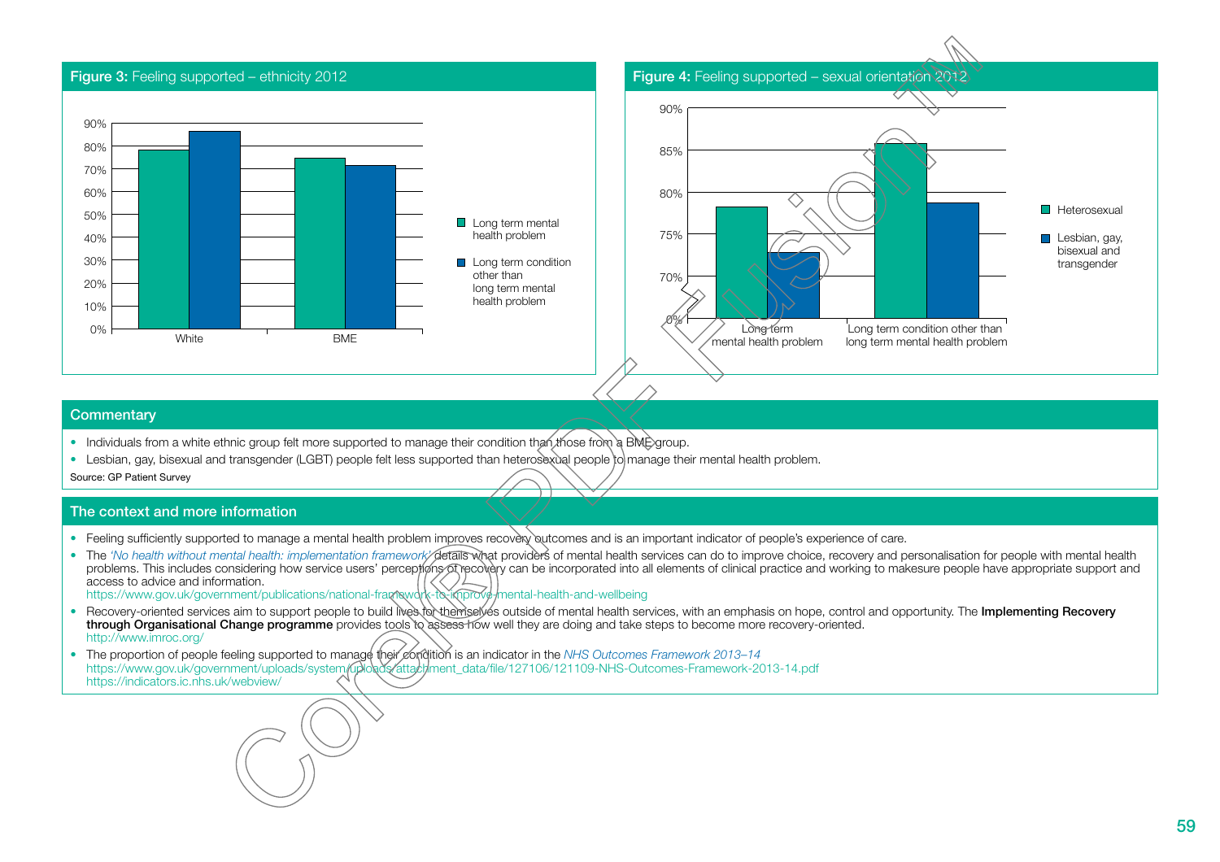**Figure 3:** Feeling supported – ethnicity 2012

**Figure 4:** Feeling supported – sexual orientation 2012

## Commentary

- Individuals from a white ethnic group felt more supported to manage their condition than those from a BME group.
- Lesbian, gay, bisexual and transgender (LGBT) people felt less supported than heterosexual people to manage their mental health problem.

Source: GP Patient Survey

## The context and more information

- Feeling sufficiently supported to manage a mental health problem improves recovery outcomes and is an important indicator of people's experience of care.
- The *'No health without mental health: implementation framework'* details what providers of mental health services can do to improve choice, recovery and personalisation for people with mental health problems. This includes considering how service users' perceptions of recovery can be incorporated into all elements of clinical practice and working to makesure people have appropriate support and access to advice and information.
  https://www.gov.uk/government/publications/national-framework-to-improve-mental-health-and-wellbeing
- Recovery-oriented services aim to support people to build lives for themselves outside of mental health services, with an emphasis on hope, control and opportunity. The **Implementing Recovery through Organisational Change programme** provides tools to assess how well they are doing and take steps to become more recovery-oriented.
  http://www.imroc.org/
- The proportion of people feeling supported to manage their condition is an indicator in the *NHS Outcomes Framework 2013–14*
  https://www.gov.uk/government/uploads/system/uploads/attachment_data/file/127106/121109-NHS-Outcomes-Framework-2013-14.pdf
  https://indicators.ic.nhs.uk/webview/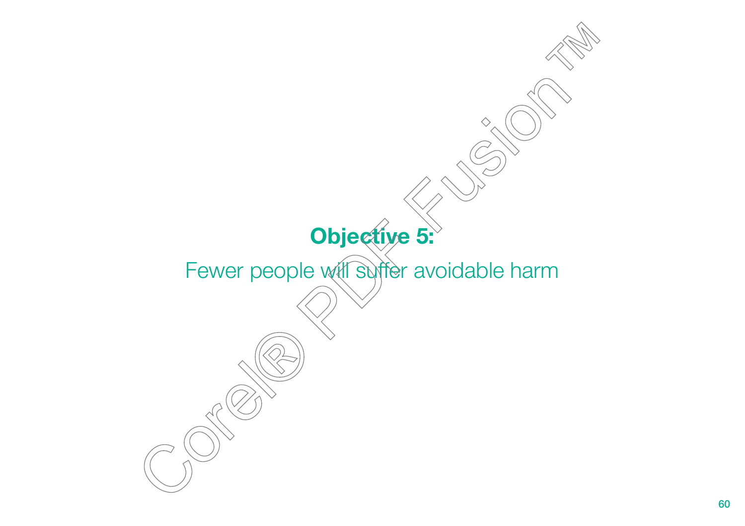# Objective 5:

Fewer people will suffer avoidable harm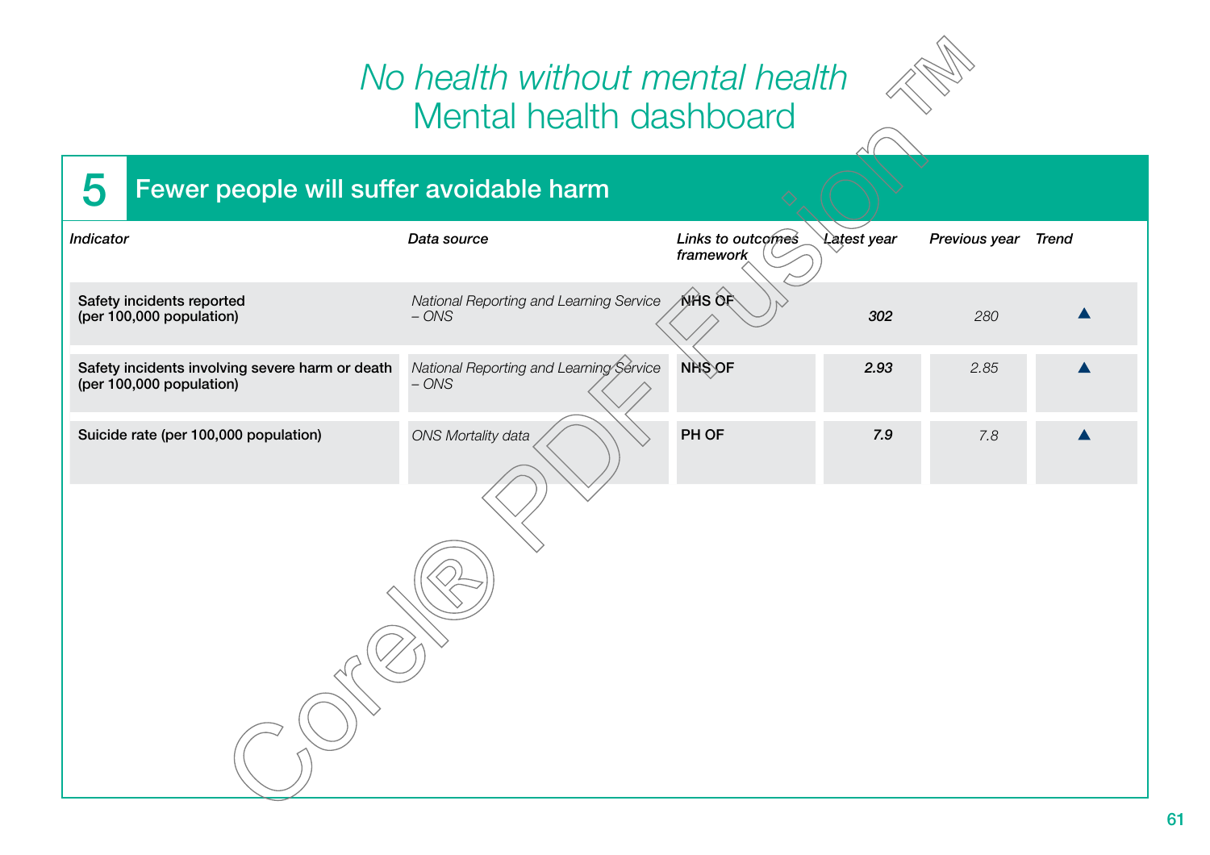# *No health without mental health*
# Mental health dashboard

## 5 Fewer people will suffer avoidable harm

| *Indicator* | *Data source* | *Links to outcomes framework* | *Latest year* | *Previous year* | *Trend* |
|---|---|---|---|---|---|
| Safety incidents reported (per 100,000 population) | *National Reporting and Learning Service – ONS* | NHS OF | ***302*** | *280* | ▲ |
| Safety incidents involving severe harm or death (per 100,000 population) | *National Reporting and Learning Service – ONS* | NHS OF | ***2.93*** | *2.85* | ▲ |
| Suicide rate (per 100,000 population) | *ONS Mortality data* | PH OF | ***7.9*** | *7.8* | ▲ |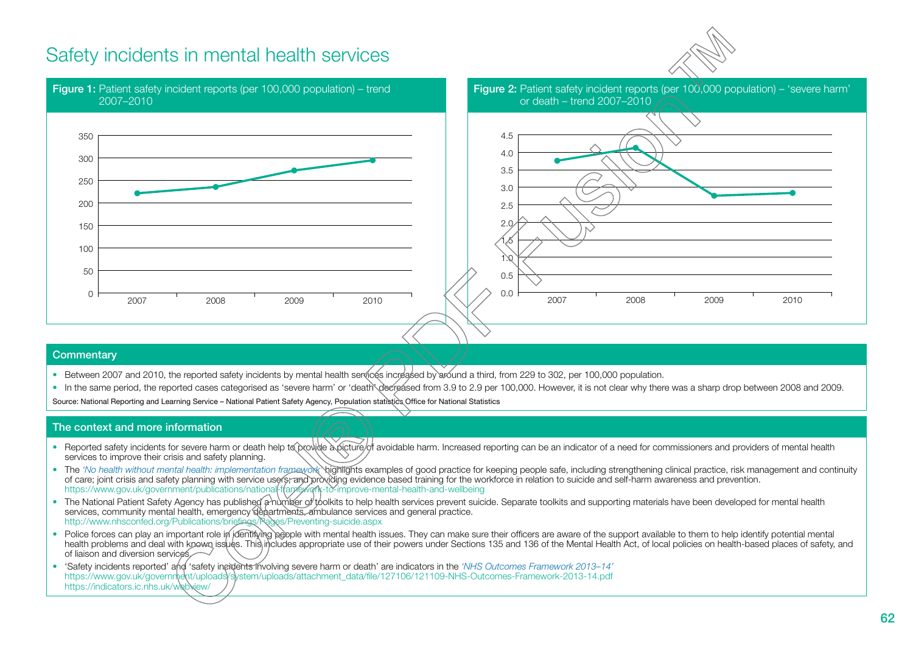# Safety incidents in mental health services

**Figure 1:** Patient safety incident reports (per 100,000 population) – trend 2007–2010

**Figure 2:** Patient safety incident reports (per 100,000 population) – 'severe harm' or death – trend 2007–2010

## Commentary

- Between 2007 and 2010, the reported safety incidents by mental health services increased by around a third, from 229 to 302, per 100,000 population.
- In the same period, the reported cases categorised as 'severe harm' or 'death' decreased from 3.9 to 2.9 per 100,000. However, it is not clear why there was a sharp drop between 2008 and 2009.

Source: National Reporting and Learning Service – National Patient Safety Agency, Population statistics Office for National Statistics

## The context and more information

- Reported safety incidents for severe harm or death help to provide a picture of avoidable harm. Increased reporting can be an indicator of a need for commissioners and providers of mental health services to improve their crisis and safety planning.
- The *'No health without mental health: implementation framework'* highlights examples of good practice for keeping people safe, including strengthening clinical practice, risk management and continuity of care; joint crisis and safety planning with service users; and providing evidence based training for the workforce in relation to suicide and self-harm awareness and prevention.
  https://www.gov.uk/government/publications/national-framework-to-improve-mental-health-and-wellbeing
- The National Patient Safety Agency has published a number of toolkits to help health services prevent suicide. Separate toolkits and supporting materials have been developed for mental health services, community mental health, emergency departments, ambulance services and general practice.
  http://www.nhsconfed.org/Publications/briefings/Pages/Preventing-suicide.aspx
- Police forces can play an important role in identifying people with mental health issues. They can make sure their officers are aware of the support available to them to help identify potential mental health problems and deal with known issues. This includes appropriate use of their powers under Sections 135 and 136 of the Mental Health Act, of local policies on health-based places of safety, and of liaison and diversion services.
- 'Safety incidents reported' and 'safety incidents involving severe harm or death' are indicators in the *'NHS Outcomes Framework 2013–14'*
  https://www.gov.uk/government/uploads/system/uploads/attachment_data/file/127106/121109-NHS-Outcomes-Framework-2013-14.pdf
  https://indicators.ic.nhs.uk/webview/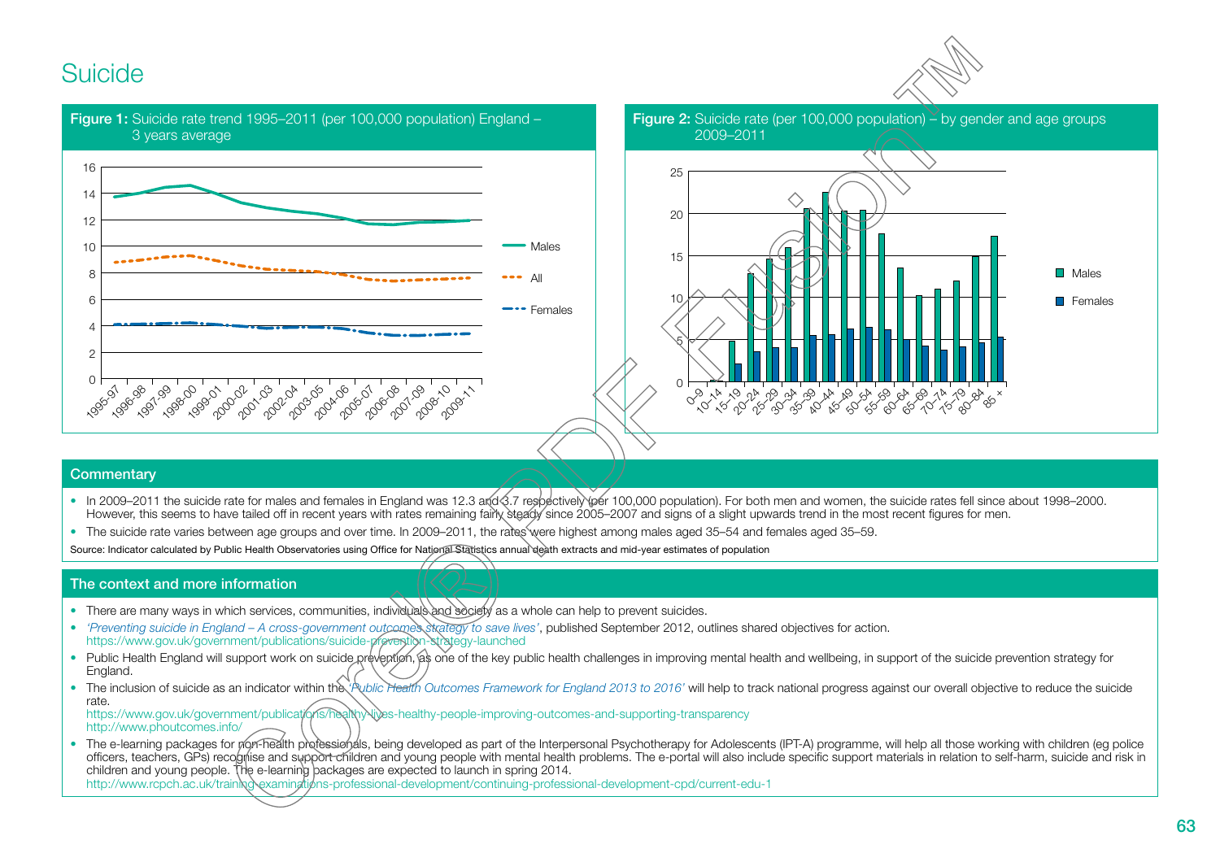# Suicide

**Figure 1:** Suicide rate trend 1995–2011 (per 100,000 population) England – 3 years average

**Figure 2:** Suicide rate (per 100,000 population) – by gender and age groups 2009–2011

## Commentary

- In 2009–2011 the suicide rate for males and females in England was 12.3 and 3.7 respectively (per 100,000 population). For both men and women, the suicide rates fell since about 1998–2000. However, this seems to have tailed off in recent years with rates remaining fairly steady since 2005–2007 and signs of a slight upwards trend in the most recent figures for men.
- The suicide rate varies between age groups and over time. In 2009–2011, the rates were highest among males aged 35–54 and females aged 35–59.

Source: Indicator calculated by Public Health Observatories using Office for National Statistics annual death extracts and mid-year estimates of population

## The context and more information

- There are many ways in which services, communities, individuals and society as a whole can help to prevent suicides.
- *'Preventing suicide in England – A cross-government outcomes strategy to save lives'*, published September 2012, outlines shared objectives for action.
  https://www.gov.uk/government/publications/suicide-prevention-strategy-launched
- Public Health England will support work on suicide prevention, as one of the key public health challenges in improving mental health and wellbeing, in support of the suicide prevention strategy for England.
- The inclusion of suicide as an indicator within the *'Public Health Outcomes Framework for England 2013 to 2016'* will help to track national progress against our overall objective to reduce the suicide rate.
  https://www.gov.uk/government/publications/healthy-lives-healthy-people-improving-outcomes-and-supporting-transparency
  http://www.phoutcomes.info/
- The e-learning packages for non-health professionals, being developed as part of the Interpersonal Psychotherapy for Adolescents (IPT-A) programme, will help all those working with children (eg police officers, teachers, GPs) recognise and support children and young people with mental health problems. The e-portal will also include specific support materials in relation to self-harm, suicide and risk in children and young people. The e-learning packages are expected to launch in spring 2014.
  http://www.rcpch.ac.uk/training-examinations-professional-development/continuing-professional-development-cpd/current-edu-1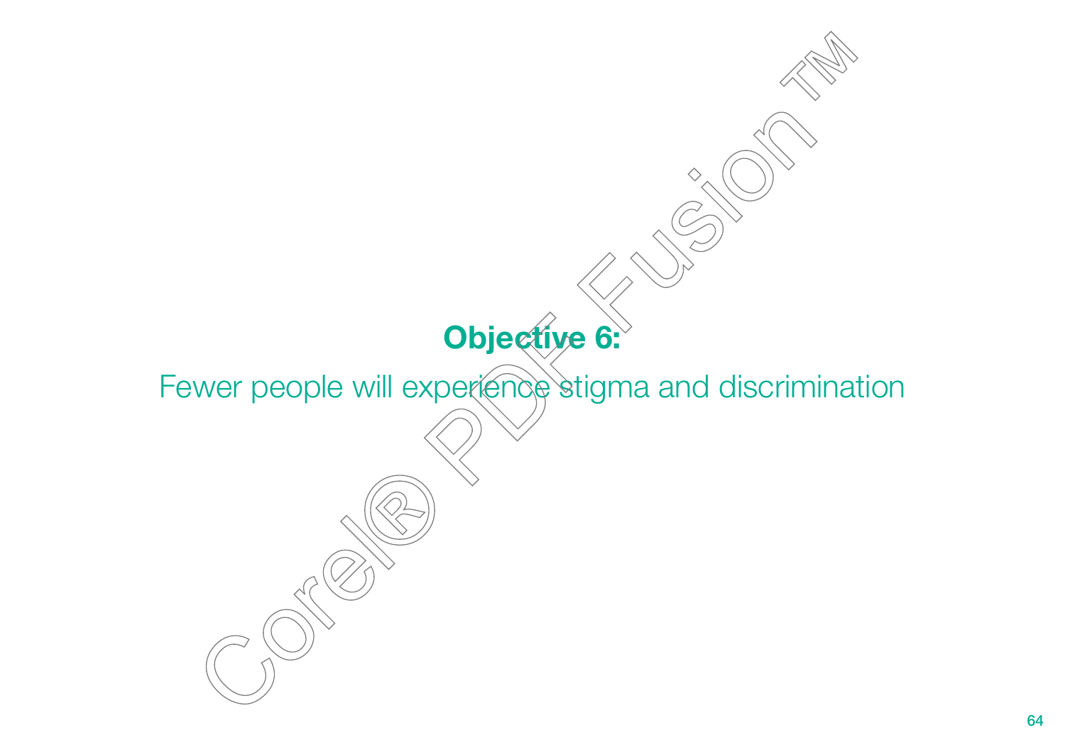## Objective 6:

Fewer people will experience stigma and discrimination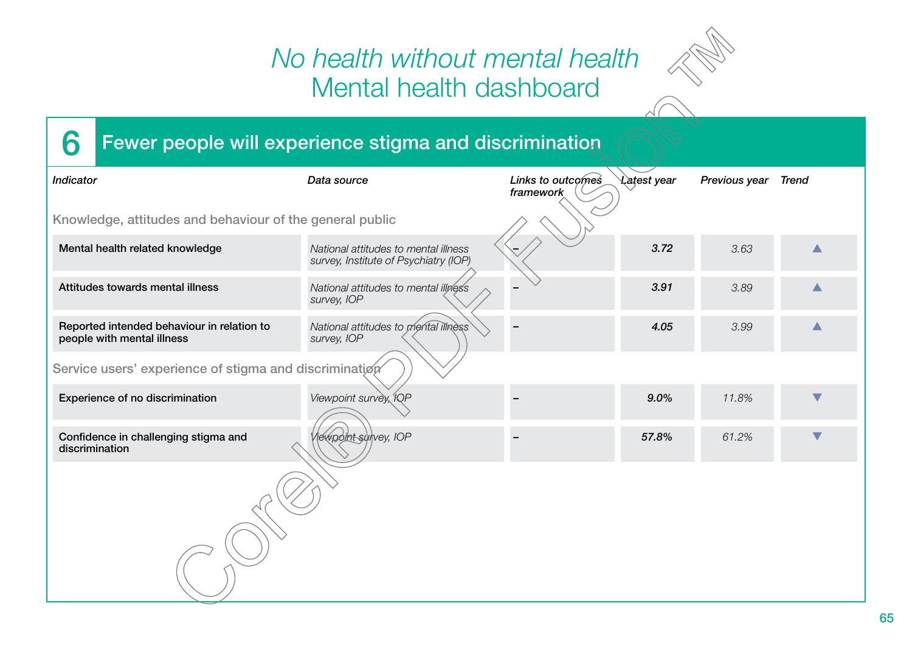# *No health without mental health*
# Mental health dashboard

## 6 Fewer people will experience stigma and discrimination

| *Indicator* | *Data source* | *Links to outcomes framework* | *Latest year* | *Previous year* | *Trend* |
|---|---|---|---|---|---|
| Knowledge, attitudes and behaviour of the general public | | | | | |
| Mental health related knowledge | *National attitudes to mental illness survey, Institute of Psychiatry (IOP)* | – | ***3.72*** | *3.63* | ▲ |
| Attitudes towards mental illness | *National attitudes to mental illness survey, IOP* | – | ***3.91*** | *3.89* | ▲ |
| Reported intended behaviour in relation to people with mental illness | *National attitudes to mental illness survey, IOP* | – | ***4.05*** | *3.99* | ▲ |
| Service users' experience of stigma and discrimination | | | | | |
| Experience of no discrimination | *Viewpoint survey, IOP* | – | ***9.0%*** | *11.8%* | ▼ |
| Confidence in challenging stigma and discrimination | *Viewpoint survey, IOP* | – | ***57.8%*** | *61.2%* | ▼ |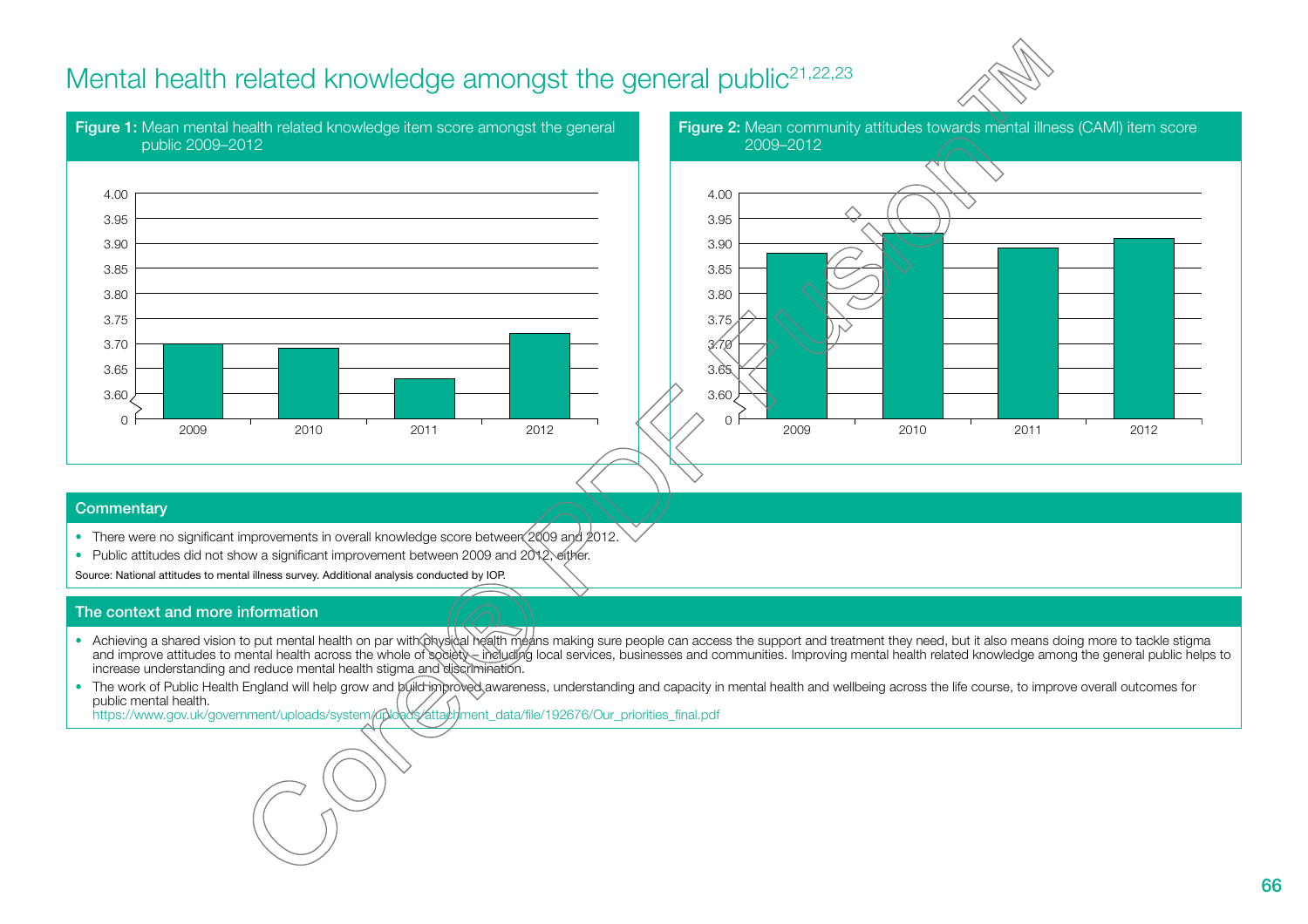# Mental health related knowledge amongst the general public[21,22,23]

**Figure 1:** Mean mental health related knowledge item score amongst the general public 2009–2012

**Figure 2:** Mean community attitudes towards mental illness (CAMI) item score 2009–2012

## Commentary

- There were no significant improvements in overall knowledge score between 2009 and 2012.
- Public attitudes did not show a significant improvement between 2009 and 2012, either.

Source: National attitudes to mental illness survey. Additional analysis conducted by IOP.

## The context and more information

- Achieving a shared vision to put mental health on par with physical health means making sure people can access the support and treatment they need, but it also means doing more to tackle stigma and improve attitudes to mental health across the whole of society – including local services, businesses and communities. Improving mental health related knowledge among the general public helps to increase understanding and reduce mental health stigma and discrimination.
- The work of Public Health England will help grow and build improved awareness, understanding and capacity in mental health and wellbeing across the life course, to improve overall outcomes for public mental health.
  https://www.gov.uk/government/uploads/system/uploads/attachment_data/file/192676/Our_priorities_final.pdf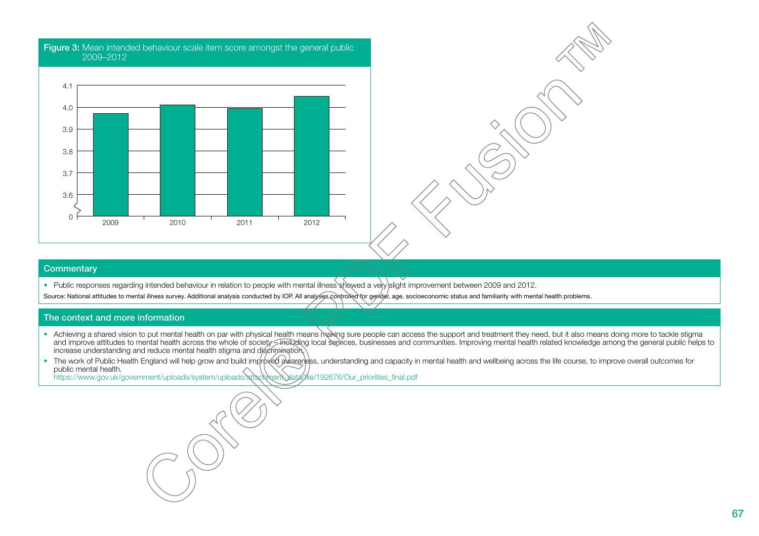**Figure 3:** Mean intended behaviour scale item score amongst the general public 2009–2012

## Commentary

- Public responses regarding intended behaviour in relation to people with mental illness showed a very slight improvement between 2009 and 2012.

Source: National attitudes to mental illness survey. Additional analysis conducted by IOP. All analyses controlled for gender, age, socioeconomic status and familiarity with mental health problems.

## The context and more information

- Achieving a shared vision to put mental health on par with physical health means making sure people can access the support and treatment they need, but it also means doing more to tackle stigma and improve attitudes to mental health across the whole of society – including local services, businesses and communities. Improving mental health related knowledge among the general public helps to increase understanding and reduce mental health stigma and discrimination.
- The work of Public Health England will help grow and build improved awareness, understanding and capacity in mental health and wellbeing across the life course, to improve overall outcomes for public mental health.
  https://www.gov.uk/government/uploads/system/uploads/attachment_data/file/192676/Our_priorities_final.pdf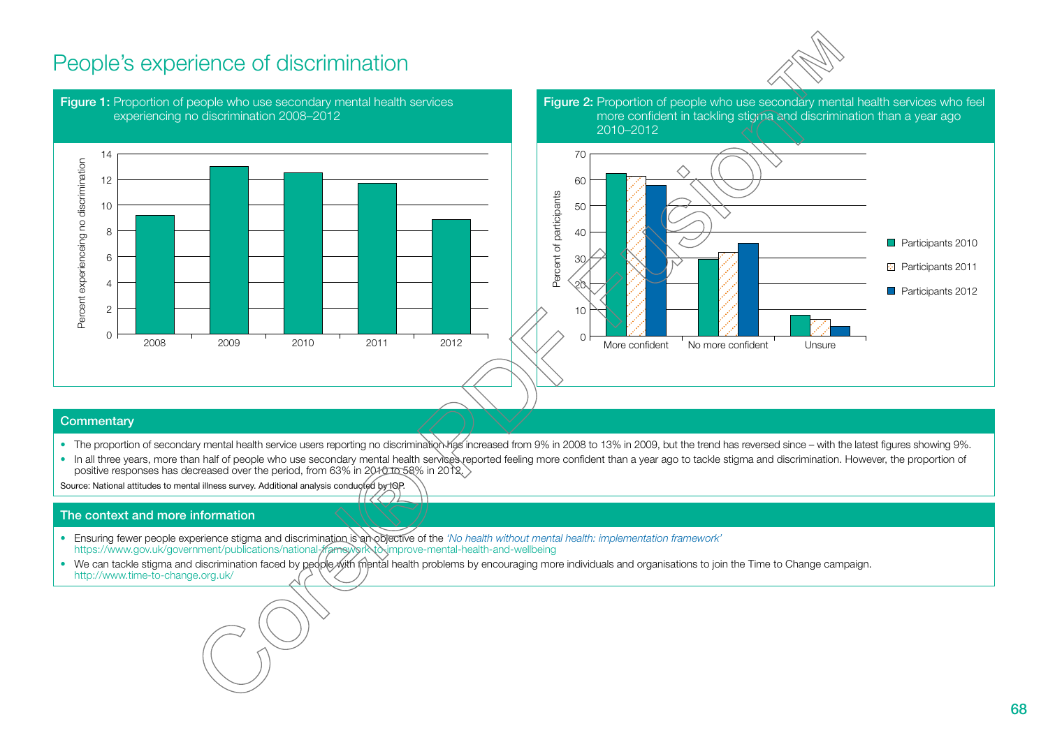# People's experience of discrimination

**Figure 1:** Proportion of people who use secondary mental health services experiencing no discrimination 2008–2012

**Figure 2:** Proportion of people who use secondary mental health services who feel more confident in tackling stigma and discrimination than a year ago 2010–2012

## Commentary

- The proportion of secondary mental health service users reporting no discrimination has increased from 9% in 2008 to 13% in 2009, but the trend has reversed since – with the latest figures showing 9%.
- In all three years, more than half of people who use secondary mental health services reported feeling more confident than a year ago to tackle stigma and discrimination. However, the proportion of positive responses has decreased over the period, from 63% in 2010 to 58% in 2012.

Source: National attitudes to mental illness survey. Additional analysis conducted by IOP.

## The context and more information

- Ensuring fewer people experience stigma and discrimination is an objective of the *'No health without mental health: implementation framework'* https://www.gov.uk/government/publications/national-framework-to-improve-mental-health-and-wellbeing
- We can tackle stigma and discrimination faced by people with mental health problems by encouraging more individuals and organisations to join the Time to Change campaign. http://www.time-to-change.org.uk/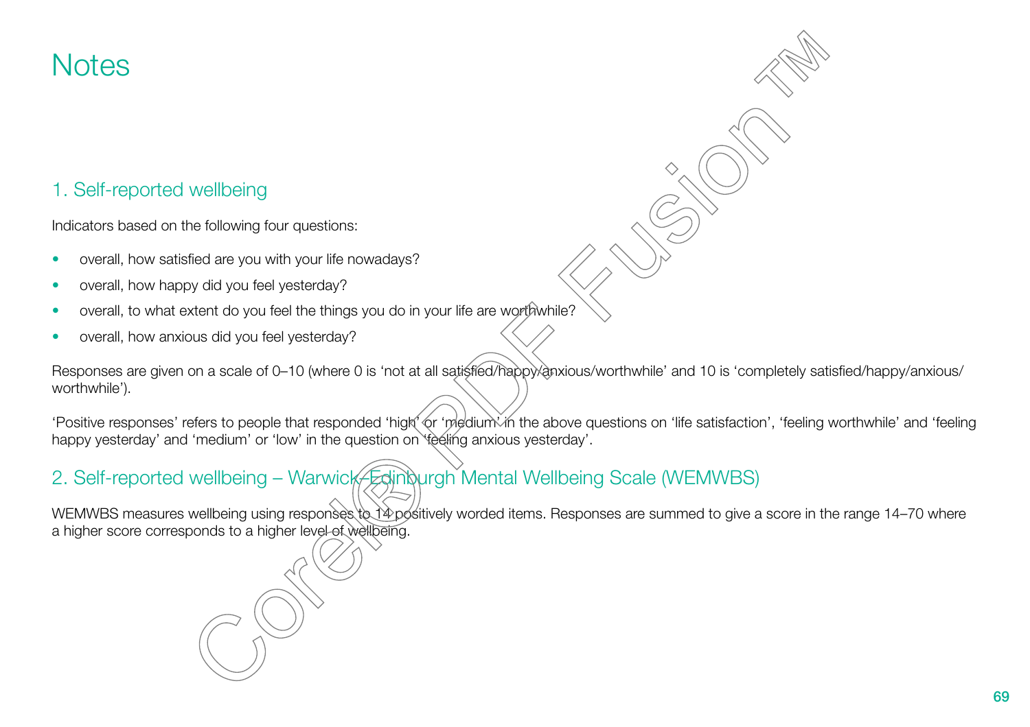# Notes

## 1. Self-reported wellbeing

Indicators based on the following four questions:

- overall, how satisfied are you with your life nowadays?
- overall, how happy did you feel yesterday?
- overall, to what extent do you feel the things you do in your life are worthwhile?
- overall, how anxious did you feel yesterday?

Responses are given on a scale of 0–10 (where 0 is 'not at all satisfied/happy/anxious/worthwhile' and 10 is 'completely satisfied/happy/anxious/worthwhile').

'Positive responses' refers to people that responded 'high' or 'medium' in the above questions on 'life satisfaction', 'feeling worthwhile' and 'feeling happy yesterday' and 'medium' or 'low' in the question on 'feeling anxious yesterday'.

## 2. Self-reported wellbeing – Warwick-Edinburgh Mental Wellbeing Scale (WEMWBS)

WEMWBS measures wellbeing using responses to 14 positively worded items. Responses are summed to give a score in the range 14–70 where a higher score corresponds to a higher level of wellbeing.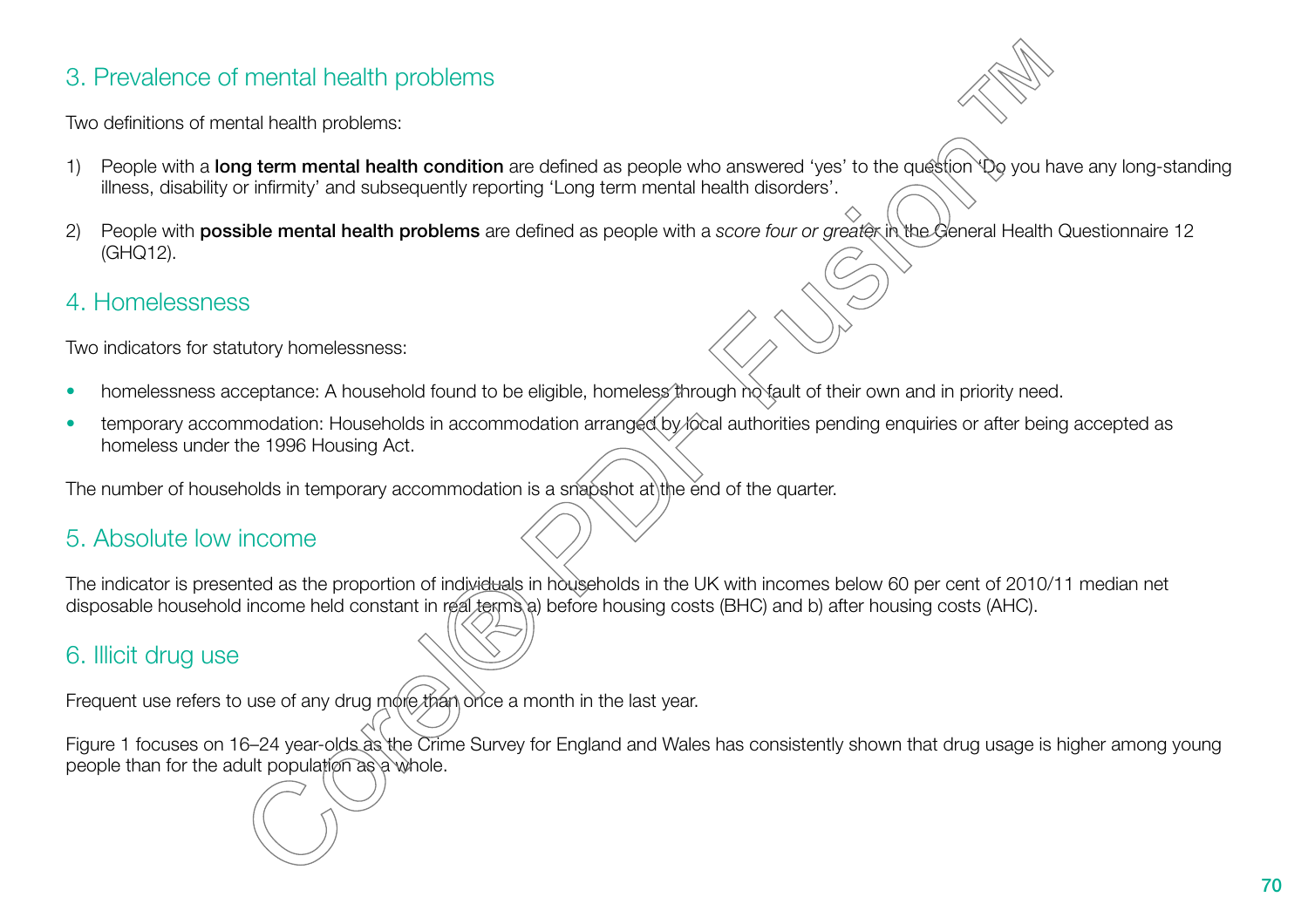## 3. Prevalence of mental health problems

Two definitions of mental health problems:

1) People with a **long term mental health condition** are defined as people who answered 'yes' to the question 'Do you have any long-standing illness, disability or infirmity' and subsequently reporting 'Long term mental health disorders'.

2) People with **possible mental health problems** are defined as people with a *score four or greater* in the General Health Questionnaire 12 (GHQ12).

## 4. Homelessness

Two indicators for statutory homelessness:

- homelessness acceptance: A household found to be eligible, homeless through no fault of their own and in priority need.
- temporary accommodation: Households in accommodation arranged by local authorities pending enquiries or after being accepted as homeless under the 1996 Housing Act.

The number of households in temporary accommodation is a snapshot at the end of the quarter.

## 5. Absolute low income

The indicator is presented as the proportion of individuals in households in the UK with incomes below 60 per cent of 2010/11 median net disposable household income held constant in real terms a) before housing costs (BHC) and b) after housing costs (AHC).

## 6. Illicit drug use

Frequent use refers to use of any drug more than once a month in the last year.

Figure 1 focuses on 16–24 year-olds as the Crime Survey for England and Wales has consistently shown that drug usage is higher among young people than for the adult population as a whole.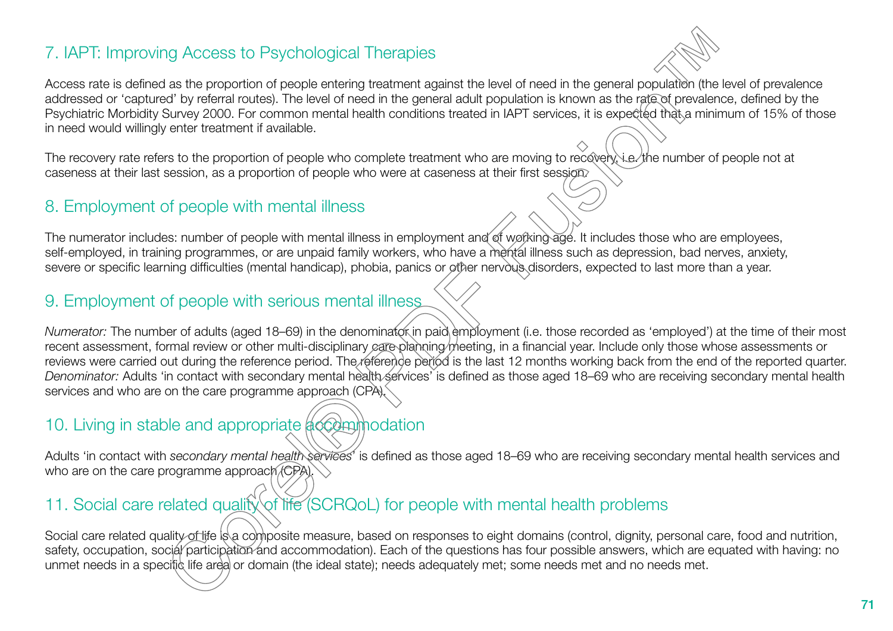## 7. IAPT: Improving Access to Psychological Therapies

Access rate is defined as the proportion of people entering treatment against the level of need in the general population (the level of prevalence addressed or 'captured' by referral routes). The level of need in the general adult population is known as the rate of prevalence, defined by the Psychiatric Morbidity Survey 2000. For common mental health conditions treated in IAPT services, it is expected that a minimum of 15% of those in need would willingly enter treatment if available.

The recovery rate refers to the proportion of people who complete treatment who are moving to recovery, i.e. the number of people not at caseness at their last session, as a proportion of people who were at caseness at their first session.

## 8. Employment of people with mental illness

The numerator includes: number of people with mental illness in employment and of working age. It includes those who are employees, self-employed, in training programmes, or are unpaid family workers, who have a mental illness such as depression, bad nerves, anxiety, severe or specific learning difficulties (mental handicap), phobia, panics or other nervous disorders, expected to last more than a year.

## 9. Employment of people with serious mental illness

*Numerator:* The number of adults (aged 18–69) in the denominator in paid employment (i.e. those recorded as 'employed') at the time of their most recent assessment, formal review or other multi-disciplinary care planning meeting, in a financial year. Include only those whose assessments or reviews were carried out during the reference period. The reference period is the last 12 months working back from the end of the reported quarter. *Denominator:* Adults 'in contact with secondary mental health services' is defined as those aged 18–69 who are receiving secondary mental health services and who are on the care programme approach (CPA).

## 10. Living in stable and appropriate accommodation

Adults 'in contact with *secondary mental health services*' is defined as those aged 18–69 who are receiving secondary mental health services and who are on the care programme approach (CPA).

## 11. Social care related quality of life (SCRQoL) for people with mental health problems

Social care related quality of life is a composite measure, based on responses to eight domains (control, dignity, personal care, food and nutrition, safety, occupation, social participation and accommodation). Each of the questions has four possible answers, which are equated with having: no unmet needs in a specific life area or domain (the ideal state); needs adequately met; some needs met and no needs met.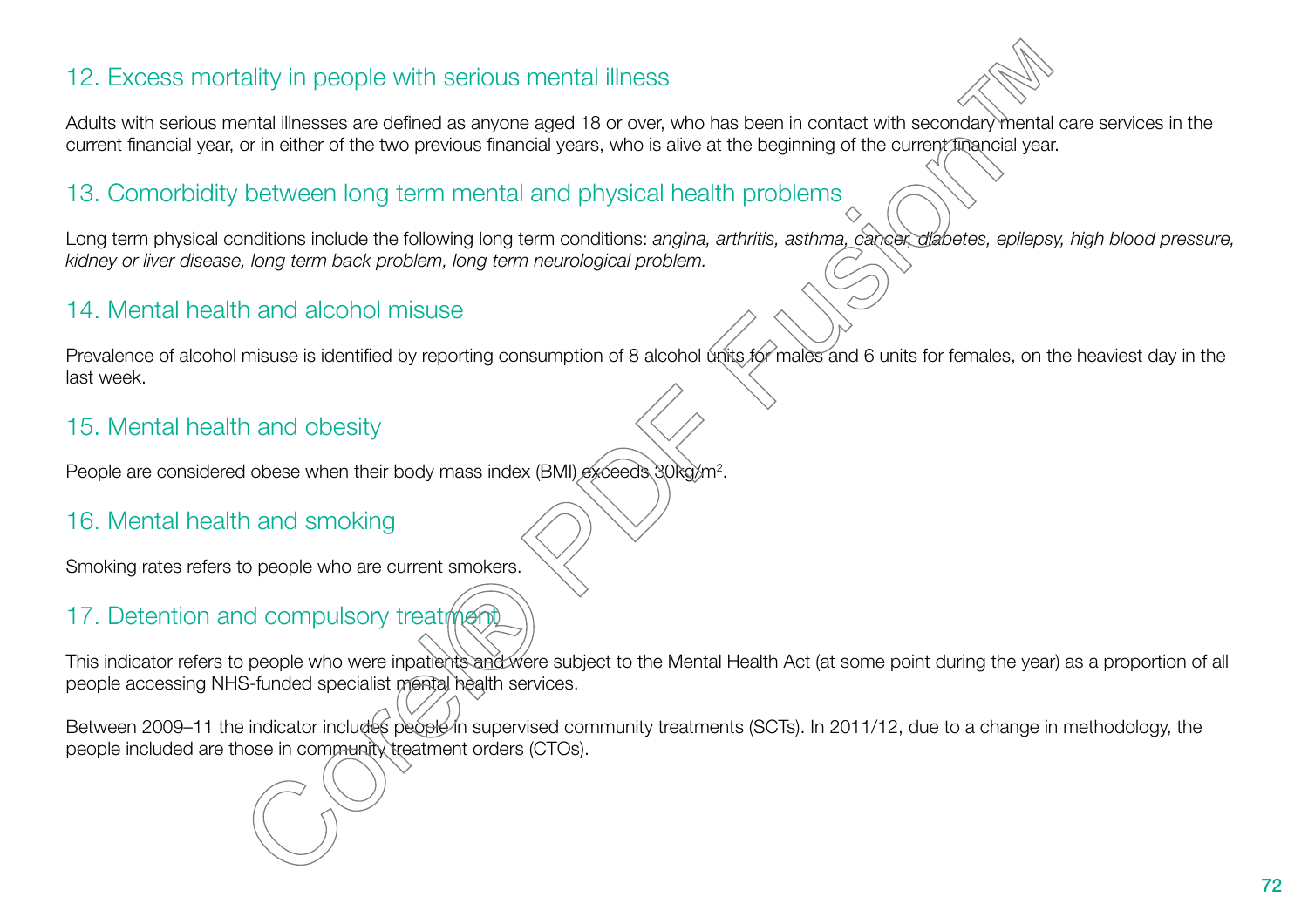## 12. Excess mortality in people with serious mental illness

Adults with serious mental illnesses are defined as anyone aged 18 or over, who has been in contact with secondary mental care services in the current financial year, or in either of the two previous financial years, who is alive at the beginning of the current financial year.

## 13. Comorbidity between long term mental and physical health problems

Long term physical conditions include the following long term conditions: *angina, arthritis, asthma, cancer, diabetes, epilepsy, high blood pressure, kidney or liver disease, long term back problem, long term neurological problem.*

## 14. Mental health and alcohol misuse

Prevalence of alcohol misuse is identified by reporting consumption of 8 alcohol units for males and 6 units for females, on the heaviest day in the last week.

## 15. Mental health and obesity

People are considered obese when their body mass index (BMI) exceeds 30kg/m$^2$.

## 16. Mental health and smoking

Smoking rates refers to people who are current smokers.

## 17. Detention and compulsory treatment

This indicator refers to people who were inpatients and were subject to the Mental Health Act (at some point during the year) as a proportion of all people accessing NHS-funded specialist mental health services.

Between 2009–11 the indicator includes people in supervised community treatments (SCTs). In 2011/12, due to a change in methodology, the people included are those in community treatment orders (CTOs).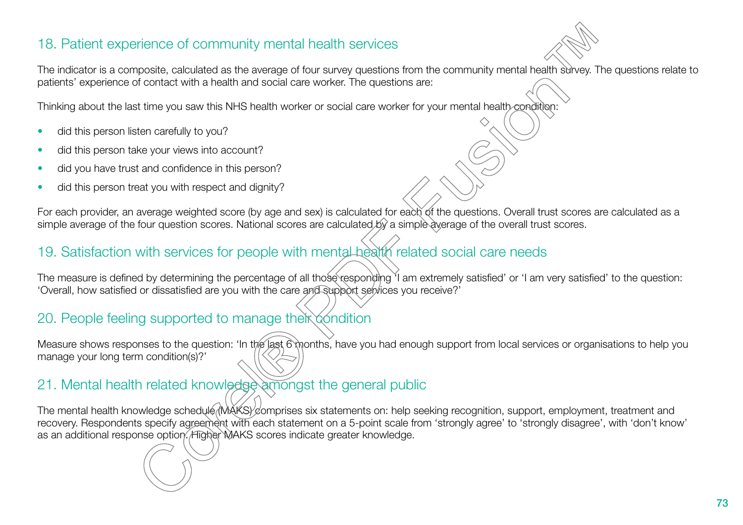## 18. Patient experience of community mental health services

The indicator is a composite, calculated as the average of four survey questions from the community mental health survey. The questions relate to patients' experience of contact with a health and social care worker. The questions are:

Thinking about the last time you saw this NHS health worker or social care worker for your mental health condition:

- did this person listen carefully to you?
- did this person take your views into account?
- did you have trust and confidence in this person?
- did this person treat you with respect and dignity?

For each provider, an average weighted score (by age and sex) is calculated for each of the questions. Overall trust scores are calculated as a simple average of the four question scores. National scores are calculated by a simple average of the overall trust scores.

## 19. Satisfaction with services for people with mental health related social care needs

The measure is defined by determining the percentage of all those responding 'I am extremely satisfied' or 'I am very satisfied' to the question: 'Overall, how satisfied or dissatisfied are you with the care and support services you receive?'

## 20. People feeling supported to manage their condition

Measure shows responses to the question: 'In the last 6 months, have you had enough support from local services or organisations to help you manage your long term condition(s)?'

## 21. Mental health related knowledge amongst the general public

The mental health knowledge schedule (MAKS) comprises six statements on: help seeking recognition, support, employment, treatment and recovery. Respondents specify agreement with each statement on a 5-point scale from 'strongly agree' to 'strongly disagree', with 'don't know' as an additional response option. Higher MAKS scores indicate greater knowledge.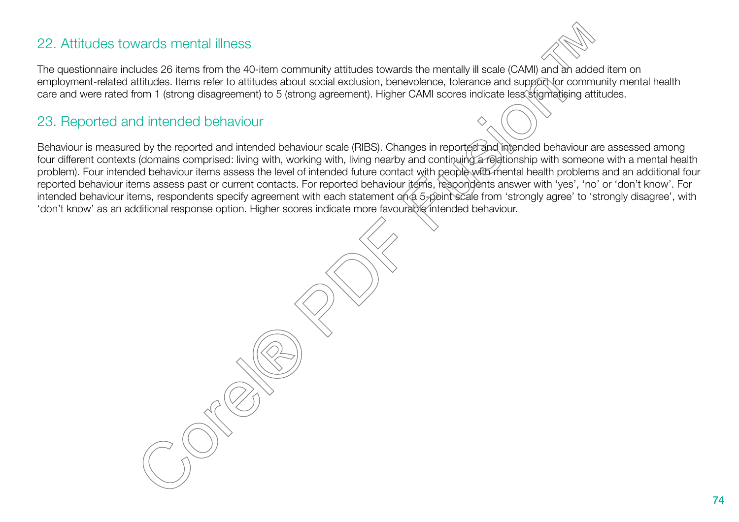## 22. Attitudes towards mental illness

The questionnaire includes 26 items from the 40-item community attitudes towards the mentally ill scale (CAMI) and an added item on employment-related attitudes. Items refer to attitudes about social exclusion, benevolence, tolerance and support for community mental health care and were rated from 1 (strong disagreement) to 5 (strong agreement). Higher CAMI scores indicate less stigmatising attitudes.

## 23. Reported and intended behaviour

Behaviour is measured by the reported and intended behaviour scale (RIBS). Changes in reported and intended behaviour are assessed among four different contexts (domains comprised: living with, working with, living nearby and continuing a relationship with someone with a mental health problem). Four intended behaviour items assess the level of intended future contact with people with mental health problems and an additional four reported behaviour items assess past or current contacts. For reported behaviour items, respondents answer with 'yes', 'no' or 'don't know'. For intended behaviour items, respondents specify agreement with each statement on a 5-point scale from 'strongly agree' to 'strongly disagree', with 'don't know' as an additional response option. Higher scores indicate more favourable intended behaviour.